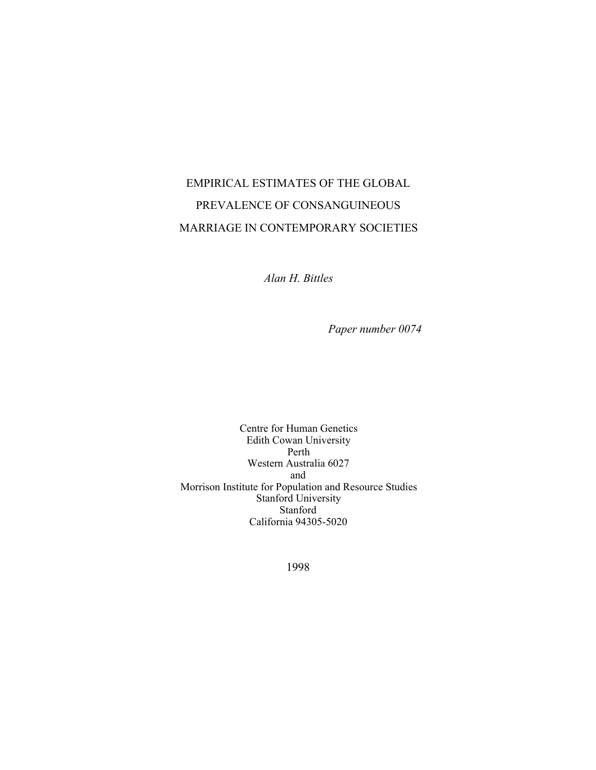# EMPIRICAL ESTIMATES OF THE GLOBAL PREVALENCE OF CONSANGUINEOUS MARRIAGE IN CONTEMPORARY SOCIETIES

*Alan H. Bittles*

*Paper number 0074*

Centre for Human Genetics
Edith Cowan University
Perth
Western Australia 6027
and
Morrison Institute for Population and Resource Studies
Stanford University
Stanford
California 94305-5020

1998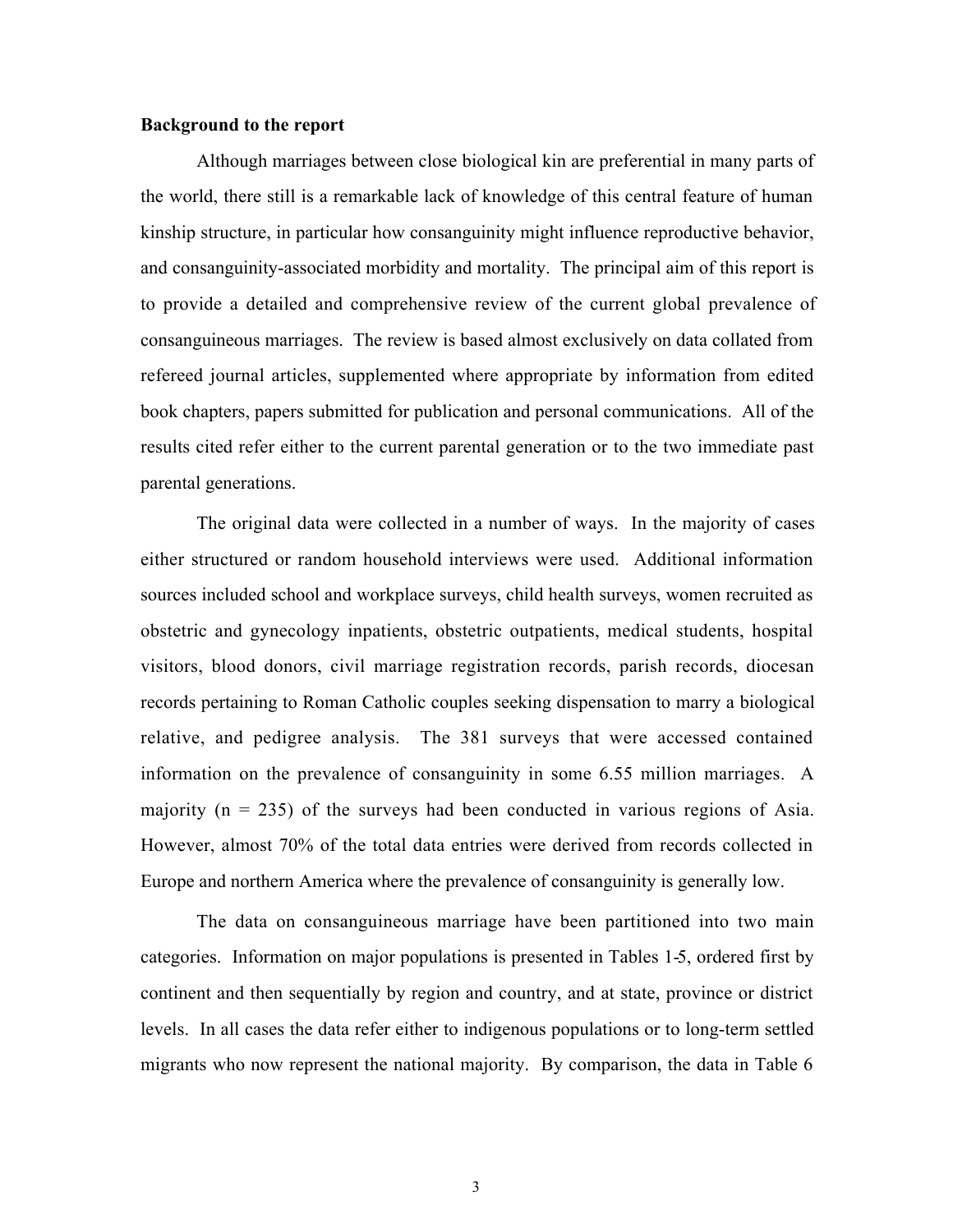**Background to the report**

Although marriages between close biological kin are preferential in many parts of the world, there still is a remarkable lack of knowledge of this central feature of human kinship structure, in particular how consanguinity might influence reproductive behavior, and consanguinity-associated morbidity and mortality. The principal aim of this report is to provide a detailed and comprehensive review of the current global prevalence of consanguineous marriages. The review is based almost exclusively on data collated from refereed journal articles, supplemented where appropriate by information from edited book chapters, papers submitted for publication and personal communications. All of the results cited refer either to the current parental generation or to the two immediate past parental generations.

The original data were collected in a number of ways. In the majority of cases either structured or random household interviews were used. Additional information sources included school and workplace surveys, child health surveys, women recruited as obstetric and gynecology inpatients, obstetric outpatients, medical students, hospital visitors, blood donors, civil marriage registration records, parish records, diocesan records pertaining to Roman Catholic couples seeking dispensation to marry a biological relative, and pedigree analysis. The 381 surveys that were accessed contained information on the prevalence of consanguinity in some 6.55 million marriages. A majority (n = 235) of the surveys had been conducted in various regions of Asia. However, almost 70% of the total data entries were derived from records collected in Europe and northern America where the prevalence of consanguinity is generally low.

The data on consanguineous marriage have been partitioned into two main categories. Information on major populations is presented in Tables 1-5, ordered first by continent and then sequentially by region and country, and at state, province or district levels. In all cases the data refer either to indigenous populations or to long-term settled migrants who now represent the national majority. By comparison, the data in Table 6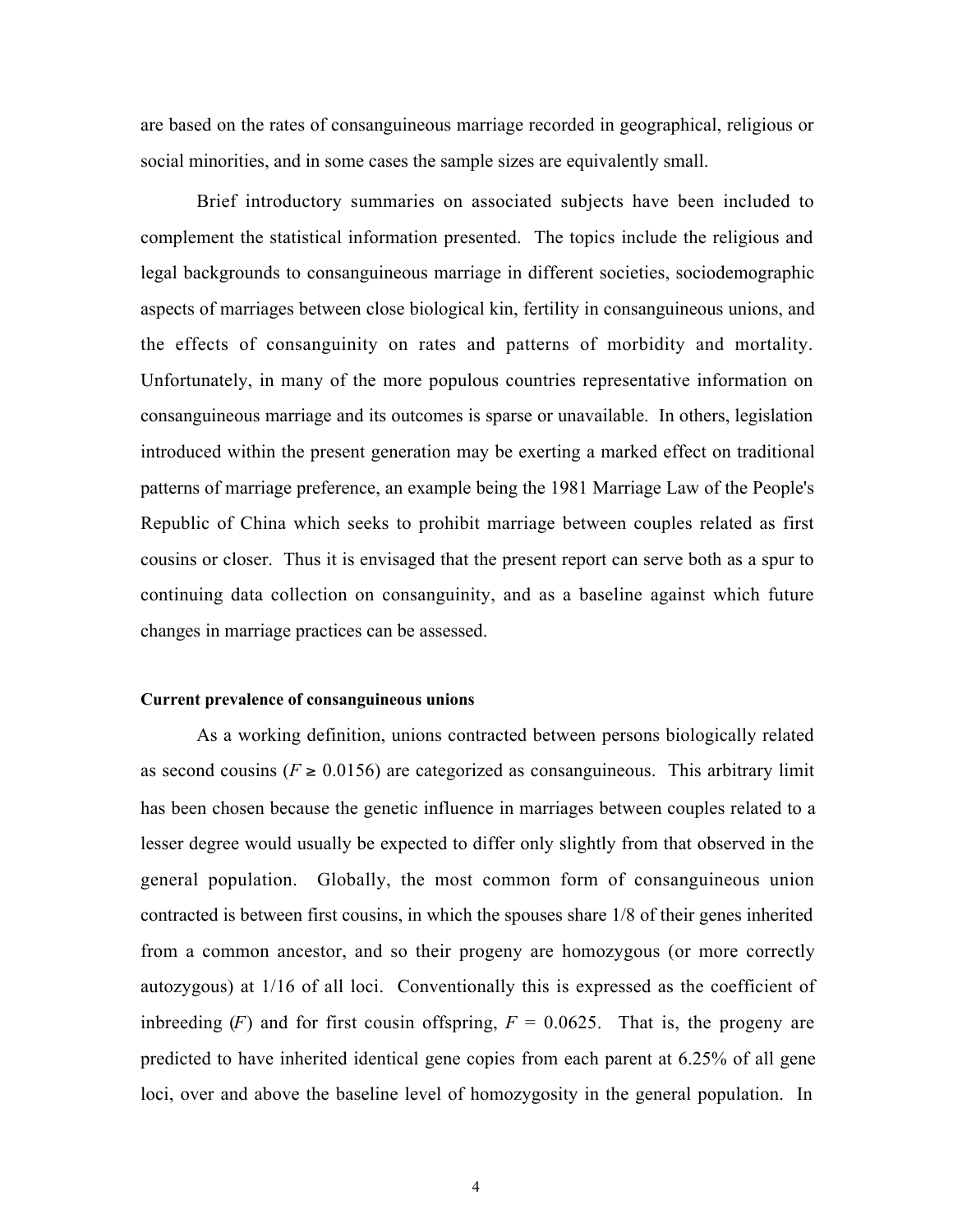are based on the rates of consanguineous marriage recorded in geographical, religious or social minorities, and in some cases the sample sizes are equivalently small.

Brief introductory summaries on associated subjects have been included to complement the statistical information presented. The topics include the religious and legal backgrounds to consanguineous marriage in different societies, sociodemographic aspects of marriages between close biological kin, fertility in consanguineous unions, and the effects of consanguinity on rates and patterns of morbidity and mortality. Unfortunately, in many of the more populous countries representative information on consanguineous marriage and its outcomes is sparse or unavailable. In others, legislation introduced within the present generation may be exerting a marked effect on traditional patterns of marriage preference, an example being the 1981 Marriage Law of the People's Republic of China which seeks to prohibit marriage between couples related as first cousins or closer. Thus it is envisaged that the present report can serve both as a spur to continuing data collection on consanguinity, and as a baseline against which future changes in marriage practices can be assessed.

**Current prevalence of consanguineous unions**

As a working definition, unions contracted between persons biologically related as second cousins ($F \geq 0.0156$) are categorized as consanguineous. This arbitrary limit has been chosen because the genetic influence in marriages between couples related to a lesser degree would usually be expected to differ only slightly from that observed in the general population. Globally, the most common form of consanguineous union contracted is between first cousins, in which the spouses share 1/8 of their genes inherited from a common ancestor, and so their progeny are homozygous (or more correctly autozygous) at 1/16 of all loci. Conventionally this is expressed as the coefficient of inbreeding ($F$) and for first cousin offspring, $F = 0.0625$. That is, the progeny are predicted to have inherited identical gene copies from each parent at 6.25% of all gene loci, over and above the baseline level of homozygosity in the general population. In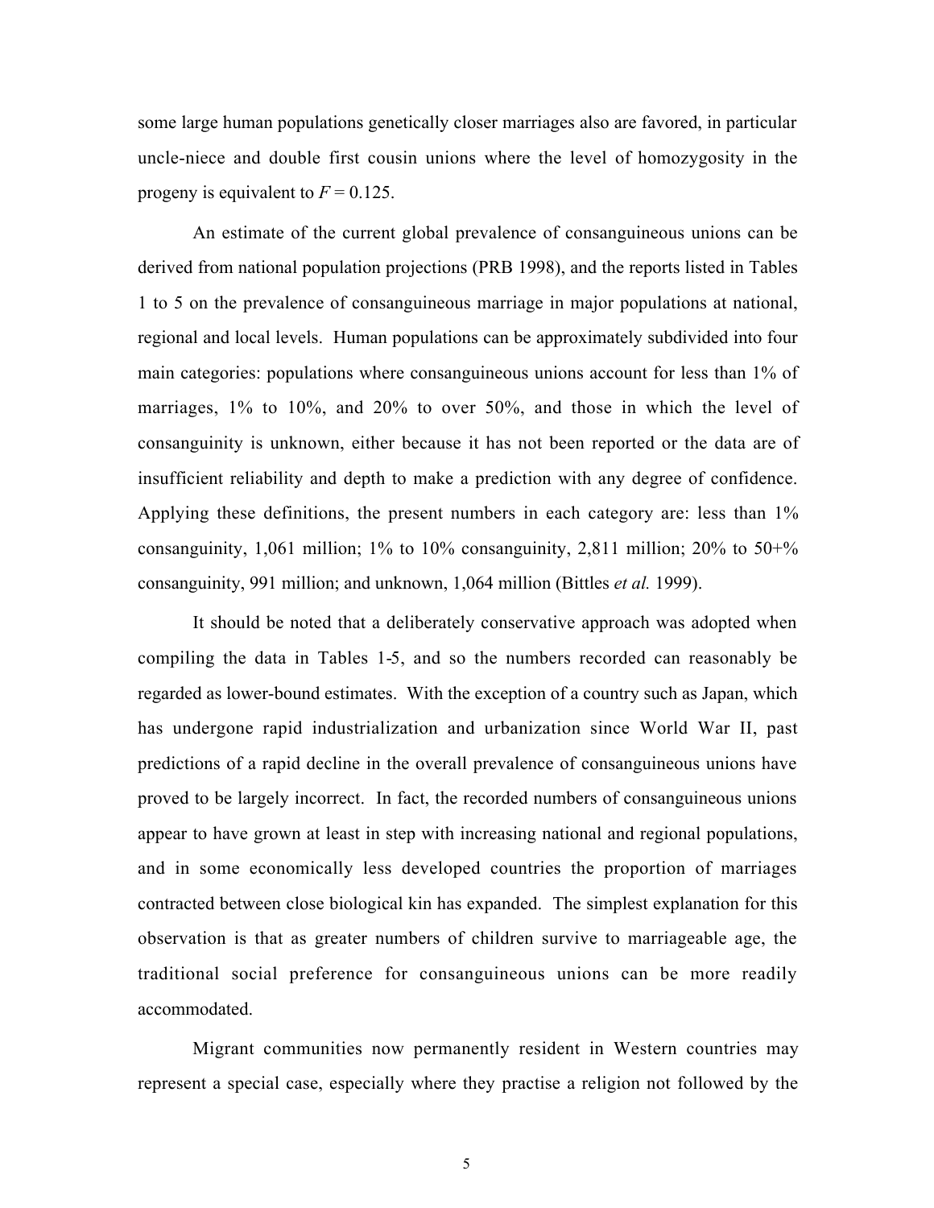some large human populations genetically closer marriages also are favored, in particular uncle-niece and double first cousin unions where the level of homozygosity in the progeny is equivalent to $F = 0.125$.

An estimate of the current global prevalence of consanguineous unions can be derived from national population projections (PRB 1998), and the reports listed in Tables 1 to 5 on the prevalence of consanguineous marriage in major populations at national, regional and local levels. Human populations can be approximately subdivided into four main categories: populations where consanguineous unions account for less than 1% of marriages, 1% to 10%, and 20% to over 50%, and those in which the level of consanguinity is unknown, either because it has not been reported or the data are of insufficient reliability and depth to make a prediction with any degree of confidence. Applying these definitions, the present numbers in each category are: less than 1% consanguinity, 1,061 million; 1% to 10% consanguinity, 2,811 million; 20% to 50+% consanguinity, 991 million; and unknown, 1,064 million (Bittles *et al.* 1999).

It should be noted that a deliberately conservative approach was adopted when compiling the data in Tables 1-5, and so the numbers recorded can reasonably be regarded as lower-bound estimates. With the exception of a country such as Japan, which has undergone rapid industrialization and urbanization since World War II, past predictions of a rapid decline in the overall prevalence of consanguineous unions have proved to be largely incorrect. In fact, the recorded numbers of consanguineous unions appear to have grown at least in step with increasing national and regional populations, and in some economically less developed countries the proportion of marriages contracted between close biological kin has expanded. The simplest explanation for this observation is that as greater numbers of children survive to marriageable age, the traditional social preference for consanguineous unions can be more readily accommodated.

Migrant communities now permanently resident in Western countries may represent a special case, especially where they practise a religion not followed by the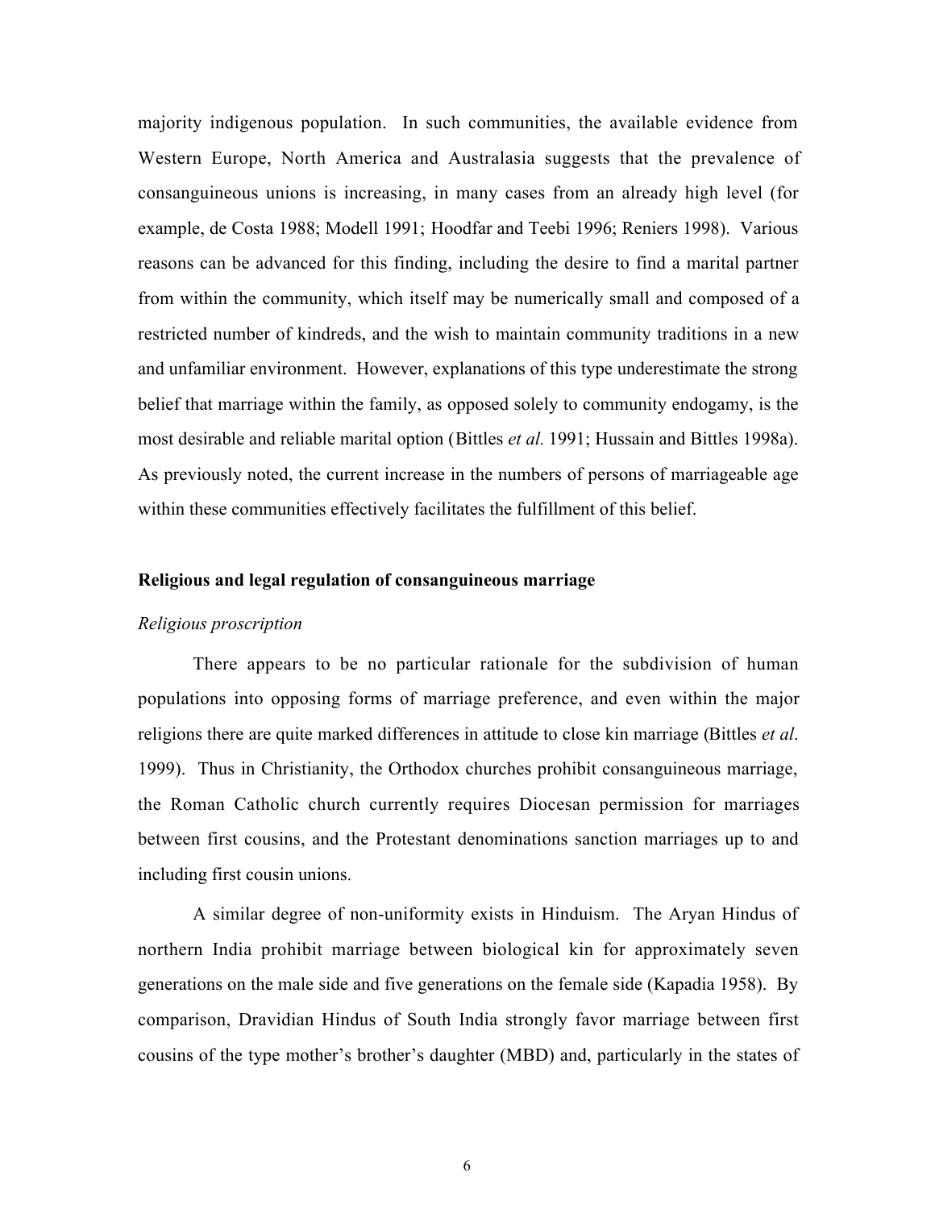majority indigenous population. In such communities, the available evidence from Western Europe, North America and Australasia suggests that the prevalence of consanguineous unions is increasing, in many cases from an already high level (for example, de Costa 1988; Modell 1991; Hoodfar and Teebi 1996; Reniers 1998). Various reasons can be advanced for this finding, including the desire to find a marital partner from within the community, which itself may be numerically small and composed of a restricted number of kindreds, and the wish to maintain community traditions in a new and unfamiliar environment. However, explanations of this type underestimate the strong belief that marriage within the family, as opposed solely to community endogamy, is the most desirable and reliable marital option (Bittles *et al.* 1991; Hussain and Bittles 1998a). As previously noted, the current increase in the numbers of persons of marriageable age within these communities effectively facilitates the fulfillment of this belief.

## Religious and legal regulation of consanguineous marriage

### *Religious proscription*

There appears to be no particular rationale for the subdivision of human populations into opposing forms of marriage preference, and even within the major religions there are quite marked differences in attitude to close kin marriage (Bittles *et al*. 1999). Thus in Christianity, the Orthodox churches prohibit consanguineous marriage, the Roman Catholic church currently requires Diocesan permission for marriages between first cousins, and the Protestant denominations sanction marriages up to and including first cousin unions.

A similar degree of non-uniformity exists in Hinduism. The Aryan Hindus of northern India prohibit marriage between biological kin for approximately seven generations on the male side and five generations on the female side (Kapadia 1958). By comparison, Dravidian Hindus of South India strongly favor marriage between first cousins of the type mother's brother's daughter (MBD) and, particularly in the states of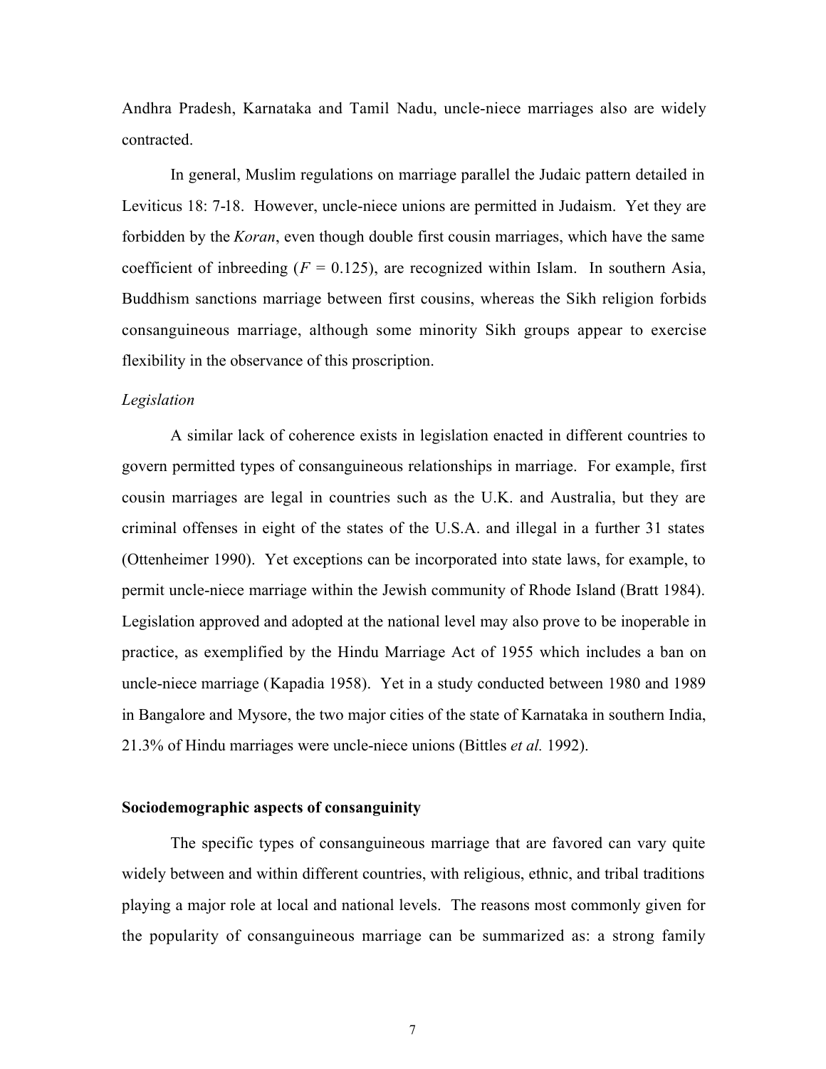Andhra Pradesh, Karnataka and Tamil Nadu, uncle-niece marriages also are widely contracted.

In general, Muslim regulations on marriage parallel the Judaic pattern detailed in Leviticus 18: 7-18. However, uncle-niece unions are permitted in Judaism. Yet they are forbidden by the *Koran*, even though double first cousin marriages, which have the same coefficient of inbreeding ($F = 0.125$), are recognized within Islam. In southern Asia, Buddhism sanctions marriage between first cousins, whereas the Sikh religion forbids consanguineous marriage, although some minority Sikh groups appear to exercise flexibility in the observance of this proscription.

*Legislation*

A similar lack of coherence exists in legislation enacted in different countries to govern permitted types of consanguineous relationships in marriage. For example, first cousin marriages are legal in countries such as the U.K. and Australia, but they are criminal offenses in eight of the states of the U.S.A. and illegal in a further 31 states (Ottenheimer 1990). Yet exceptions can be incorporated into state laws, for example, to permit uncle-niece marriage within the Jewish community of Rhode Island (Bratt 1984). Legislation approved and adopted at the national level may also prove to be inoperable in practice, as exemplified by the Hindu Marriage Act of 1955 which includes a ban on uncle-niece marriage (Kapadia 1958). Yet in a study conducted between 1980 and 1989 in Bangalore and Mysore, the two major cities of the state of Karnataka in southern India, 21.3% of Hindu marriages were uncle-niece unions (Bittles *et al.* 1992).

**Sociodemographic aspects of consanguinity**

The specific types of consanguineous marriage that are favored can vary quite widely between and within different countries, with religious, ethnic, and tribal traditions playing a major role at local and national levels. The reasons most commonly given for the popularity of consanguineous marriage can be summarized as: a strong family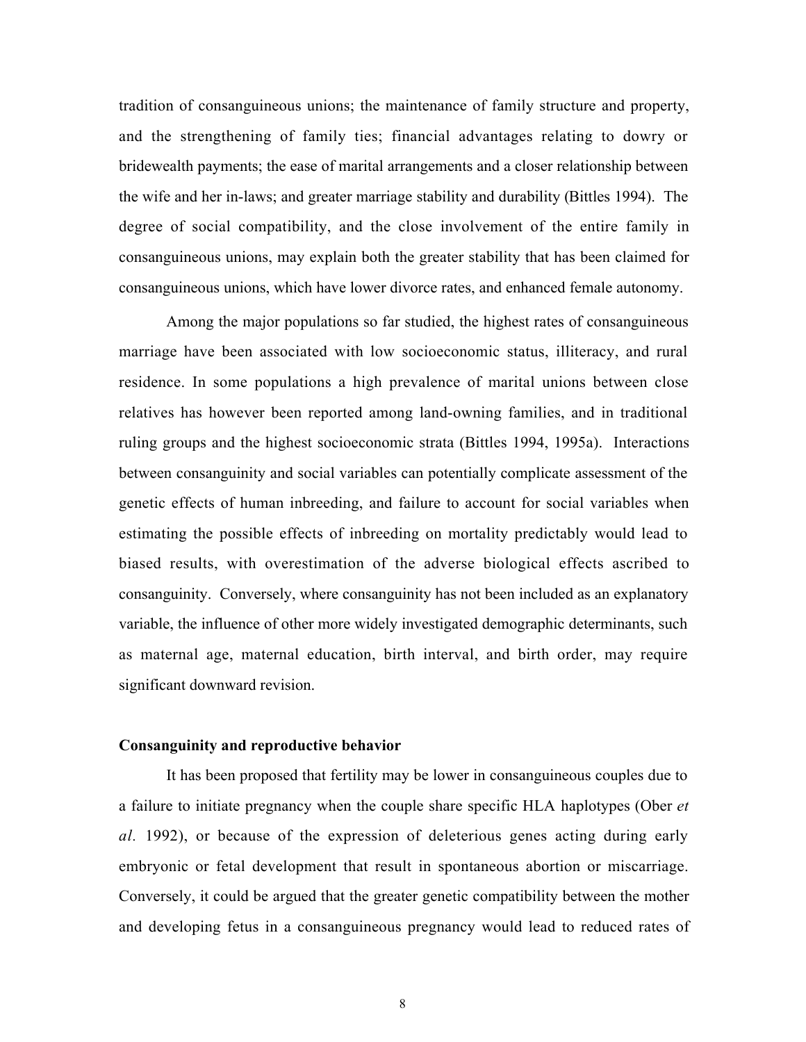tradition of consanguineous unions; the maintenance of family structure and property, and the strengthening of family ties; financial advantages relating to dowry or bridewealth payments; the ease of marital arrangements and a closer relationship between the wife and her in-laws; and greater marriage stability and durability (Bittles 1994). The degree of social compatibility, and the close involvement of the entire family in consanguineous unions, may explain both the greater stability that has been claimed for consanguineous unions, which have lower divorce rates, and enhanced female autonomy.

Among the major populations so far studied, the highest rates of consanguineous marriage have been associated with low socioeconomic status, illiteracy, and rural residence. In some populations a high prevalence of marital unions between close relatives has however been reported among land-owning families, and in traditional ruling groups and the highest socioeconomic strata (Bittles 1994, 1995a). Interactions between consanguinity and social variables can potentially complicate assessment of the genetic effects of human inbreeding, and failure to account for social variables when estimating the possible effects of inbreeding on mortality predictably would lead to biased results, with overestimation of the adverse biological effects ascribed to consanguinity. Conversely, where consanguinity has not been included as an explanatory variable, the influence of other more widely investigated demographic determinants, such as maternal age, maternal education, birth interval, and birth order, may require significant downward revision.

## Consanguinity and reproductive behavior

It has been proposed that fertility may be lower in consanguineous couples due to a failure to initiate pregnancy when the couple share specific HLA haplotypes (Ober *et al.* 1992), or because of the expression of deleterious genes acting during early embryonic or fetal development that result in spontaneous abortion or miscarriage. Conversely, it could be argued that the greater genetic compatibility between the mother and developing fetus in a consanguineous pregnancy would lead to reduced rates of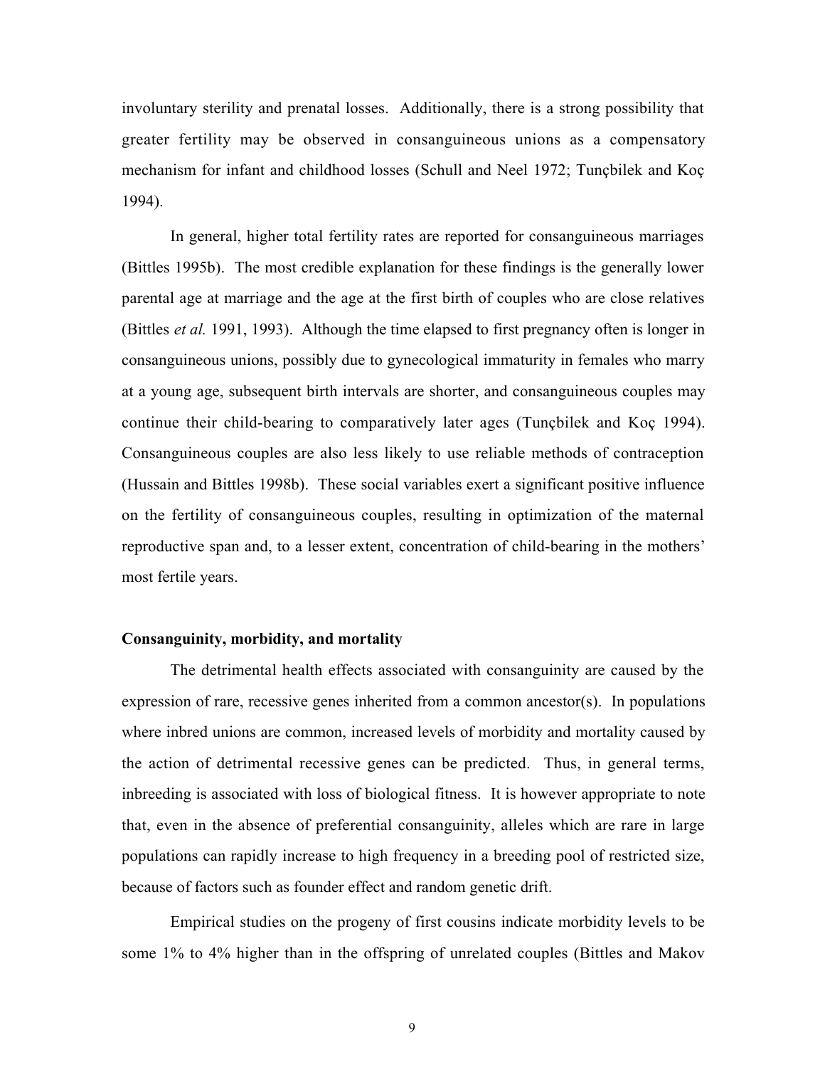involuntary sterility and prenatal losses. Additionally, there is a strong possibility that greater fertility may be observed in consanguineous unions as a compensatory mechanism for infant and childhood losses (Schull and Neel 1972; Tunçbilek and Koç 1994).

In general, higher total fertility rates are reported for consanguineous marriages (Bittles 1995b). The most credible explanation for these findings is the generally lower parental age at marriage and the age at the first birth of couples who are close relatives (Bittles *et al.* 1991, 1993). Although the time elapsed to first pregnancy often is longer in consanguineous unions, possibly due to gynecological immaturity in females who marry at a young age, subsequent birth intervals are shorter, and consanguineous couples may continue their child-bearing to comparatively later ages (Tunçbilek and Koç 1994). Consanguineous couples are also less likely to use reliable methods of contraception (Hussain and Bittles 1998b). These social variables exert a significant positive influence on the fertility of consanguineous couples, resulting in optimization of the maternal reproductive span and, to a lesser extent, concentration of child-bearing in the mothers' most fertile years.

**Consanguinity, morbidity, and mortality**

The detrimental health effects associated with consanguinity are caused by the expression of rare, recessive genes inherited from a common ancestor(s). In populations where inbred unions are common, increased levels of morbidity and mortality caused by the action of detrimental recessive genes can be predicted. Thus, in general terms, inbreeding is associated with loss of biological fitness. It is however appropriate to note that, even in the absence of preferential consanguinity, alleles which are rare in large populations can rapidly increase to high frequency in a breeding pool of restricted size, because of factors such as founder effect and random genetic drift.

Empirical studies on the progeny of first cousins indicate morbidity levels to be some 1% to 4% higher than in the offspring of unrelated couples (Bittles and Makov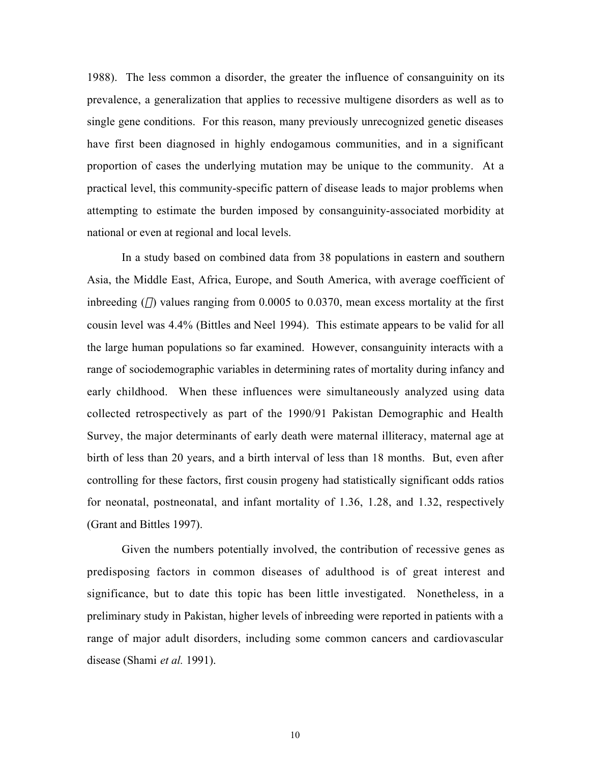1988). The less common a disorder, the greater the influence of consanguinity on its prevalence, a generalization that applies to recessive multigene disorders as well as to single gene conditions. For this reason, many previously unrecognized genetic diseases have first been diagnosed in highly endogamous communities, and in a significant proportion of cases the underlying mutation may be unique to the community. At a practical level, this community-specific pattern of disease leads to major problems when attempting to estimate the burden imposed by consanguinity-associated morbidity at national or even at regional and local levels.

In a study based on combined data from 38 populations in eastern and southern Asia, the Middle East, Africa, Europe, and South America, with average coefficient of inbreeding ($\alpha$) values ranging from 0.0005 to 0.0370, mean excess mortality at the first cousin level was 4.4% (Bittles and Neel 1994). This estimate appears to be valid for all the large human populations so far examined. However, consanguinity interacts with a range of sociodemographic variables in determining rates of mortality during infancy and early childhood. When these influences were simultaneously analyzed using data collected retrospectively as part of the 1990/91 Pakistan Demographic and Health Survey, the major determinants of early death were maternal illiteracy, maternal age at birth of less than 20 years, and a birth interval of less than 18 months. But, even after controlling for these factors, first cousin progeny had statistically significant odds ratios for neonatal, postneonatal, and infant mortality of 1.36, 1.28, and 1.32, respectively (Grant and Bittles 1997).

Given the numbers potentially involved, the contribution of recessive genes as predisposing factors in common diseases of adulthood is of great interest and significance, but to date this topic has been little investigated. Nonetheless, in a preliminary study in Pakistan, higher levels of inbreeding were reported in patients with a range of major adult disorders, including some common cancers and cardiovascular disease (Shami *et al.* 1991).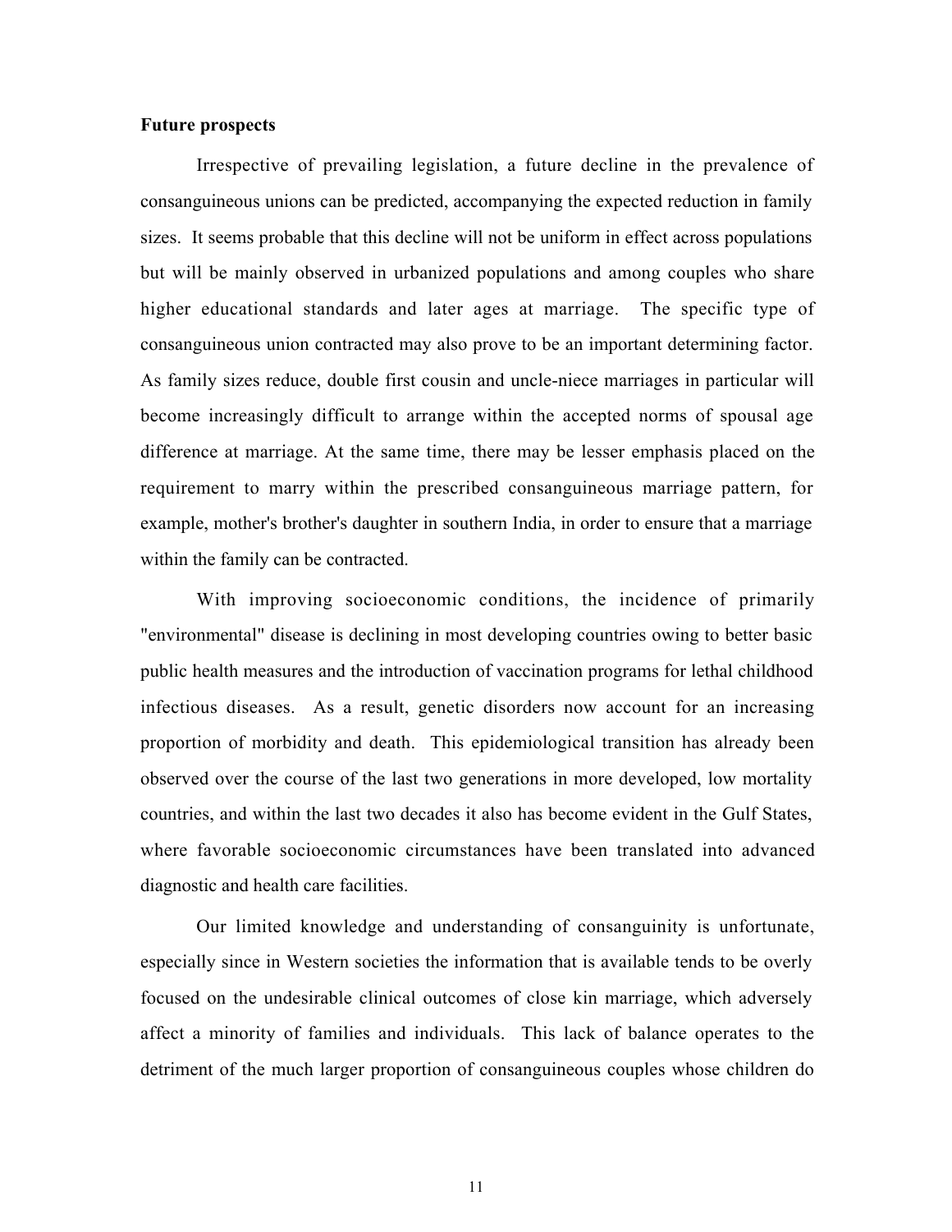**Future prospects**

Irrespective of prevailing legislation, a future decline in the prevalence of consanguineous unions can be predicted, accompanying the expected reduction in family sizes. It seems probable that this decline will not be uniform in effect across populations but will be mainly observed in urbanized populations and among couples who share higher educational standards and later ages at marriage. The specific type of consanguineous union contracted may also prove to be an important determining factor. As family sizes reduce, double first cousin and uncle-niece marriages in particular will become increasingly difficult to arrange within the accepted norms of spousal age difference at marriage. At the same time, there may be lesser emphasis placed on the requirement to marry within the prescribed consanguineous marriage pattern, for example, mother's brother's daughter in southern India, in order to ensure that a marriage within the family can be contracted.

With improving socioeconomic conditions, the incidence of primarily "environmental" disease is declining in most developing countries owing to better basic public health measures and the introduction of vaccination programs for lethal childhood infectious diseases. As a result, genetic disorders now account for an increasing proportion of morbidity and death. This epidemiological transition has already been observed over the course of the last two generations in more developed, low mortality countries, and within the last two decades it also has become evident in the Gulf States, where favorable socioeconomic circumstances have been translated into advanced diagnostic and health care facilities.

Our limited knowledge and understanding of consanguinity is unfortunate, especially since in Western societies the information that is available tends to be overly focused on the undesirable clinical outcomes of close kin marriage, which adversely affect a minority of families and individuals. This lack of balance operates to the detriment of the much larger proportion of consanguineous couples whose children do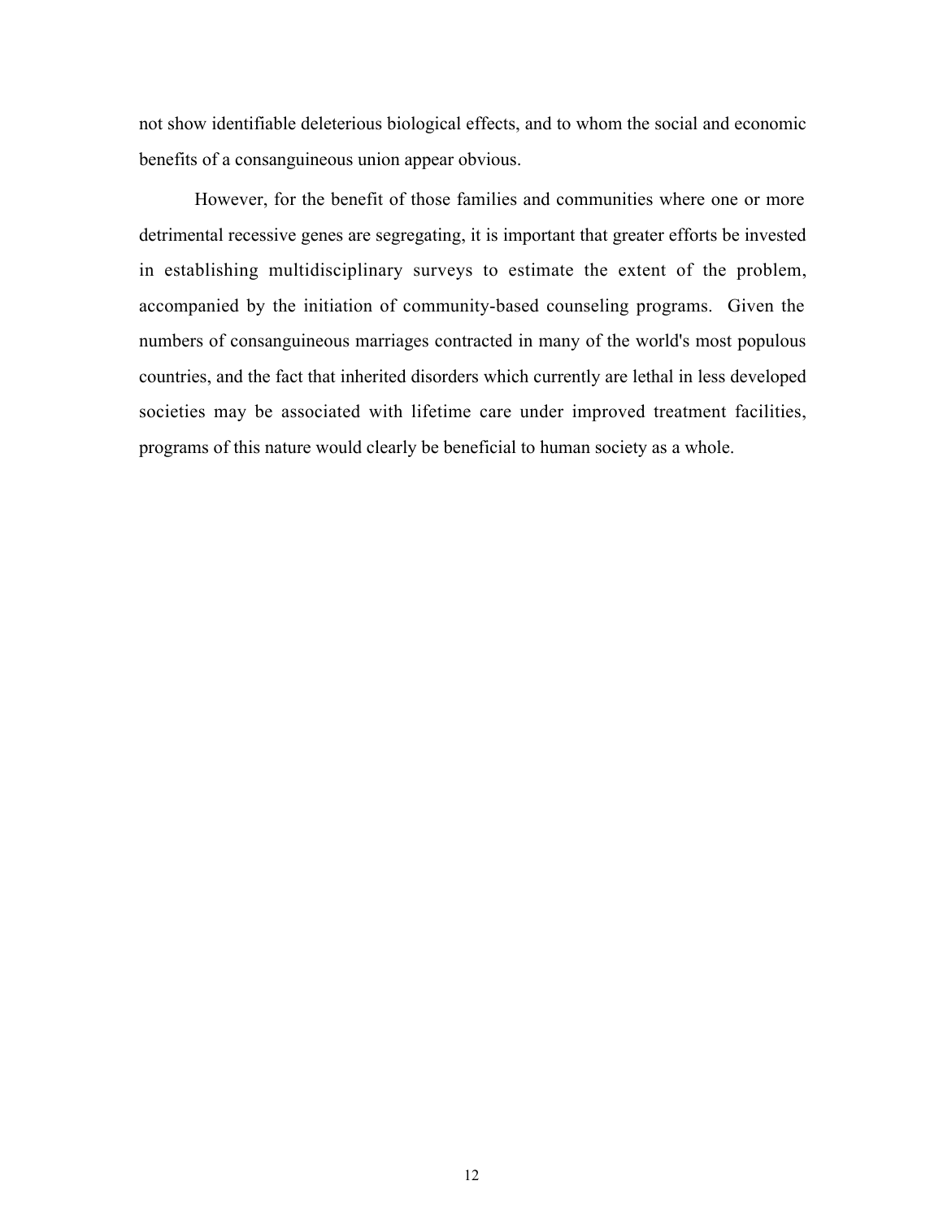not show identifiable deleterious biological effects, and to whom the social and economic benefits of a consanguineous union appear obvious.

However, for the benefit of those families and communities where one or more detrimental recessive genes are segregating, it is important that greater efforts be invested in establishing multidisciplinary surveys to estimate the extent of the problem, accompanied by the initiation of community-based counseling programs. Given the numbers of consanguineous marriages contracted in many of the world's most populous countries, and the fact that inherited disorders which currently are lethal in less developed societies may be associated with lifetime care under improved treatment facilities, programs of this nature would clearly be beneficial to human society as a whole.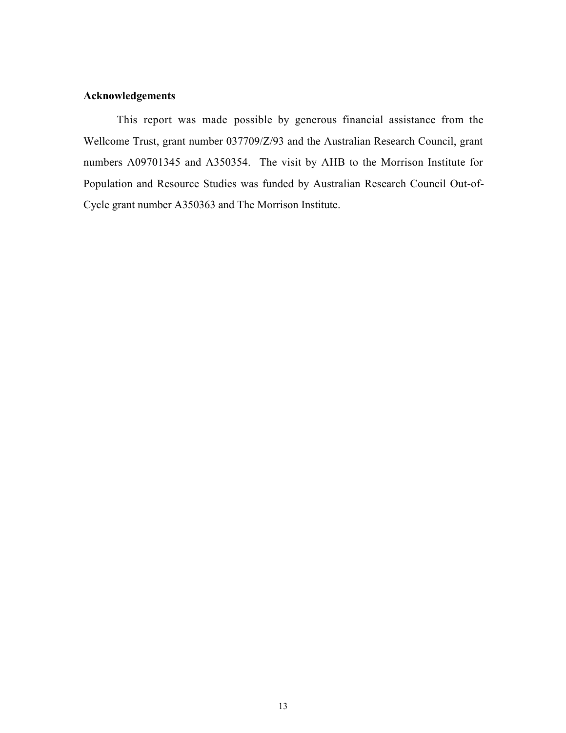## Acknowledgements

This report was made possible by generous financial assistance from the Wellcome Trust, grant number 037709/Z/93 and the Australian Research Council, grant numbers A09701345 and A350354. The visit by AHB to the Morrison Institute for Population and Resource Studies was funded by Australian Research Council Out-of-Cycle grant number A350363 and The Morrison Institute.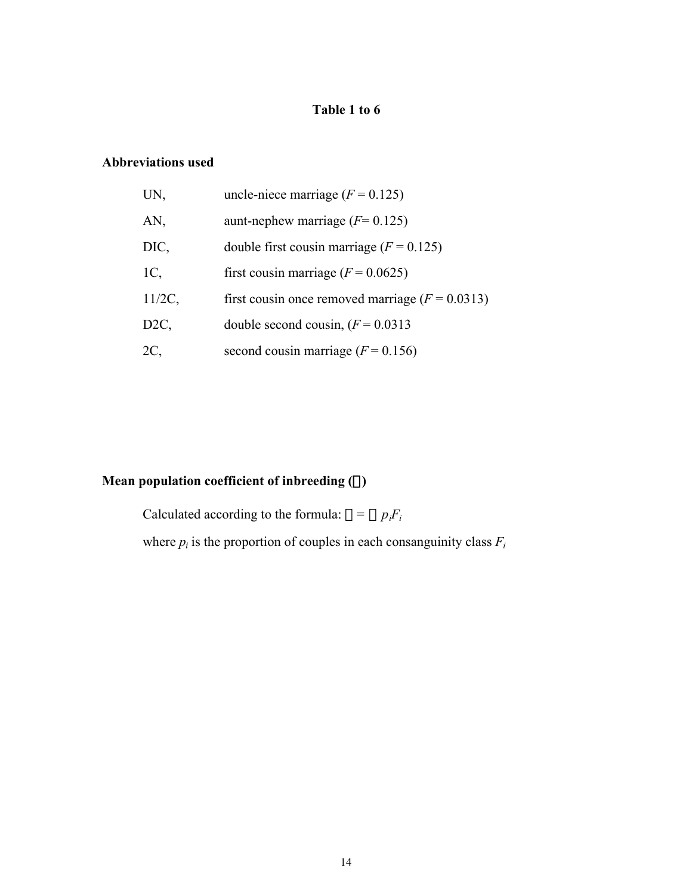# Table 1 to 6

## Abbreviations used

| | |
|---|---|
| UN, | uncle-niece marriage (*F* = 0.125) |
| AN, | aunt-nephew marriage (*F*= 0.125) |
| DIC, | double first cousin marriage (*F* = 0.125) |
| 1C, | first cousin marriage (*F* = 0.0625) |
| 11/2C, | first cousin once removed marriage (*F* = 0.0313) |
| D2C, | double second cousin, (*F* = 0.0313 |
| 2C, | second cousin marriage (*F* = 0.156) |

## Mean population coefficient of inbreeding ($\alpha$)

Calculated according to the formula: $\alpha = \sum p_i F_i$

where $p_i$ is the proportion of couples in each consanguinity class $F_i$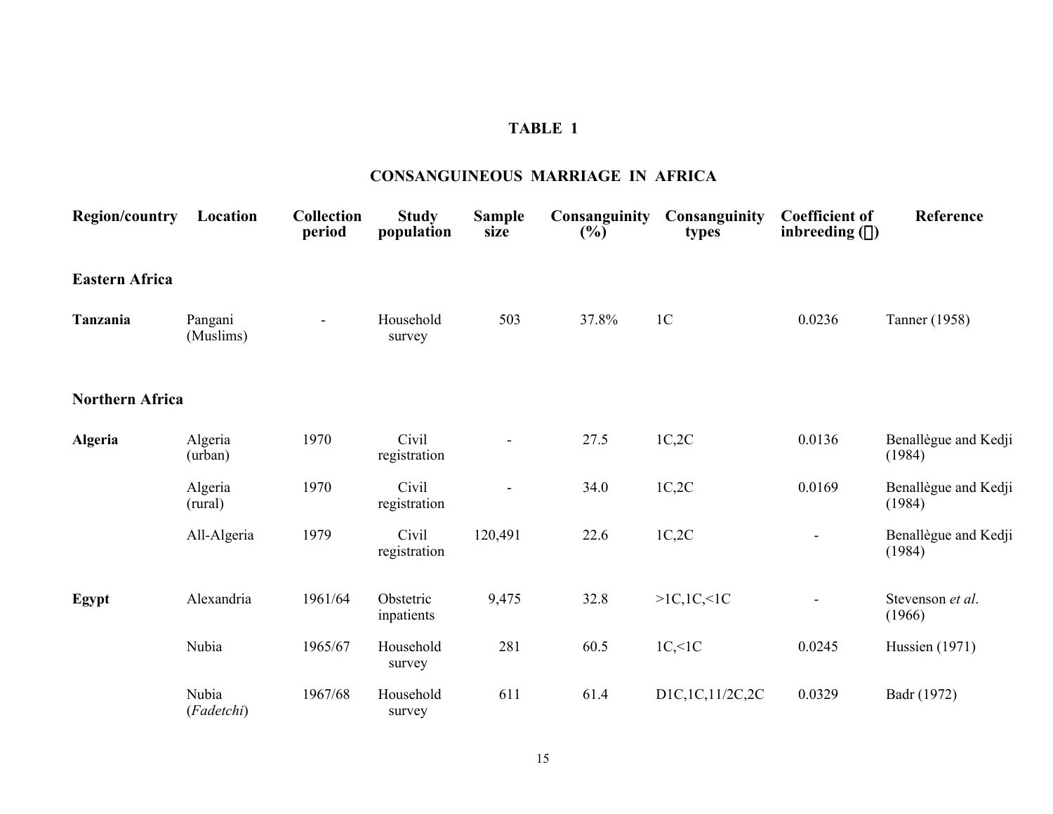# TABLE 1

## CONSANGUINEOUS MARRIAGE IN AFRICA

| Region/country | Location | Collection period | Study population | Sample size | Consanguinity (%) | Consanguinity types | Coefficient of inbreeding ($\alpha$) | Reference |
|---|---|---|---|---|---|---|---|---|
| **Eastern Africa** | | | | | | | | |
| **Tanzania** | Pangani (Muslims) | - | Household survey | 503 | 37.8% | 1C | 0.0236 | Tanner (1958) |
| **Northern Africa** | | | | | | | | |
| **Algeria** | Algeria (urban) | 1970 | Civil registration | - | 27.5 | 1C,2C | 0.0136 | Benallègue and Kedji (1984) |
| | Algeria (rural) | 1970 | Civil registration | - | 34.0 | 1C,2C | 0.0169 | Benallègue and Kedji (1984) |
| | All-Algeria | 1979 | Civil registration | 120,491 | 22.6 | 1C,2C | - | Benallègue and Kedji (1984) |
| **Egypt** | Alexandria | 1961/64 | Obstetric inpatients | 9,475 | 32.8 | >1C,1C,<1C | - | Stevenson *et al*. (1966) |
| | Nubia | 1965/67 | Household survey | 281 | 60.5 | 1C,<1C | 0.0245 | Hussien (1971) |
| | Nubia (*Fadetchi*) | 1967/68 | Household survey | 611 | 61.4 | D1C,1C,11/2C,2C | 0.0329 | Badr (1972) |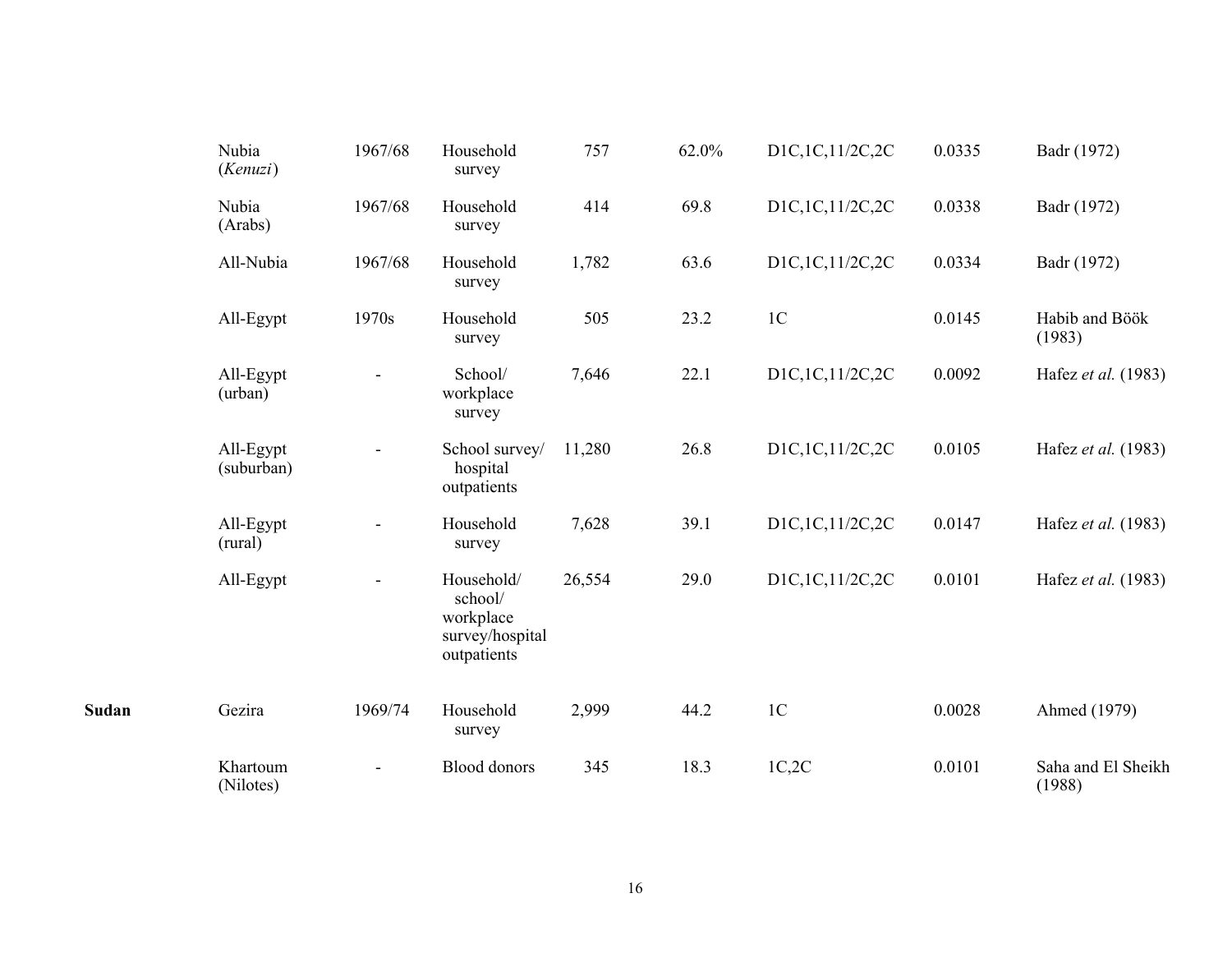| | | | | | | | | |
|---|---|---|---|---|---|---|---|---|
| | Nubia (*Kenuzi*) | 1967/68 | Household survey | 757 | 62.0% | D1C,1C,11/2C,2C | 0.0335 | Badr (1972) |
| | Nubia (Arabs) | 1967/68 | Household survey | 414 | 69.8 | D1C,1C,11/2C,2C | 0.0338 | Badr (1972) |
| | All-Nubia | 1967/68 | Household survey | 1,782 | 63.6 | D1C,1C,11/2C,2C | 0.0334 | Badr (1972) |
| | All-Egypt | 1970s | Household survey | 505 | 23.2 | 1C | 0.0145 | Habib and Böök (1983) |
| | All-Egypt (urban) | - | School/ workplace survey | 7,646 | 22.1 | D1C,1C,11/2C,2C | 0.0092 | Hafez *et al.* (1983) |
| | All-Egypt (suburban) | - | School survey/ hospital outpatients | 11,280 | 26.8 | D1C,1C,11/2C,2C | 0.0105 | Hafez *et al.* (1983) |
| | All-Egypt (rural) | - | Household survey | 7,628 | 39.1 | D1C,1C,11/2C,2C | 0.0147 | Hafez *et al.* (1983) |
| | All-Egypt | - | Household/ school/ workplace survey/hospital outpatients | 26,554 | 29.0 | D1C,1C,11/2C,2C | 0.0101 | Hafez *et al.* (1983) |
| **Sudan** | Gezira | 1969/74 | Household survey | 2,999 | 44.2 | 1C | 0.0028 | Ahmed (1979) |
| | Khartoum (Nilotes) | - | Blood donors | 345 | 18.3 | 1C,2C | 0.0101 | Saha and El Sheikh (1988) |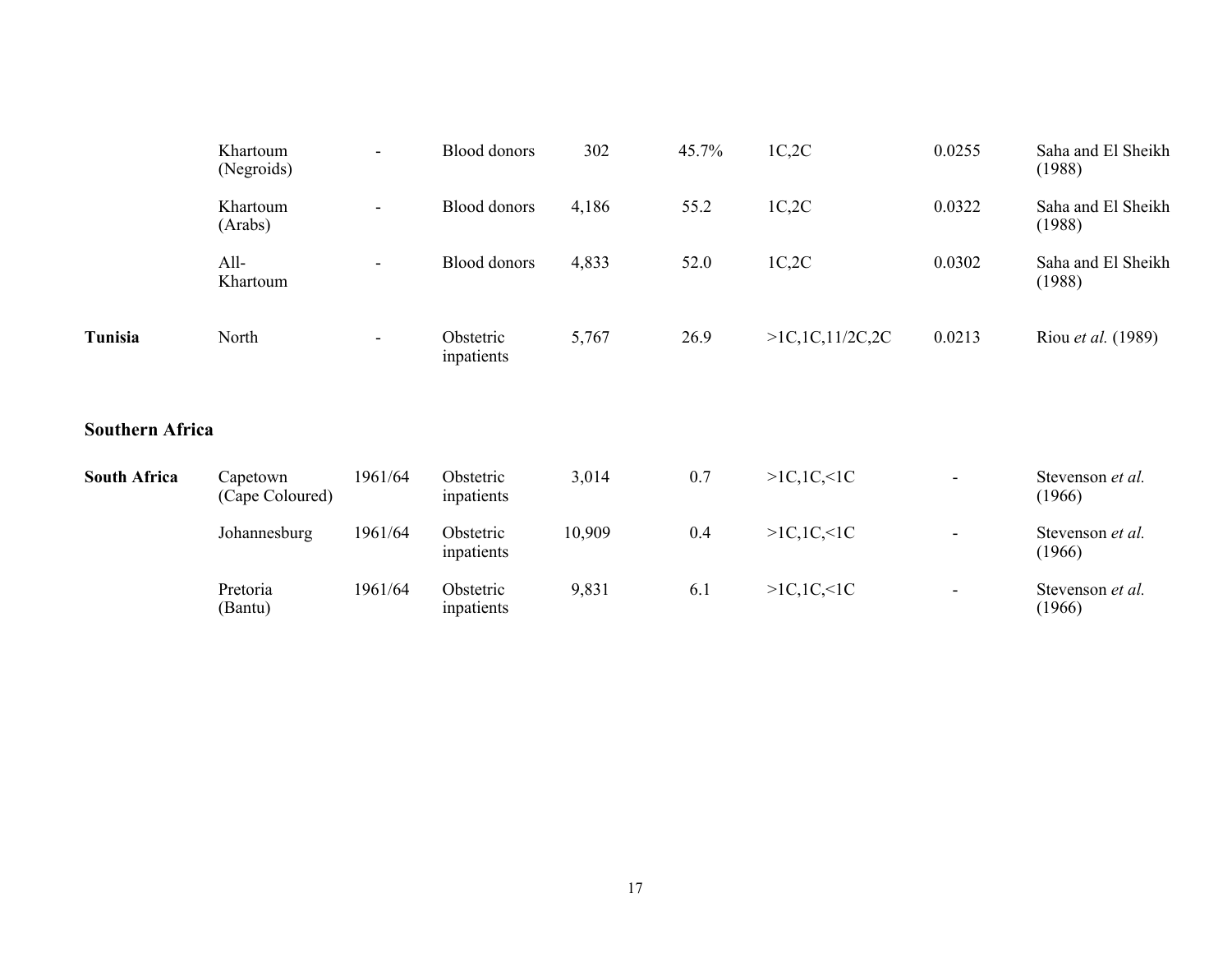|  |  |  |  |  |  |  |  |  |
|---|---|---|---|---|---|---|---|---|
|  | Khartoum (Negroids) | - | Blood donors | 302 | 45.7% | 1C,2C | 0.0255 | Saha and El Sheikh (1988) |
|  | Khartoum (Arabs) | - | Blood donors | 4,186 | 55.2 | 1C,2C | 0.0322 | Saha and El Sheikh (1988) |
|  | All-Khartoum | - | Blood donors | 4,833 | 52.0 | 1C,2C | 0.0302 | Saha and El Sheikh (1988) |
| **Tunisia** | North | - | Obstetric inpatients | 5,767 | 26.9 | >1C,1C,11/2C,2C | 0.0213 | Riou *et al.* (1989) |
| **Southern Africa** |  |  |  |  |  |  |  |  |
| **South Africa** | Capetown (Cape Coloured) | 1961/64 | Obstetric inpatients | 3,014 | 0.7 | >1C,1C,<1C | - | Stevenson *et al.* (1966) |
|  | Johannesburg | 1961/64 | Obstetric inpatients | 10,909 | 0.4 | >1C,1C,<1C | - | Stevenson *et al.* (1966) |
|  | Pretoria (Bantu) | 1961/64 | Obstetric inpatients | 9,831 | 6.1 | >1C,1C,<1C | - | Stevenson *et al.* (1966) |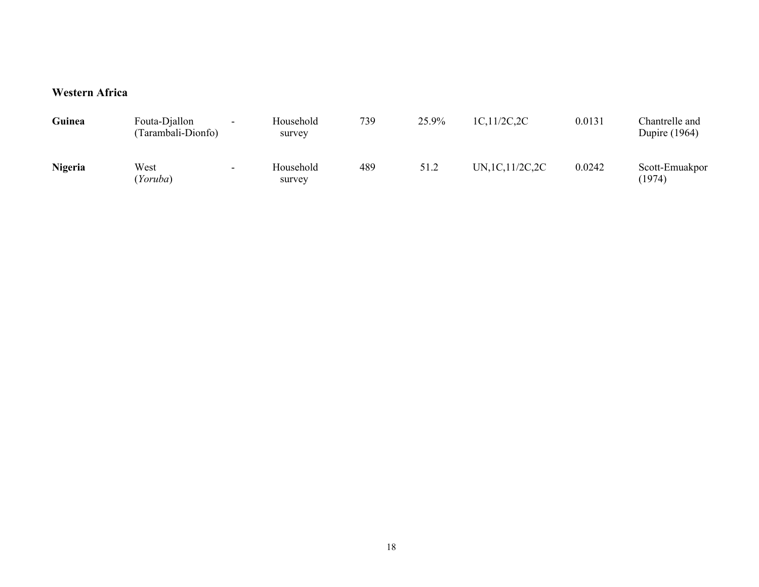### Western Africa

| | | | | | | | | |
|---|---|---|---|---|---|---|---|---|
| **Guinea** | Fouta-Djallon (Tarambali-Dionfo) | - | Household survey | 739 | 25.9% | 1C,11/2C,2C | 0.0131 | Chantrelle and Dupire (1964) |
| **Nigeria** | West (*Yoruba*) | - | Household survey | 489 | 51.2 | UN,1C,11/2C,2C | 0.0242 | Scott-Emuakpor (1974) |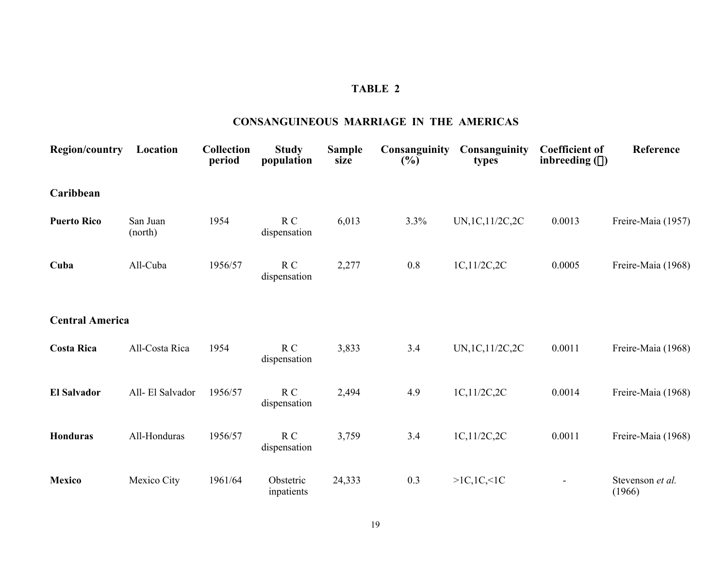## TABLE 2

## CONSANGUINEOUS MARRIAGE IN THE AMERICAS

| Region/country | Location | Collection period | Study population | Sample size | Consanguinity (%) | Consanguinity types | Coefficient of inbreeding (α) | Reference |
|---|---|---|---|---|---|---|---|---|
| **Caribbean** | | | | | | | | |
| **Puerto Rico** | San Juan (north) | 1954 | R C dispensation | 6,013 | 3.3% | UN,1C,11/2C,2C | 0.0013 | Freire-Maia (1957) |
| **Cuba** | All-Cuba | 1956/57 | R C dispensation | 2,277 | 0.8 | 1C,11/2C,2C | 0.0005 | Freire-Maia (1968) |
| **Central America** | | | | | | | | |
| **Costa Rica** | All-Costa Rica | 1954 | R C dispensation | 3,833 | 3.4 | UN,1C,11/2C,2C | 0.0011 | Freire-Maia (1968) |
| **El Salvador** | All- El Salvador | 1956/57 | R C dispensation | 2,494 | 4.9 | 1C,11/2C,2C | 0.0014 | Freire-Maia (1968) |
| **Honduras** | All-Honduras | 1956/57 | R C dispensation | 3,759 | 3.4 | 1C,11/2C,2C | 0.0011 | Freire-Maia (1968) |
| **Mexico** | Mexico City | 1961/64 | Obstetric inpatients | 24,333 | 0.3 | >1C,1C,<1C | - | Stevenson *et al.* (1966) |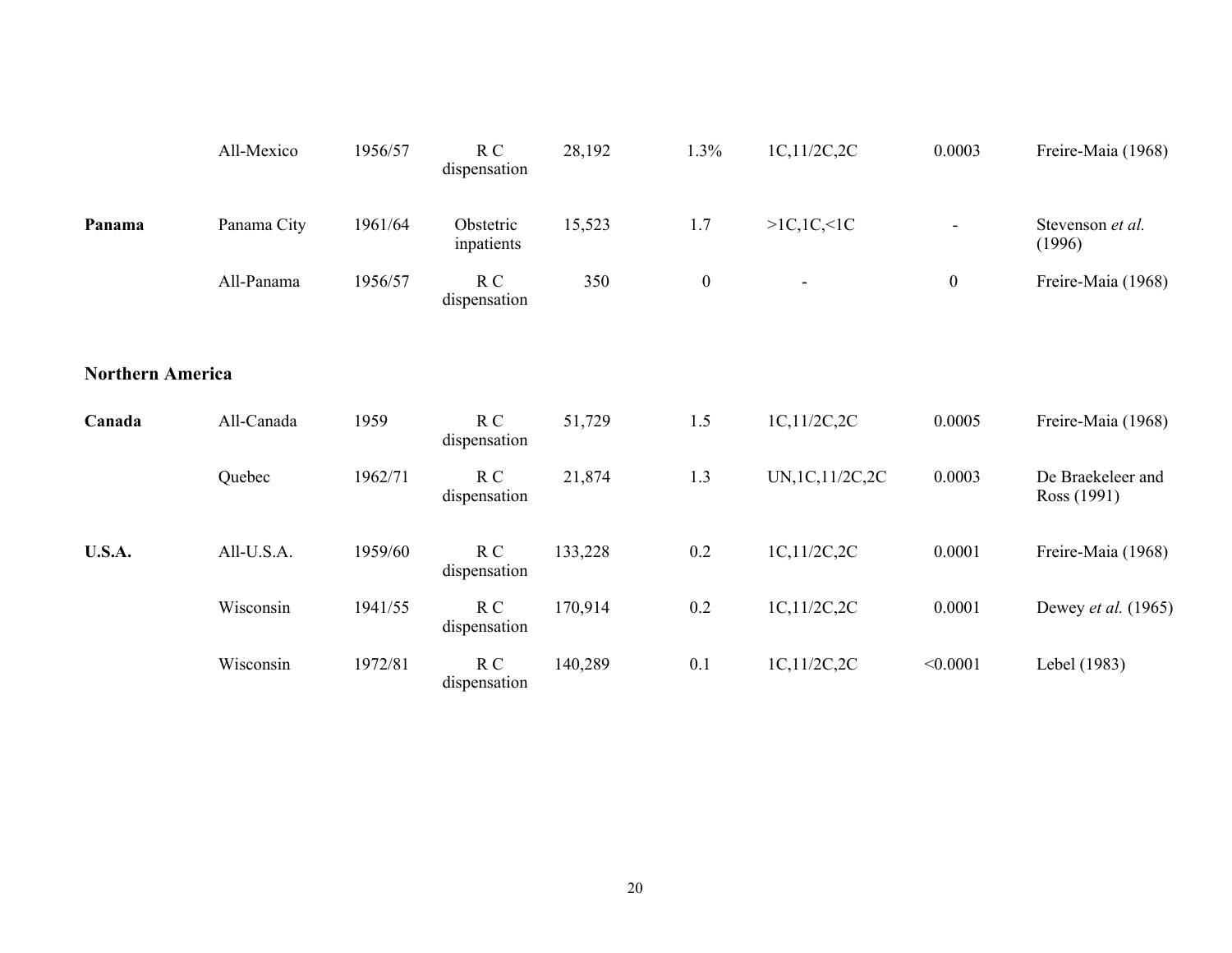| | | | | | | | | |
|---|---|---|---|---|---|---|---|---|
| | All-Mexico | 1956/57 | R C dispensation | 28,192 | 1.3% | 1C,11/2C,2C | 0.0003 | Freire-Maia (1968) |
| **Panama** | Panama City | 1961/64 | Obstetric inpatients | 15,523 | 1.7 | >1C,1C,<1C | - | Stevenson *et al.* (1996) |
| | All-Panama | 1956/57 | R C dispensation | 350 | 0 | - | 0 | Freire-Maia (1968) |
| **Northern America** | | | | | | | | |
| **Canada** | All-Canada | 1959 | R C dispensation | 51,729 | 1.5 | 1C,11/2C,2C | 0.0005 | Freire-Maia (1968) |
| | Quebec | 1962/71 | R C dispensation | 21,874 | 1.3 | UN,1C,11/2C,2C | 0.0003 | De Braekeleer and Ross (1991) |
| **U.S.A.** | All-U.S.A. | 1959/60 | R C dispensation | 133,228 | 0.2 | 1C,11/2C,2C | 0.0001 | Freire-Maia (1968) |
| | Wisconsin | 1941/55 | R C dispensation | 170,914 | 0.2 | 1C,11/2C,2C | 0.0001 | Dewey *et al.* (1965) |
| | Wisconsin | 1972/81 | R C dispensation | 140,289 | 0.1 | 1C,11/2C,2C | <0.0001 | Lebel (1983) |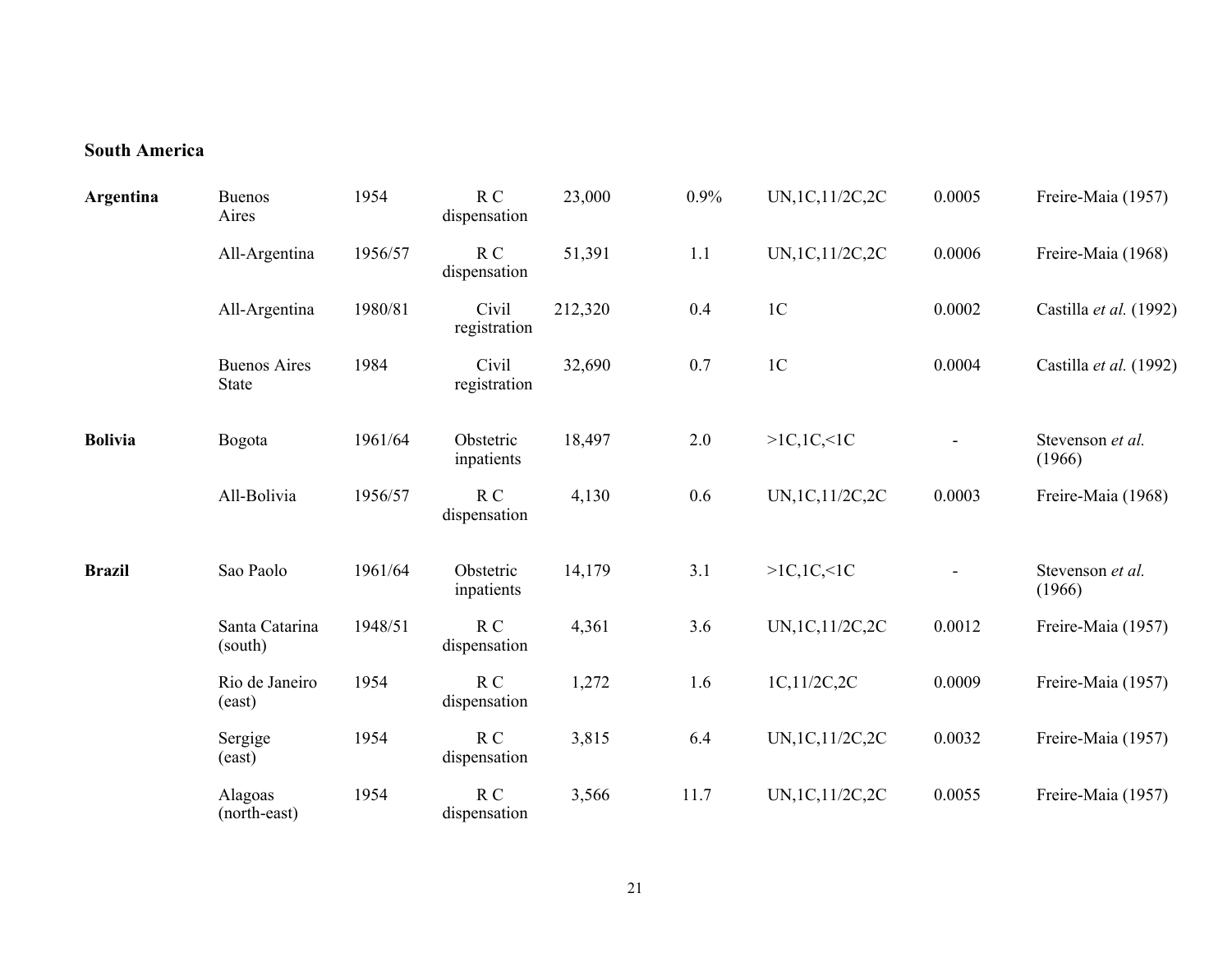**South America**

| | | | | | | | | |
|---|---|---|---|---|---|---|---|---|
| **Argentina** | Buenos Aires | 1954 | R C dispensation | 23,000 | 0.9% | UN,1C,11/2C,2C | 0.0005 | Freire-Maia (1957) |
| | All-Argentina | 1956/57 | R C dispensation | 51,391 | 1.1 | UN,1C,11/2C,2C | 0.0006 | Freire-Maia (1968) |
| | All-Argentina | 1980/81 | Civil registration | 212,320 | 0.4 | 1C | 0.0002 | Castilla *et al.* (1992) |
| | Buenos Aires State | 1984 | Civil registration | 32,690 | 0.7 | 1C | 0.0004 | Castilla *et al.* (1992) |
| **Bolivia** | Bogota | 1961/64 | Obstetric inpatients | 18,497 | 2.0 | >1C,1C,<1C | - | Stevenson *et al.* (1966) |
| | All-Bolivia | 1956/57 | R C dispensation | 4,130 | 0.6 | UN,1C,11/2C,2C | 0.0003 | Freire-Maia (1968) |
| **Brazil** | Sao Paolo | 1961/64 | Obstetric inpatients | 14,179 | 3.1 | >1C,1C,<1C | - | Stevenson *et al.* (1966) |
| | Santa Catarina (south) | 1948/51 | R C dispensation | 4,361 | 3.6 | UN,1C,11/2C,2C | 0.0012 | Freire-Maia (1957) |
| | Rio de Janeiro (east) | 1954 | R C dispensation | 1,272 | 1.6 | 1C,11/2C,2C | 0.0009 | Freire-Maia (1957) |
| | Sergige (east) | 1954 | R C dispensation | 3,815 | 6.4 | UN,1C,11/2C,2C | 0.0032 | Freire-Maia (1957) |
| | Alagoas (north-east) | 1954 | R C dispensation | 3,566 | 11.7 | UN,1C,11/2C,2C | 0.0055 | Freire-Maia (1957) |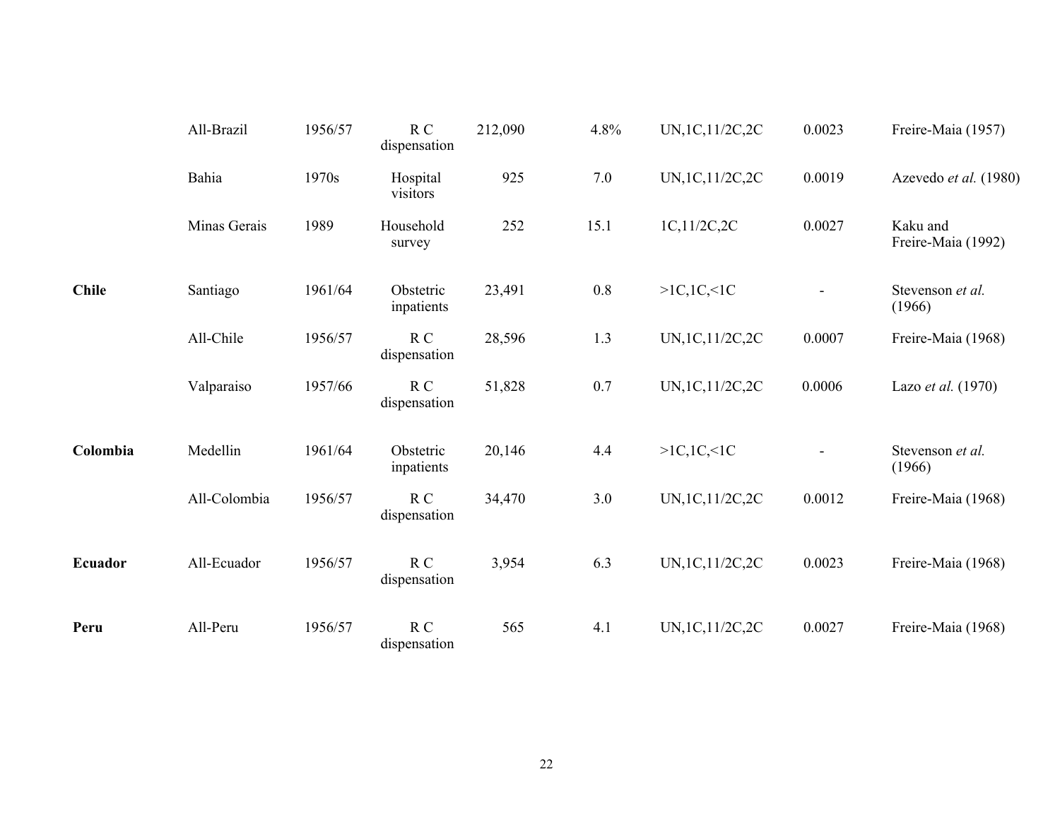| | | | | | | | | |
|---|---|---|---|---|---|---|---|---|
| | All-Brazil | 1956/57 | R C dispensation | 212,090 | 4.8% | UN,1C,11/2C,2C | 0.0023 | Freire-Maia (1957) |
| | Bahia | 1970s | Hospital visitors | 925 | 7.0 | UN,1C,11/2C,2C | 0.0019 | Azevedo *et al.* (1980) |
| | Minas Gerais | 1989 | Household survey | 252 | 15.1 | 1C,11/2C,2C | 0.0027 | Kaku and Freire-Maia (1992) |
| **Chile** | Santiago | 1961/64 | Obstetric inpatients | 23,491 | 0.8 | >1C,1C,<1C | - | Stevenson *et al.* (1966) |
| | All-Chile | 1956/57 | R C dispensation | 28,596 | 1.3 | UN,1C,11/2C,2C | 0.0007 | Freire-Maia (1968) |
| | Valparaiso | 1957/66 | R C dispensation | 51,828 | 0.7 | UN,1C,11/2C,2C | 0.0006 | Lazo *et al.* (1970) |
| **Colombia** | Medellin | 1961/64 | Obstetric inpatients | 20,146 | 4.4 | >1C,1C,<1C | - | Stevenson *et al.* (1966) |
| | All-Colombia | 1956/57 | R C dispensation | 34,470 | 3.0 | UN,1C,11/2C,2C | 0.0012 | Freire-Maia (1968) |
| **Ecuador** | All-Ecuador | 1956/57 | R C dispensation | 3,954 | 6.3 | UN,1C,11/2C,2C | 0.0023 | Freire-Maia (1968) |
| **Peru** | All-Peru | 1956/57 | R C dispensation | 565 | 4.1 | UN,1C,11/2C,2C | 0.0027 | Freire-Maia (1968) |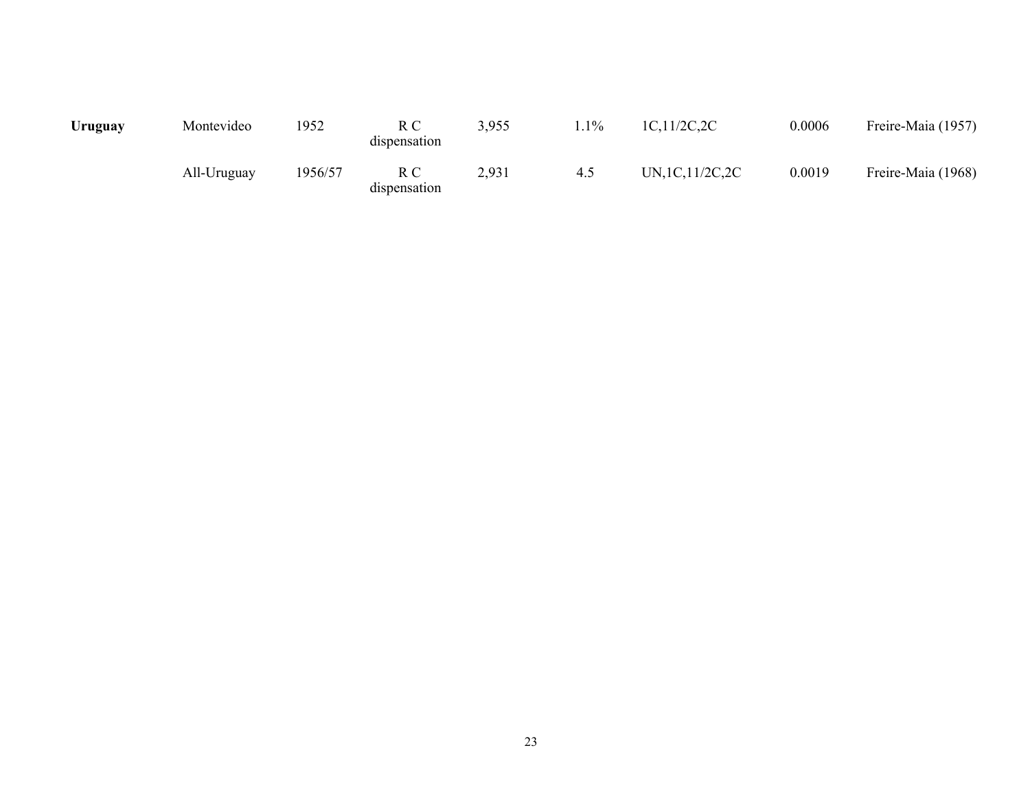| | | | | | | | | |
|---|---|---|---|---|---|---|---|---|
| **Uruguay** | Montevideo | 1952 | R C dispensation | 3,955 | 1.1% | 1C,11/2C,2C | 0.0006 | Freire-Maia (1957) |
| | All-Uruguay | 1956/57 | R C dispensation | 2,931 | 4.5 | UN,1C,11/2C,2C | 0.0019 | Freire-Maia (1968) |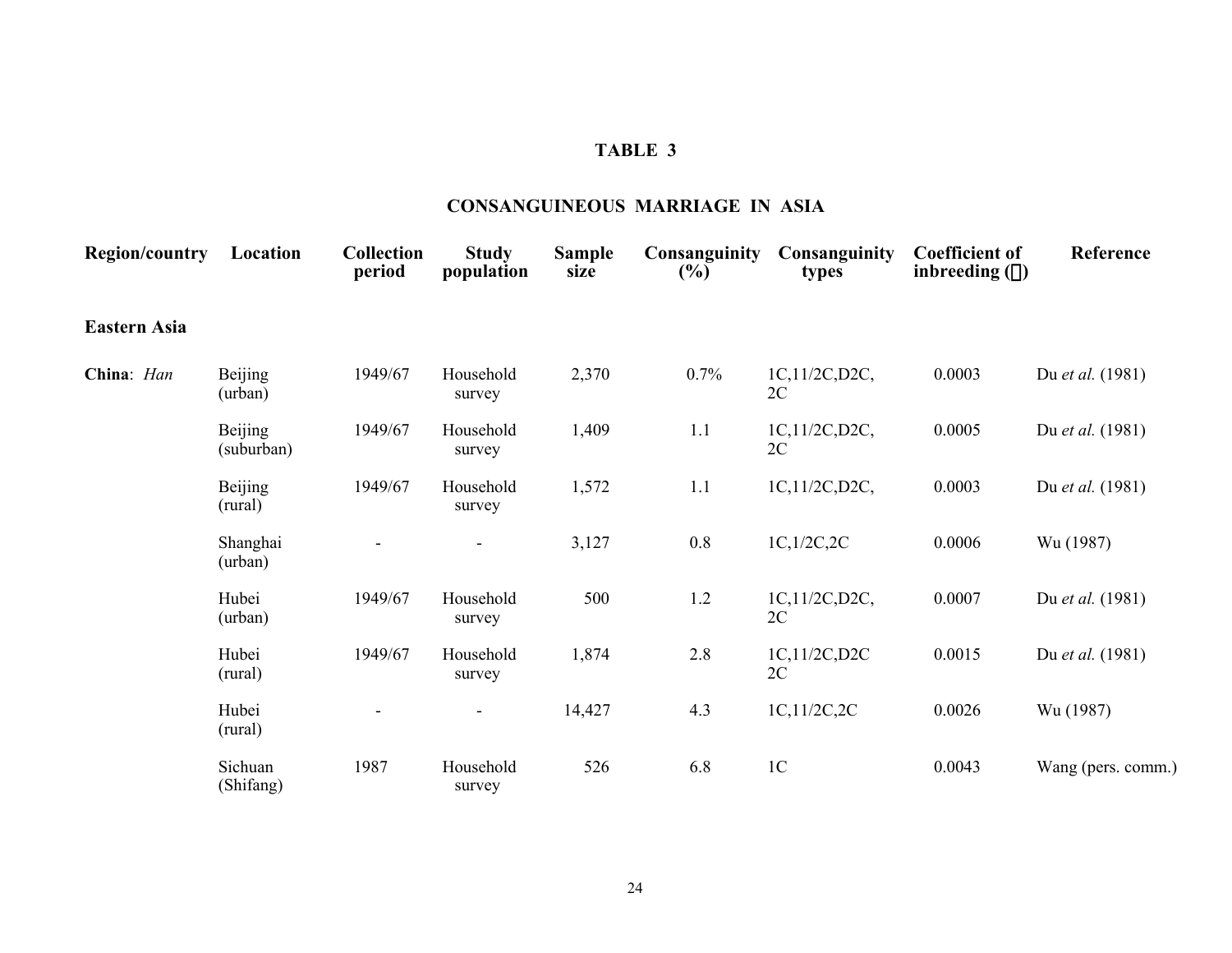# TABLE 3

## CONSANGUINEOUS MARRIAGE IN ASIA

| Region/country | Location | Collection period | Study population | Sample size | Consanguinity (%) | Consanguinity types | Coefficient of inbreeding (α) | Reference |
|---|---|---|---|---|---|---|---|---|
| **Eastern Asia** | | | | | | | | |
| **China**: *Han* | Beijing (urban) | 1949/67 | Household survey | 2,370 | 0.7% | 1C,11/2C,D2C, 2C | 0.0003 | Du *et al.* (1981) |
| | Beijing (suburban) | 1949/67 | Household survey | 1,409 | 1.1 | 1C,11/2C,D2C, 2C | 0.0005 | Du *et al.* (1981) |
| | Beijing (rural) | 1949/67 | Household survey | 1,572 | 1.1 | 1C,11/2C,D2C, | 0.0003 | Du *et al.* (1981) |
| | Shanghai (urban) | - | - | 3,127 | 0.8 | 1C,1/2C,2C | 0.0006 | Wu (1987) |
| | Hubei (urban) | 1949/67 | Household survey | 500 | 1.2 | 1C,11/2C,D2C, 2C | 0.0007 | Du *et al.* (1981) |
| | Hubei (rural) | 1949/67 | Household survey | 1,874 | 2.8 | 1C,11/2C,D2C 2C | 0.0015 | Du *et al.* (1981) |
| | Hubei (rural) | - | - | 14,427 | 4.3 | 1C,11/2C,2C | 0.0026 | Wu (1987) |
| | Sichuan (Shifang) | 1987 | Household survey | 526 | 6.8 | 1C | 0.0043 | Wang (pers. comm.) |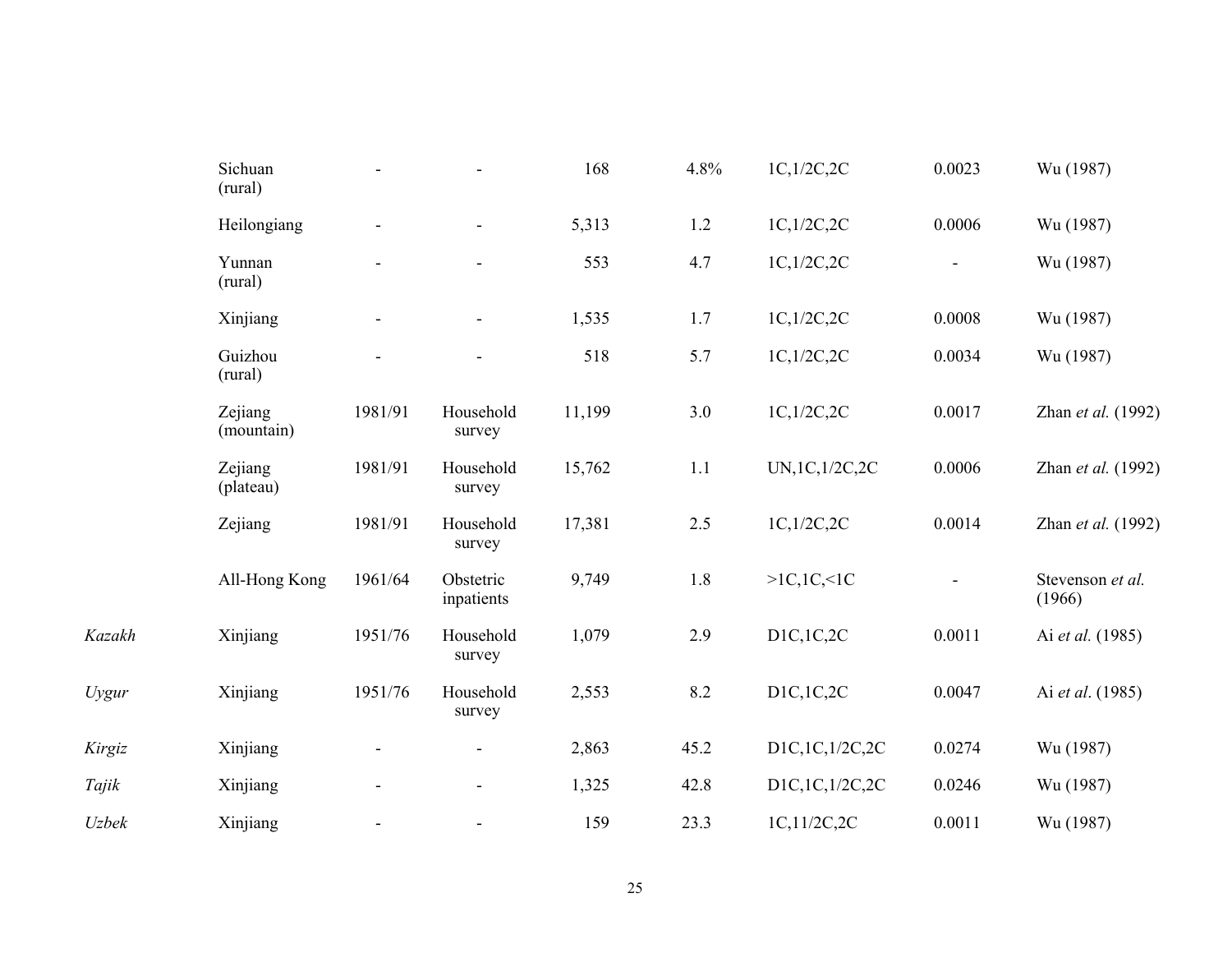| | | | | | | | | |
|---|---|---|---|---|---|---|---|---|
| | Sichuan (rural) | - | - | 168 | 4.8% | 1C,1/2C,2C | 0.0023 | Wu (1987) |
| | Heilongiang | - | - | 5,313 | 1.2 | 1C,1/2C,2C | 0.0006 | Wu (1987) |
| | Yunnan (rural) | - | - | 553 | 4.7 | 1C,1/2C,2C | - | Wu (1987) |
| | Xinjiang | - | - | 1,535 | 1.7 | 1C,1/2C,2C | 0.0008 | Wu (1987) |
| | Guizhou (rural) | - | - | 518 | 5.7 | 1C,1/2C,2C | 0.0034 | Wu (1987) |
| | Zejiang (mountain) | 1981/91 | Household survey | 11,199 | 3.0 | 1C,1/2C,2C | 0.0017 | Zhan *et al.* (1992) |
| | Zejiang (plateau) | 1981/91 | Household survey | 15,762 | 1.1 | UN,1C,1/2C,2C | 0.0006 | Zhan *et al.* (1992) |
| | Zejiang | 1981/91 | Household survey | 17,381 | 2.5 | 1C,1/2C,2C | 0.0014 | Zhan *et al.* (1992) |
| | All-Hong Kong | 1961/64 | Obstetric inpatients | 9,749 | 1.8 | >1C,1C,<1C | - | Stevenson *et al.* (1966) |
| *Kazakh* | Xinjiang | 1951/76 | Household survey | 1,079 | 2.9 | D1C,1C,2C | 0.0011 | Ai *et al.* (1985) |
| *Uygur* | Xinjiang | 1951/76 | Household survey | 2,553 | 8.2 | D1C,1C,2C | 0.0047 | Ai *et al*. (1985) |
| *Kirgiz* | Xinjiang | - | - | 2,863 | 45.2 | D1C,1C,1/2C,2C | 0.0274 | Wu (1987) |
| *Tajik* | Xinjiang | - | - | 1,325 | 42.8 | D1C,1C,1/2C,2C | 0.0246 | Wu (1987) |
| *Uzbek* | Xinjiang | - | - | 159 | 23.3 | 1C,11/2C,2C | 0.0011 | Wu (1987) |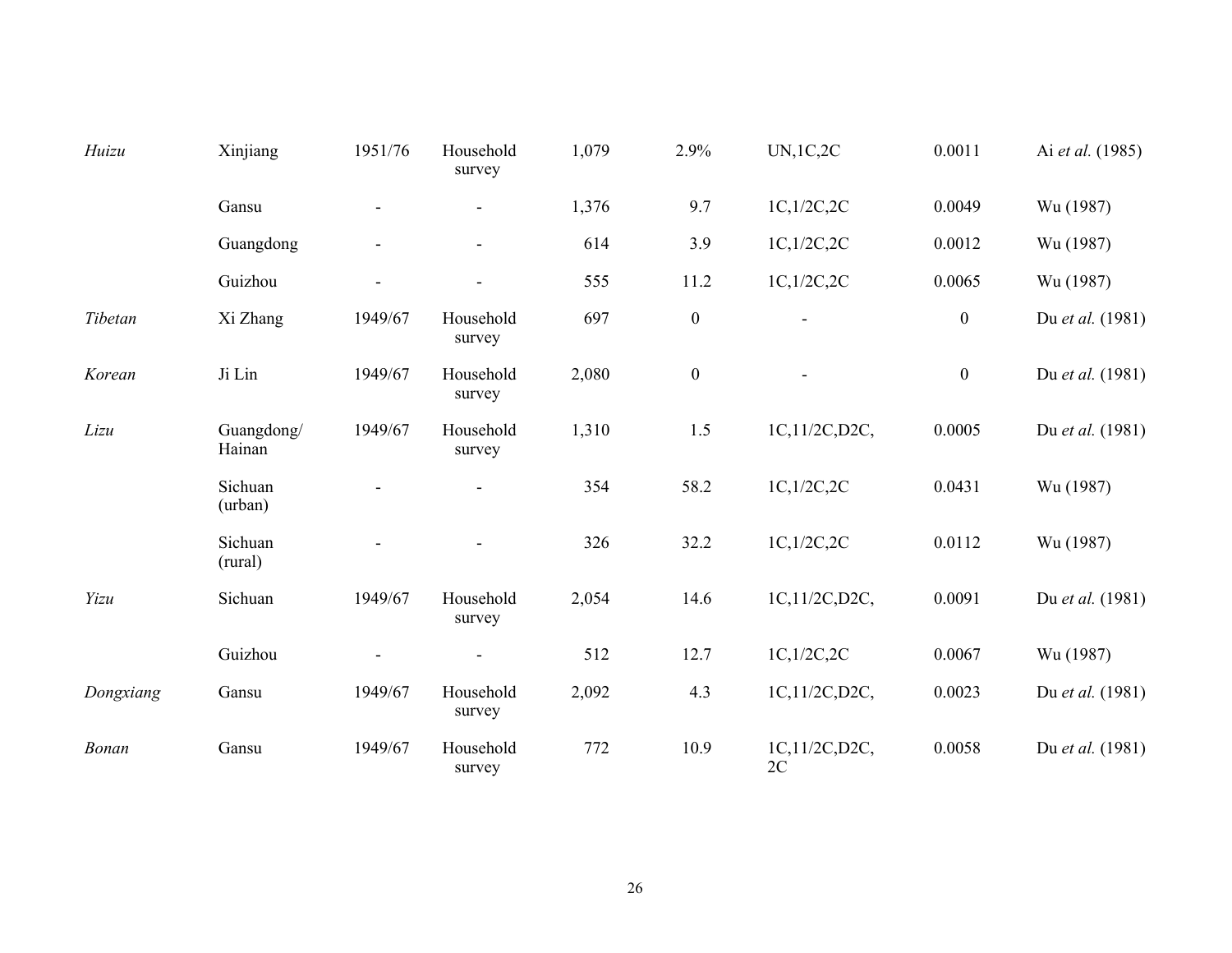| | | | | | | | | |
|---|---|---|---|---|---|---|---|---|
| *Huizu* | Xinjiang | 1951/76 | Household survey | 1,079 | 2.9% | UN,1C,2C | 0.0011 | Ai *et al.* (1985) |
| | Gansu | - | - | 1,376 | 9.7 | 1C,1/2C,2C | 0.0049 | Wu (1987) |
| | Guangdong | - | - | 614 | 3.9 | 1C,1/2C,2C | 0.0012 | Wu (1987) |
| | Guizhou | - | - | 555 | 11.2 | 1C,1/2C,2C | 0.0065 | Wu (1987) |
| *Tibetan* | Xi Zhang | 1949/67 | Household survey | 697 | 0 | - | 0 | Du *et al.* (1981) |
| *Korean* | Ji Lin | 1949/67 | Household survey | 2,080 | 0 | - | 0 | Du *et al.* (1981) |
| *Lizu* | Guangdong/ Hainan | 1949/67 | Household survey | 1,310 | 1.5 | 1C,11/2C,D2C, | 0.0005 | Du *et al.* (1981) |
| | Sichuan (urban) | - | - | 354 | 58.2 | 1C,1/2C,2C | 0.0431 | Wu (1987) |
| | Sichuan (rural) | - | - | 326 | 32.2 | 1C,1/2C,2C | 0.0112 | Wu (1987) |
| *Yizu* | Sichuan | 1949/67 | Household survey | 2,054 | 14.6 | 1C,11/2C,D2C, | 0.0091 | Du *et al.* (1981) |
| | Guizhou | - | - | 512 | 12.7 | 1C,1/2C,2C | 0.0067 | Wu (1987) |
| *Dongxiang* | Gansu | 1949/67 | Household survey | 2,092 | 4.3 | 1C,11/2C,D2C, | 0.0023 | Du *et al.* (1981) |
| *Bonan* | Gansu | 1949/67 | Household survey | 772 | 10.9 | 1C,11/2C,D2C, 2C | 0.0058 | Du *et al.* (1981) |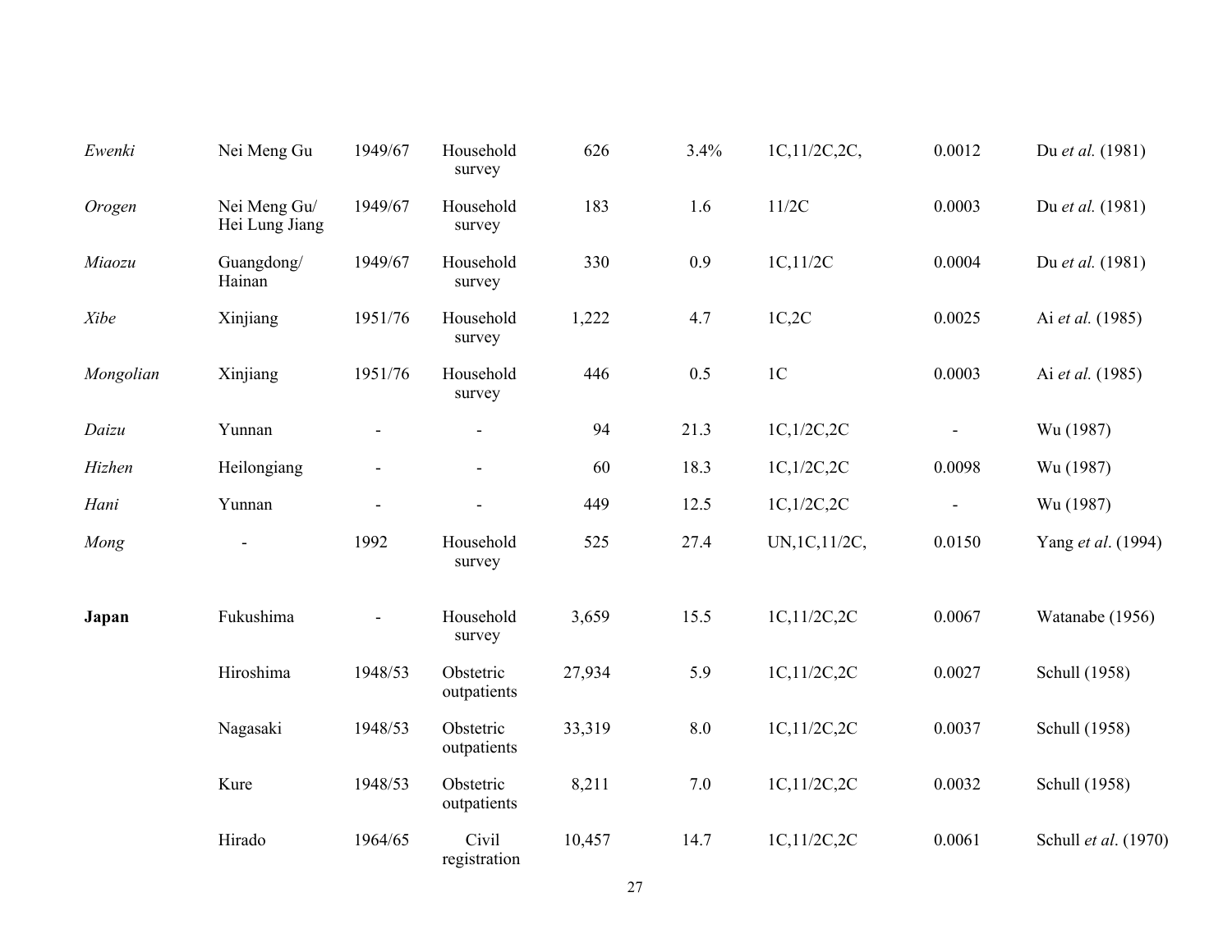| | | | | | | | | |
|---|---|---|---|---|---|---|---|---|
| *Ewenki* | Nei Meng Gu | 1949/67 | Household survey | 626 | 3.4% | 1C,11/2C,2C, | 0.0012 | Du *et al.* (1981) |
| *Orogen* | Nei Meng Gu/ Hei Lung Jiang | 1949/67 | Household survey | 183 | 1.6 | 11/2C | 0.0003 | Du *et al.* (1981) |
| *Miaozu* | Guangdong/ Hainan | 1949/67 | Household survey | 330 | 0.9 | 1C,11/2C | 0.0004 | Du *et al.* (1981) |
| *Xibe* | Xinjiang | 1951/76 | Household survey | 1,222 | 4.7 | 1C,2C | 0.0025 | Ai *et al.* (1985) |
| *Mongolian* | Xinjiang | 1951/76 | Household survey | 446 | 0.5 | 1C | 0.0003 | Ai *et al.* (1985) |
| *Daizu* | Yunnan | - | - | 94 | 21.3 | 1C,1/2C,2C | - | Wu (1987) |
| *Hizhen* | Heilongiang | - | - | 60 | 18.3 | 1C,1/2C,2C | 0.0098 | Wu (1987) |
| *Hani* | Yunnan | - | - | 449 | 12.5 | 1C,1/2C,2C | - | Wu (1987) |
| *Mong* | - | 1992 | Household survey | 525 | 27.4 | UN,1C,11/2C, | 0.0150 | Yang *et al*. (1994) |
| **Japan** | Fukushima | - | Household survey | 3,659 | 15.5 | 1C,11/2C,2C | 0.0067 | Watanabe (1956) |
| | Hiroshima | 1948/53 | Obstetric outpatients | 27,934 | 5.9 | 1C,11/2C,2C | 0.0027 | Schull (1958) |
| | Nagasaki | 1948/53 | Obstetric outpatients | 33,319 | 8.0 | 1C,11/2C,2C | 0.0037 | Schull (1958) |
| | Kure | 1948/53 | Obstetric outpatients | 8,211 | 7.0 | 1C,11/2C,2C | 0.0032 | Schull (1958) |
| | Hirado | 1964/65 | Civil registration | 10,457 | 14.7 | 1C,11/2C,2C | 0.0061 | Schull *et al*. (1970) |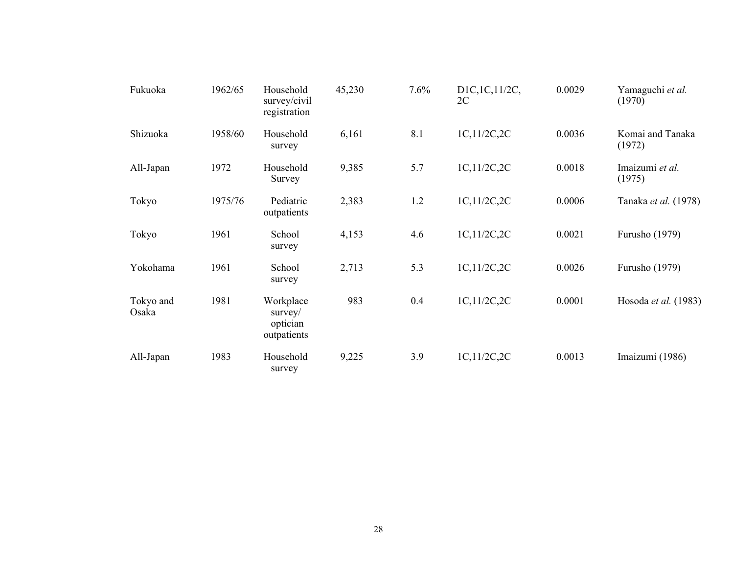| | | | | | | | |
|---|---|---|---|---|---|---|---|
| Fukuoka | 1962/65 | Household survey/civil registration | 45,230 | 7.6% | D1C,1C,11/2C, 2C | 0.0029 | Yamaguchi *et al.* (1970) |
| Shizuoka | 1958/60 | Household survey | 6,161 | 8.1 | 1C,11/2C,2C | 0.0036 | Komai and Tanaka (1972) |
| All-Japan | 1972 | Household Survey | 9,385 | 5.7 | 1C,11/2C,2C | 0.0018 | Imaizumi *et al.* (1975) |
| Tokyo | 1975/76 | Pediatric outpatients | 2,383 | 1.2 | 1C,11/2C,2C | 0.0006 | Tanaka *et al.* (1978) |
| Tokyo | 1961 | School survey | 4,153 | 4.6 | 1C,11/2C,2C | 0.0021 | Furusho (1979) |
| Yokohama | 1961 | School survey | 2,713 | 5.3 | 1C,11/2C,2C | 0.0026 | Furusho (1979) |
| Tokyo and Osaka | 1981 | Workplace survey/ optician outpatients | 983 | 0.4 | 1C,11/2C,2C | 0.0001 | Hosoda *et al.* (1983) |
| All-Japan | 1983 | Household survey | 9,225 | 3.9 | 1C,11/2C,2C | 0.0013 | Imaizumi (1986) |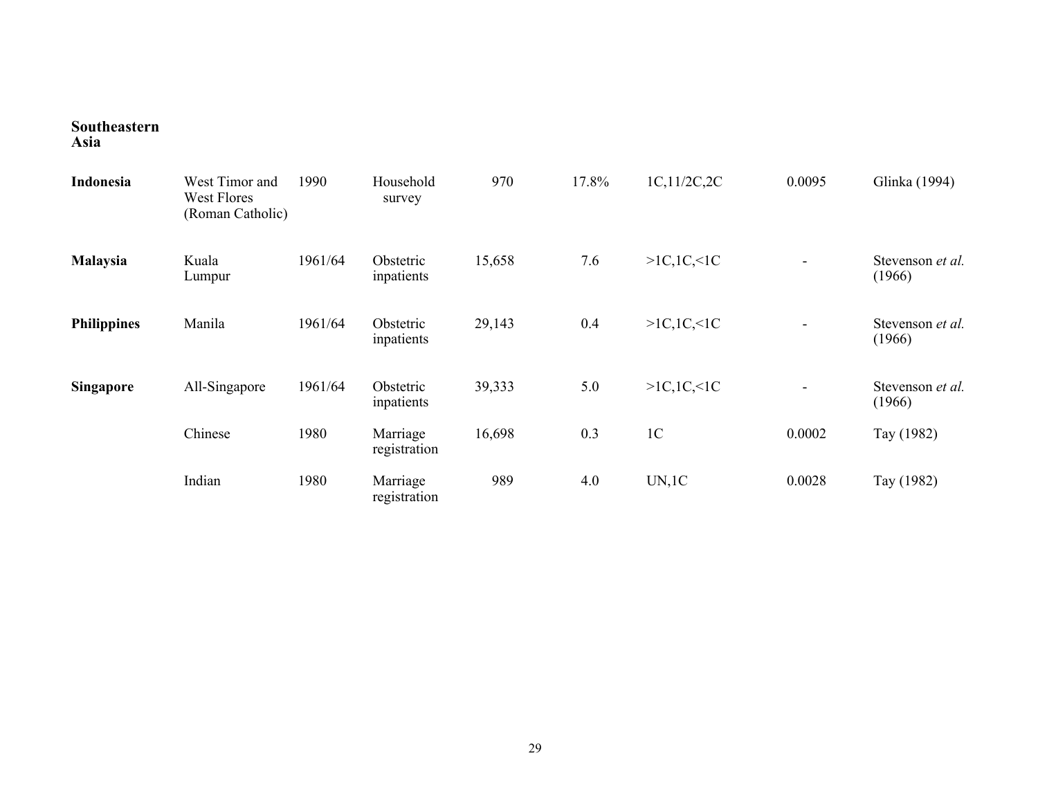**Southeastern Asia**

| | | | | | | | | |
|---|---|---|---|---|---|---|---|---|
| **Indonesia** | West Timor and West Flores (Roman Catholic) | 1990 | Household survey | 970 | 17.8% | 1C,11/2C,2C | 0.0095 | Glinka (1994) |
| **Malaysia** | Kuala Lumpur | 1961/64 | Obstetric inpatients | 15,658 | 7.6 | >1C,1C,<1C | - | Stevenson *et al.* (1966) |
| **Philippines** | Manila | 1961/64 | Obstetric inpatients | 29,143 | 0.4 | >1C,1C,<1C | - | Stevenson *et al.* (1966) |
| **Singapore** | All-Singapore | 1961/64 | Obstetric inpatients | 39,333 | 5.0 | >1C,1C,<1C | - | Stevenson *et al.* (1966) |
| | Chinese | 1980 | Marriage registration | 16,698 | 0.3 | 1C | 0.0002 | Tay (1982) |
| | Indian | 1980 | Marriage registration | 989 | 4.0 | UN,1C | 0.0028 | Tay (1982) |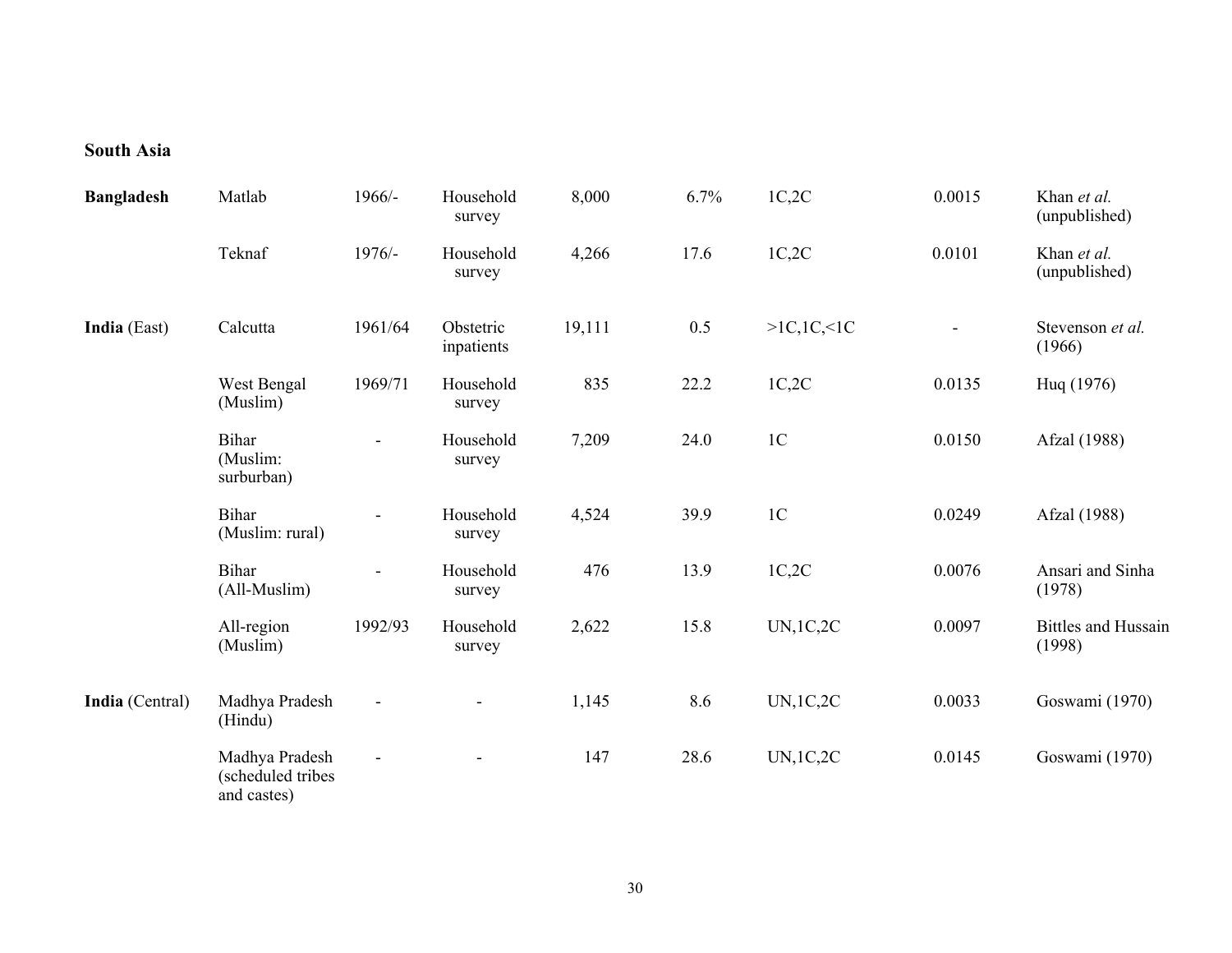**South Asia**

| | | | | | | | | |
|---|---|---|---|---|---|---|---|---|
| **Bangladesh** | Matlab | 1966/- | Household survey | 8,000 | 6.7% | 1C,2C | 0.0015 | Khan *et al.* (unpublished) |
| | Teknaf | 1976/- | Household survey | 4,266 | 17.6 | 1C,2C | 0.0101 | Khan *et al.* (unpublished) |
| **India** (East) | Calcutta | 1961/64 | Obstetric inpatients | 19,111 | 0.5 | >1C,1C,<1C | - | Stevenson *et al.* (1966) |
| | West Bengal (Muslim) | 1969/71 | Household survey | 835 | 22.2 | 1C,2C | 0.0135 | Huq (1976) |
| | Bihar (Muslim: surburban) | - | Household survey | 7,209 | 24.0 | 1C | 0.0150 | Afzal (1988) |
| | Bihar (Muslim: rural) | - | Household survey | 4,524 | 39.9 | 1C | 0.0249 | Afzal (1988) |
| | Bihar (All-Muslim) | - | Household survey | 476 | 13.9 | 1C,2C | 0.0076 | Ansari and Sinha (1978) |
| | All-region (Muslim) | 1992/93 | Household survey | 2,622 | 15.8 | UN,1C,2C | 0.0097 | Bittles and Hussain (1998) |
| **India** (Central) | Madhya Pradesh (Hindu) | - | - | 1,145 | 8.6 | UN,1C,2C | 0.0033 | Goswami (1970) |
| | Madhya Pradesh (scheduled tribes and castes) | - | - | 147 | 28.6 | UN,1C,2C | 0.0145 | Goswami (1970) |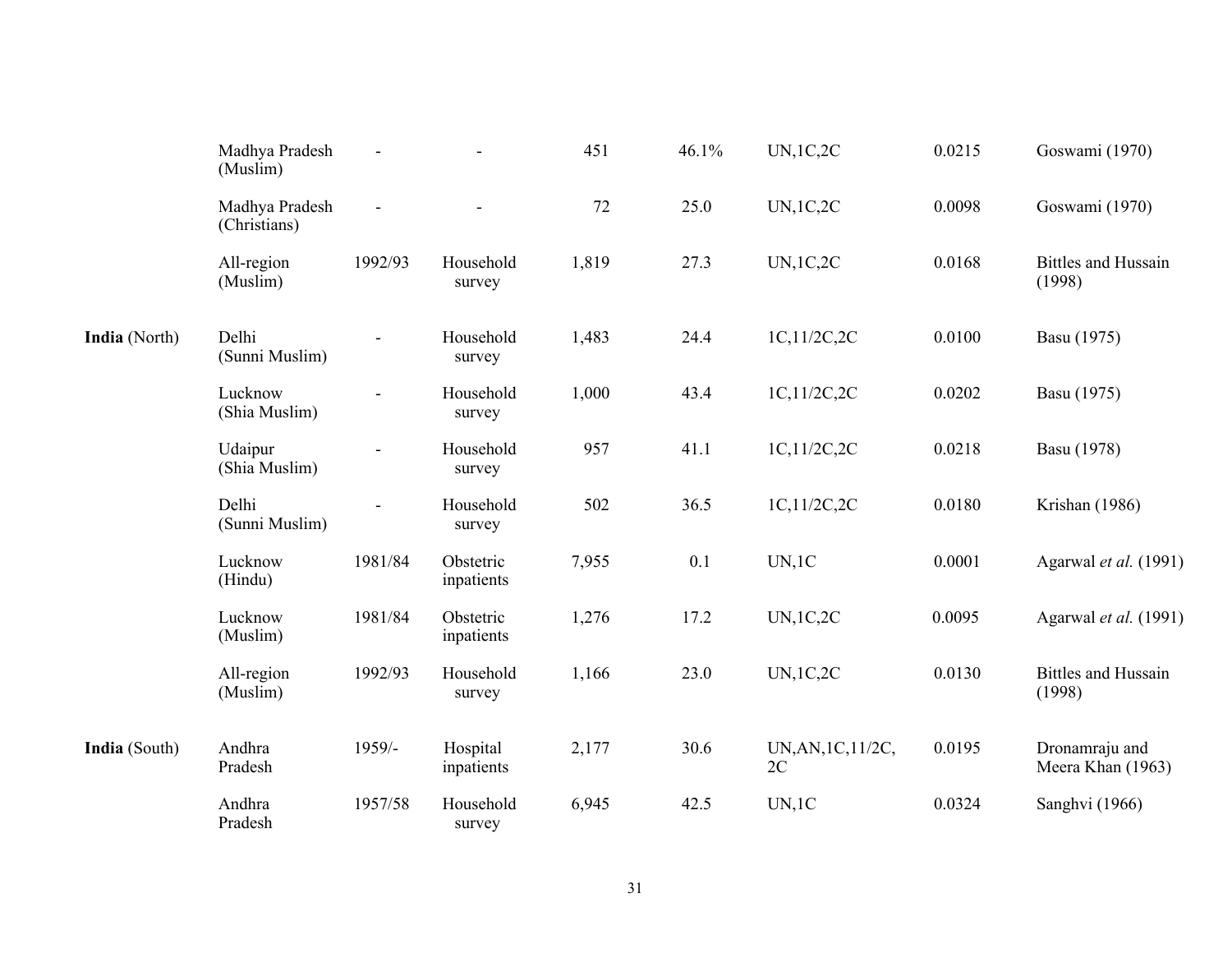| | | | | | | | | |
|---|---|---|---|---|---|---|---|---|
| | Madhya Pradesh (Muslim) | - | - | 451 | 46.1% | UN,1C,2C | 0.0215 | Goswami (1970) |
| | Madhya Pradesh (Christians) | - | - | 72 | 25.0 | UN,1C,2C | 0.0098 | Goswami (1970) |
| | All-region (Muslim) | 1992/93 | Household survey | 1,819 | 27.3 | UN,1C,2C | 0.0168 | Bittles and Hussain (1998) |
| **India** (North) | Delhi (Sunni Muslim) | - | Household survey | 1,483 | 24.4 | 1C,11/2C,2C | 0.0100 | Basu (1975) |
| | Lucknow (Shia Muslim) | - | Household survey | 1,000 | 43.4 | 1C,11/2C,2C | 0.0202 | Basu (1975) |
| | Udaipur (Shia Muslim) | - | Household survey | 957 | 41.1 | 1C,11/2C,2C | 0.0218 | Basu (1978) |
| | Delhi (Sunni Muslim) | - | Household survey | 502 | 36.5 | 1C,11/2C,2C | 0.0180 | Krishan (1986) |
| | Lucknow (Hindu) | 1981/84 | Obstetric inpatients | 7,955 | 0.1 | UN,1C | 0.0001 | Agarwal *et al.* (1991) |
| | Lucknow (Muslim) | 1981/84 | Obstetric inpatients | 1,276 | 17.2 | UN,1C,2C | 0.0095 | Agarwal *et al.* (1991) |
| | All-region (Muslim) | 1992/93 | Household survey | 1,166 | 23.0 | UN,1C,2C | 0.0130 | Bittles and Hussain (1998) |
| **India** (South) | Andhra Pradesh | 1959/- | Hospital inpatients | 2,177 | 30.6 | UN,AN,1C,11/2C, 2C | 0.0195 | Dronamraju and Meera Khan (1963) |
| | Andhra Pradesh | 1957/58 | Household survey | 6,945 | 42.5 | UN,1C | 0.0324 | Sanghvi (1966) |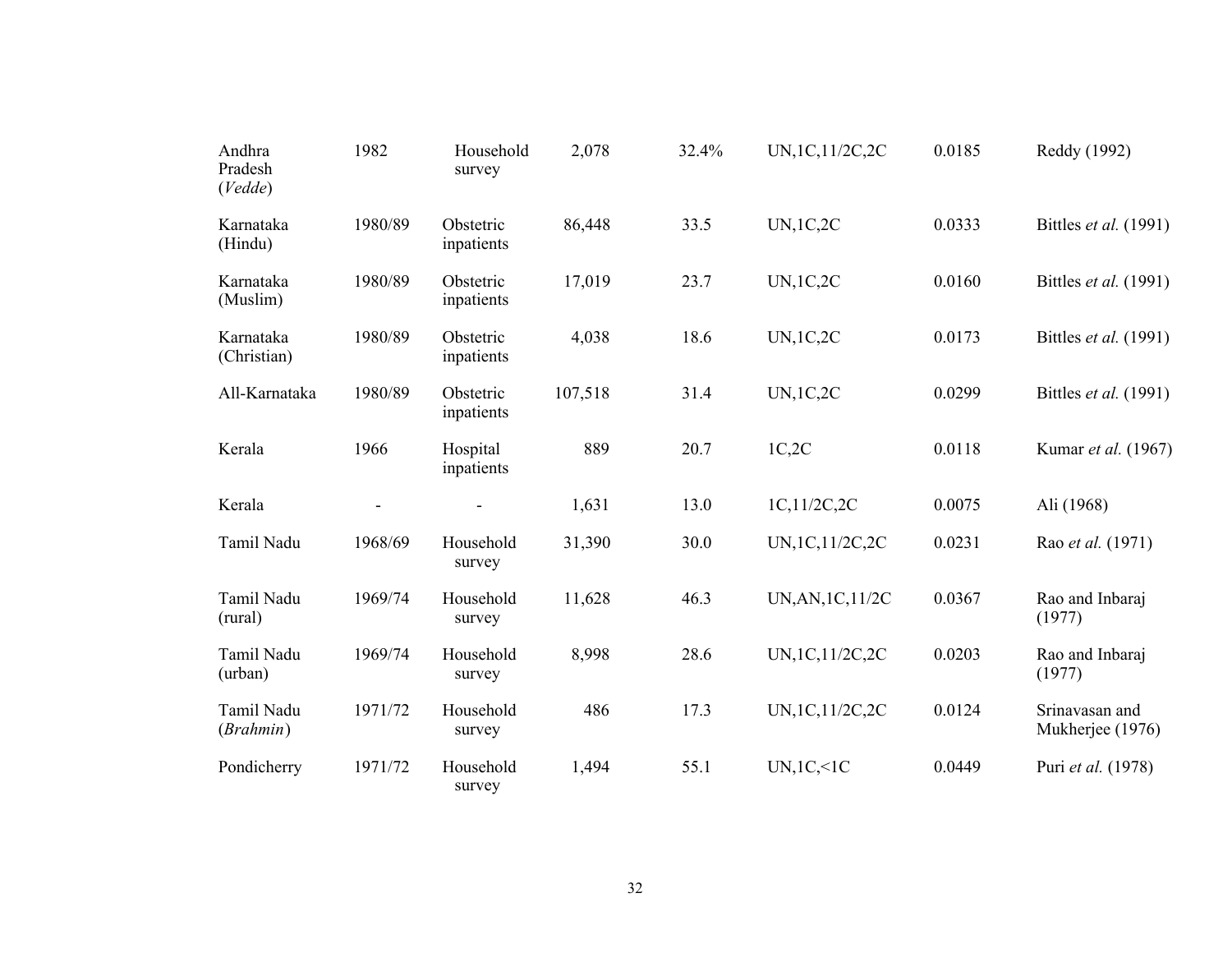| | | | | | | | |
|---|---|---|---|---|---|---|---|
| Andhra Pradesh (*Vedde*) | 1982 | Household survey | 2,078 | 32.4% | UN,1C,11/2C,2C | 0.0185 | Reddy (1992) |
| Karnataka (Hindu) | 1980/89 | Obstetric inpatients | 86,448 | 33.5 | UN,1C,2C | 0.0333 | Bittles *et al.* (1991) |
| Karnataka (Muslim) | 1980/89 | Obstetric inpatients | 17,019 | 23.7 | UN,1C,2C | 0.0160 | Bittles *et al.* (1991) |
| Karnataka (Christian) | 1980/89 | Obstetric inpatients | 4,038 | 18.6 | UN,1C,2C | 0.0173 | Bittles *et al.* (1991) |
| All-Karnataka | 1980/89 | Obstetric inpatients | 107,518 | 31.4 | UN,1C,2C | 0.0299 | Bittles *et al.* (1991) |
| Kerala | 1966 | Hospital inpatients | 889 | 20.7 | 1C,2C | 0.0118 | Kumar *et al.* (1967) |
| Kerala | - | - | 1,631 | 13.0 | 1C,11/2C,2C | 0.0075 | Ali (1968) |
| Tamil Nadu | 1968/69 | Household survey | 31,390 | 30.0 | UN,1C,11/2C,2C | 0.0231 | Rao *et al.* (1971) |
| Tamil Nadu (rural) | 1969/74 | Household survey | 11,628 | 46.3 | UN,AN,1C,11/2C | 0.0367 | Rao and Inbaraj (1977) |
| Tamil Nadu (urban) | 1969/74 | Household survey | 8,998 | 28.6 | UN,1C,11/2C,2C | 0.0203 | Rao and Inbaraj (1977) |
| Tamil Nadu (*Brahmin*) | 1971/72 | Household survey | 486 | 17.3 | UN,1C,11/2C,2C | 0.0124 | Srinavasan and Mukherjee (1976) |
| Pondicherry | 1971/72 | Household survey | 1,494 | 55.1 | UN,1C,<1C | 0.0449 | Puri *et al.* (1978) |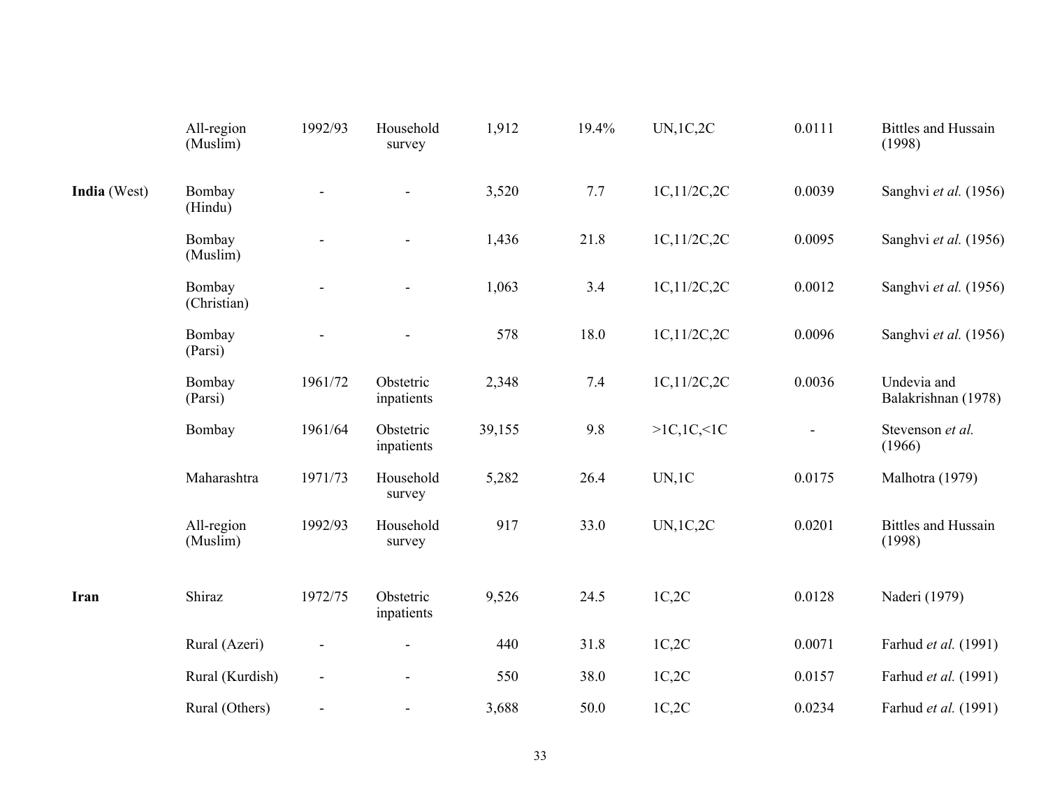| | | | | | | | | |
|---|---|---|---|---|---|---|---|---|
| | All-region (Muslim) | 1992/93 | Household survey | 1,912 | 19.4% | UN,1C,2C | 0.0111 | Bittles and Hussain (1998) |
| **India** (West) | Bombay (Hindu) | - | - | 3,520 | 7.7 | 1C,11/2C,2C | 0.0039 | Sanghvi *et al.* (1956) |
| | Bombay (Muslim) | - | - | 1,436 | 21.8 | 1C,11/2C,2C | 0.0095 | Sanghvi *et al.* (1956) |
| | Bombay (Christian) | - | - | 1,063 | 3.4 | 1C,11/2C,2C | 0.0012 | Sanghvi *et al.* (1956) |
| | Bombay (Parsi) | - | - | 578 | 18.0 | 1C,11/2C,2C | 0.0096 | Sanghvi *et al.* (1956) |
| | Bombay (Parsi) | 1961/72 | Obstetric inpatients | 2,348 | 7.4 | 1C,11/2C,2C | 0.0036 | Undevia and Balakrishnan (1978) |
| | Bombay | 1961/64 | Obstetric inpatients | 39,155 | 9.8 | >1C,1C,<1C | - | Stevenson *et al.* (1966) |
| | Maharashtra | 1971/73 | Household survey | 5,282 | 26.4 | UN,1C | 0.0175 | Malhotra (1979) |
| | All-region (Muslim) | 1992/93 | Household survey | 917 | 33.0 | UN,1C,2C | 0.0201 | Bittles and Hussain (1998) |
| **Iran** | Shiraz | 1972/75 | Obstetric inpatients | 9,526 | 24.5 | 1C,2C | 0.0128 | Naderi (1979) |
| | Rural (Azeri) | - | - | 440 | 31.8 | 1C,2C | 0.0071 | Farhud *et al.* (1991) |
| | Rural (Kurdish) | - | - | 550 | 38.0 | 1C,2C | 0.0157 | Farhud *et al.* (1991) |
| | Rural (Others) | - | - | 3,688 | 50.0 | 1C,2C | 0.0234 | Farhud *et al.* (1991) |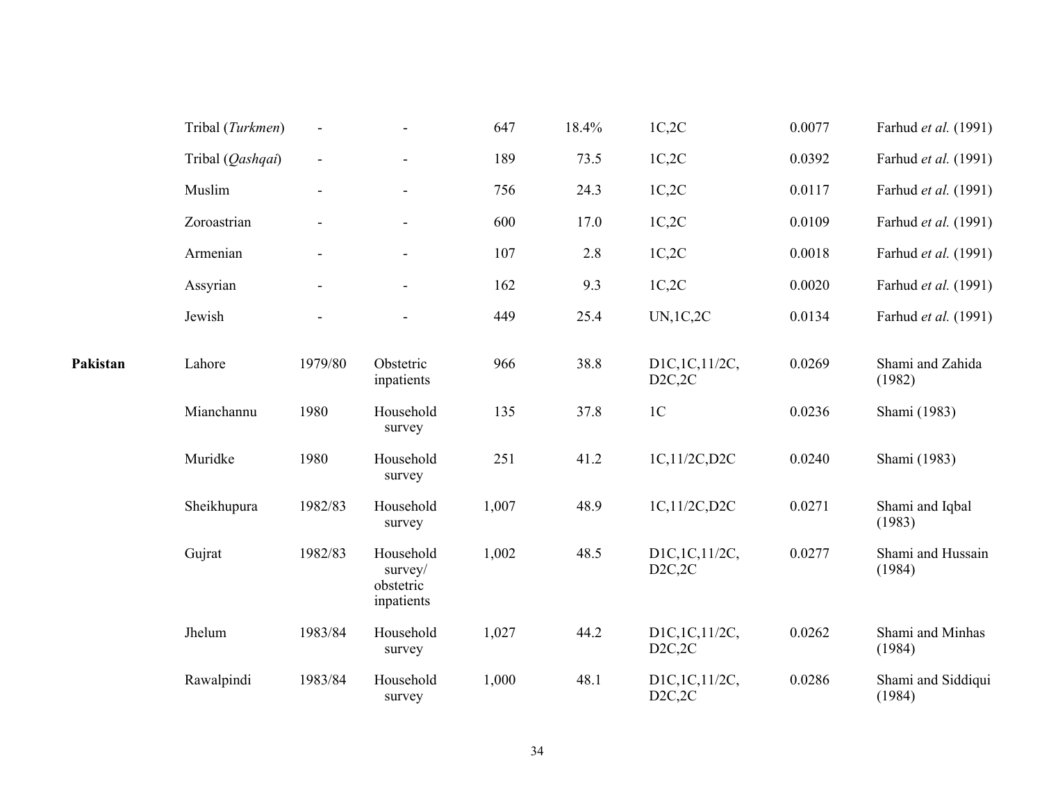| | | | | | | | | |
|---|---|---|---|---|---|---|---|---|
| | Tribal (*Turkmen*) | - | - | 647 | 18.4% | 1C,2C | 0.0077 | Farhud *et al.* (1991) |
| | Tribal (*Qashqai*) | - | - | 189 | 73.5 | 1C,2C | 0.0392 | Farhud *et al.* (1991) |
| | Muslim | - | - | 756 | 24.3 | 1C,2C | 0.0117 | Farhud *et al.* (1991) |
| | Zoroastrian | - | - | 600 | 17.0 | 1C,2C | 0.0109 | Farhud *et al.* (1991) |
| | Armenian | - | - | 107 | 2.8 | 1C,2C | 0.0018 | Farhud *et al.* (1991) |
| | Assyrian | - | - | 162 | 9.3 | 1C,2C | 0.0020 | Farhud *et al.* (1991) |
| | Jewish | - | - | 449 | 25.4 | UN,1C,2C | 0.0134 | Farhud *et al.* (1991) |
| **Pakistan** | Lahore | 1979/80 | Obstetric inpatients | 966 | 38.8 | D1C,1C,11/2C, D2C,2C | 0.0269 | Shami and Zahida (1982) |
| | Mianchannu | 1980 | Household survey | 135 | 37.8 | 1C | 0.0236 | Shami (1983) |
| | Muridke | 1980 | Household survey | 251 | 41.2 | 1C,11/2C,D2C | 0.0240 | Shami (1983) |
| | Sheikhupura | 1982/83 | Household survey | 1,007 | 48.9 | 1C,11/2C,D2C | 0.0271 | Shami and Iqbal (1983) |
| | Gujrat | 1982/83 | Household survey/ obstetric inpatients | 1,002 | 48.5 | D1C,1C,11/2C, D2C,2C | 0.0277 | Shami and Hussain (1984) |
| | Jhelum | 1983/84 | Household survey | 1,027 | 44.2 | D1C,1C,11/2C, D2C,2C | 0.0262 | Shami and Minhas (1984) |
| | Rawalpindi | 1983/84 | Household survey | 1,000 | 48.1 | D1C,1C,11/2C, D2C,2C | 0.0286 | Shami and Siddiqui (1984) |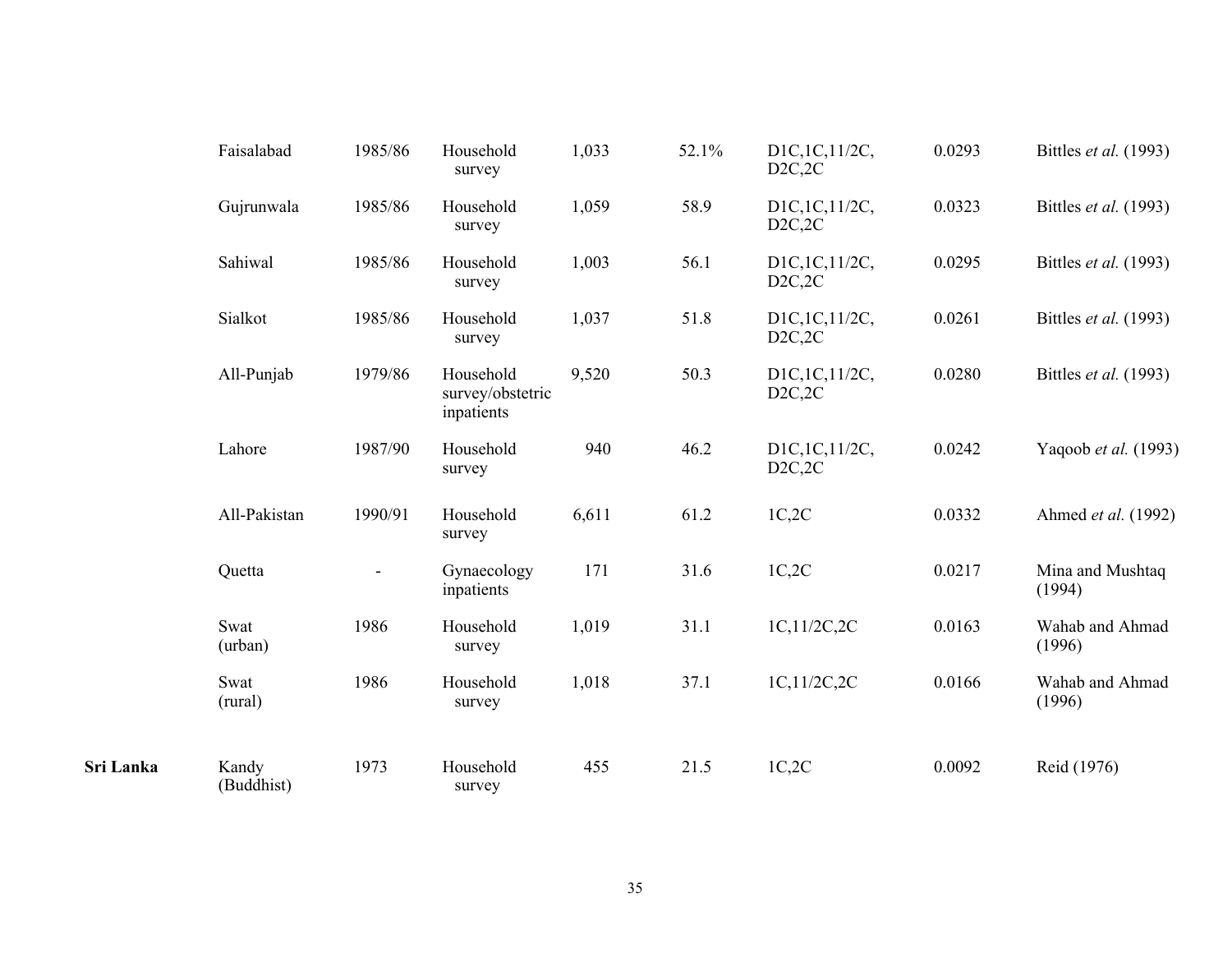| | | | | | | | | |
|---|---|---|---|---|---|---|---|---|
| | Faisalabad | 1985/86 | Household survey | 1,033 | 52.1% | D1C,1C,11/2C, D2C,2C | 0.0293 | Bittles *et al.* (1993) |
| | Gujrunwala | 1985/86 | Household survey | 1,059 | 58.9 | D1C,1C,11/2C, D2C,2C | 0.0323 | Bittles *et al.* (1993) |
| | Sahiwal | 1985/86 | Household survey | 1,003 | 56.1 | D1C,1C,11/2C, D2C,2C | 0.0295 | Bittles *et al.* (1993) |
| | Sialkot | 1985/86 | Household survey | 1,037 | 51.8 | D1C,1C,11/2C, D2C,2C | 0.0261 | Bittles *et al.* (1993) |
| | All-Punjab | 1979/86 | Household survey/obstetric inpatients | 9,520 | 50.3 | D1C,1C,11/2C, D2C,2C | 0.0280 | Bittles *et al.* (1993) |
| | Lahore | 1987/90 | Household survey | 940 | 46.2 | D1C,1C,11/2C, D2C,2C | 0.0242 | Yaqoob *et al.* (1993) |
| | All-Pakistan | 1990/91 | Household survey | 6,611 | 61.2 | 1C,2C | 0.0332 | Ahmed *et al.* (1992) |
| | Quetta | - | Gynaecology inpatients | 171 | 31.6 | 1C,2C | 0.0217 | Mina and Mushtaq (1994) |
| | Swat (urban) | 1986 | Household survey | 1,019 | 31.1 | 1C,11/2C,2C | 0.0163 | Wahab and Ahmad (1996) |
| | Swat (rural) | 1986 | Household survey | 1,018 | 37.1 | 1C,11/2C,2C | 0.0166 | Wahab and Ahmad (1996) |
| **Sri Lanka** | Kandy (Buddhist) | 1973 | Household survey | 455 | 21.5 | 1C,2C | 0.0092 | Reid (1976) |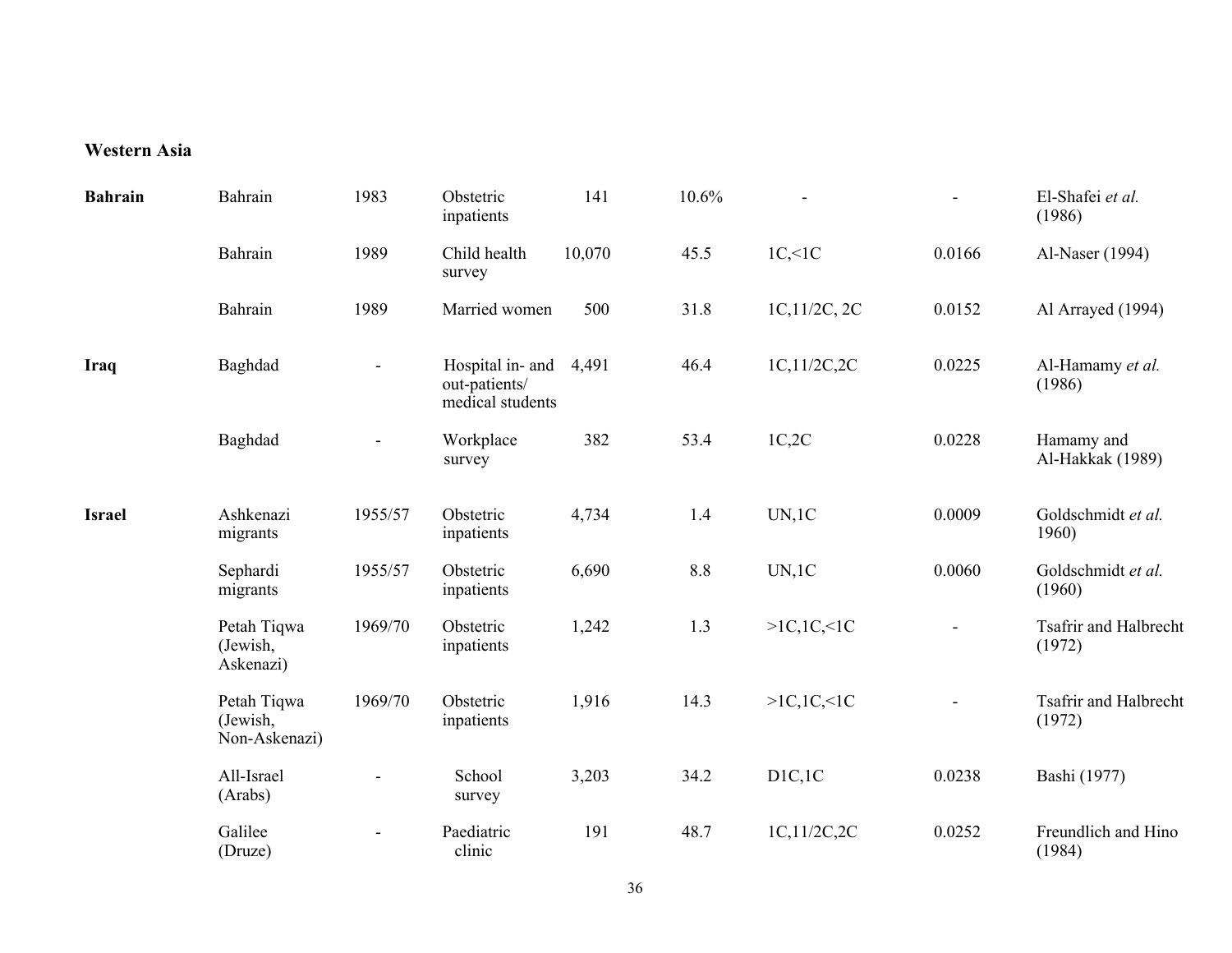### Western Asia

| | | | | | | | | |
|---|---|---|---|---|---|---|---|---|
| **Bahrain** | Bahrain | 1983 | Obstetric inpatients | 141 | 10.6% | - | - | El-Shafei *et al.* (1986) |
| | Bahrain | 1989 | Child health survey | 10,070 | 45.5 | 1C,<1C | 0.0166 | Al-Naser (1994) |
| | Bahrain | 1989 | Married women | 500 | 31.8 | 1C,11/2C, 2C | 0.0152 | Al Arrayed (1994) |
| **Iraq** | Baghdad | - | Hospital in- and out-patients/ medical students | 4,491 | 46.4 | 1C,11/2C,2C | 0.0225 | Al-Hamamy *et al.* (1986) |
| | Baghdad | - | Workplace survey | 382 | 53.4 | 1C,2C | 0.0228 | Hamamy and Al-Hakkak (1989) |
| **Israel** | Ashkenazi migrants | 1955/57 | Obstetric inpatients | 4,734 | 1.4 | UN,1C | 0.0009 | Goldschmidt *et al.* 1960) |
| | Sephardi migrants | 1955/57 | Obstetric inpatients | 6,690 | 8.8 | UN,1C | 0.0060 | Goldschmidt *et al.* (1960) |
| | Petah Tiqwa (Jewish, Askenazi) | 1969/70 | Obstetric inpatients | 1,242 | 1.3 | >1C,1C,<1C | - | Tsafrir and Halbrecht (1972) |
| | Petah Tiqwa (Jewish, Non-Askenazi) | 1969/70 | Obstetric inpatients | 1,916 | 14.3 | >1C,1C,<1C | - | Tsafrir and Halbrecht (1972) |
| | All-Israel (Arabs) | - | School survey | 3,203 | 34.2 | D1C,1C | 0.0238 | Bashi (1977) |
| | Galilee (Druze) | - | Paediatric clinic | 191 | 48.7 | 1C,11/2C,2C | 0.0252 | Freundlich and Hino (1984) |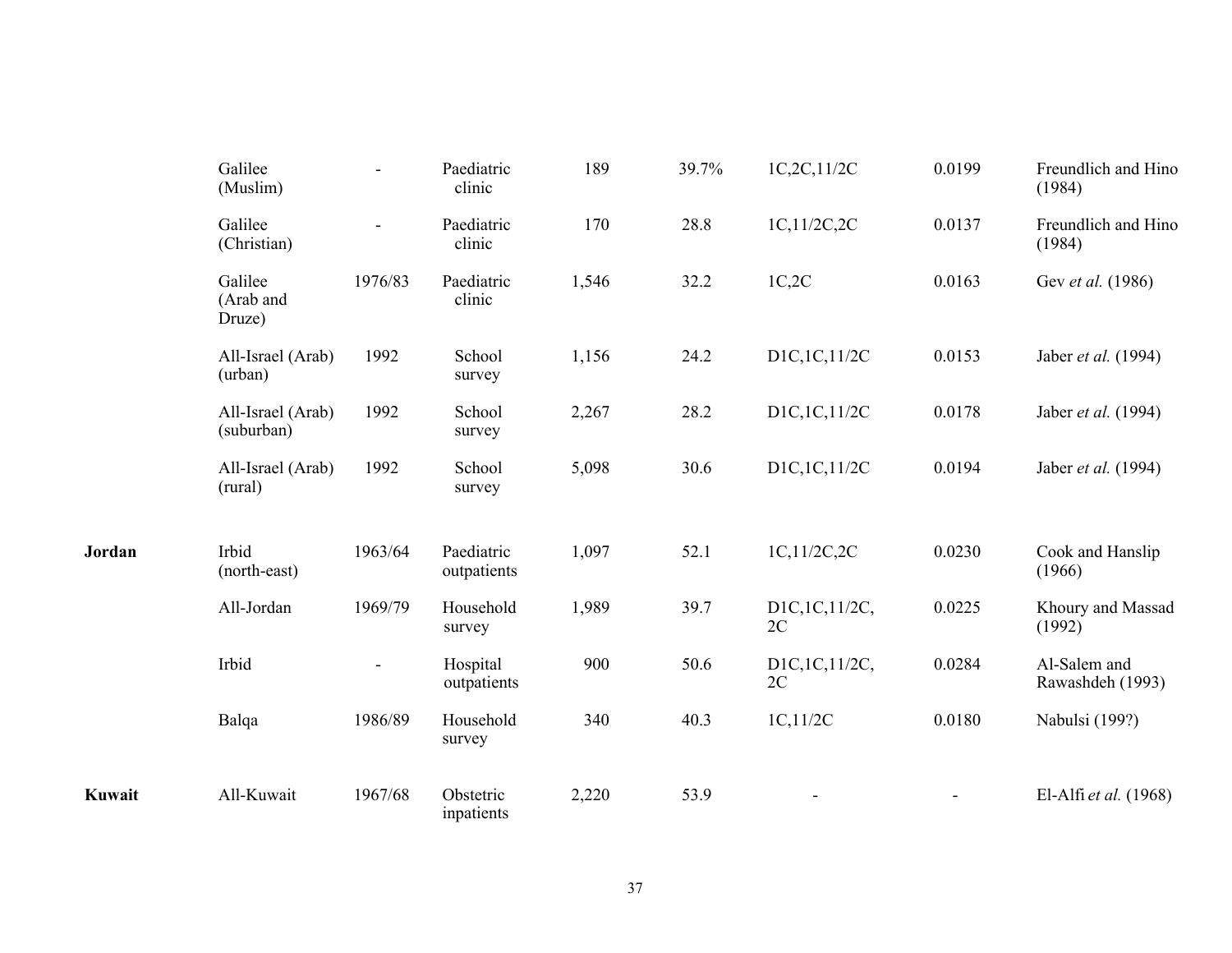| | | | | | | | | |
|---|---|---|---|---|---|---|---|---|
| | Galilee (Muslim) | - | Paediatric clinic | 189 | 39.7% | 1C,2C,11/2C | 0.0199 | Freundlich and Hino (1984) |
| | Galilee (Christian) | - | Paediatric clinic | 170 | 28.8 | 1C,11/2C,2C | 0.0137 | Freundlich and Hino (1984) |
| | Galilee (Arab and Druze) | 1976/83 | Paediatric clinic | 1,546 | 32.2 | 1C,2C | 0.0163 | Gev *et al.* (1986) |
| | All-Israel (Arab) (urban) | 1992 | School survey | 1,156 | 24.2 | D1C,1C,11/2C | 0.0153 | Jaber *et al.* (1994) |
| | All-Israel (Arab) (suburban) | 1992 | School survey | 2,267 | 28.2 | D1C,1C,11/2C | 0.0178 | Jaber *et al.* (1994) |
| | All-Israel (Arab) (rural) | 1992 | School survey | 5,098 | 30.6 | D1C,1C,11/2C | 0.0194 | Jaber *et al.* (1994) |
| **Jordan** | Irbid (north-east) | 1963/64 | Paediatric outpatients | 1,097 | 52.1 | 1C,11/2C,2C | 0.0230 | Cook and Hanslip (1966) |
| | All-Jordan | 1969/79 | Household survey | 1,989 | 39.7 | D1C,1C,11/2C, 2C | 0.0225 | Khoury and Massad (1992) |
| | Irbid | - | Hospital outpatients | 900 | 50.6 | D1C,1C,11/2C, 2C | 0.0284 | Al-Salem and Rawashdeh (1993) |
| | Balqa | 1986/89 | Household survey | 340 | 40.3 | 1C,11/2C | 0.0180 | Nabulsi (199?) |
| **Kuwait** | All-Kuwait | 1967/68 | Obstetric inpatients | 2,220 | 53.9 | - | - | El-Alfi *et al.* (1968) |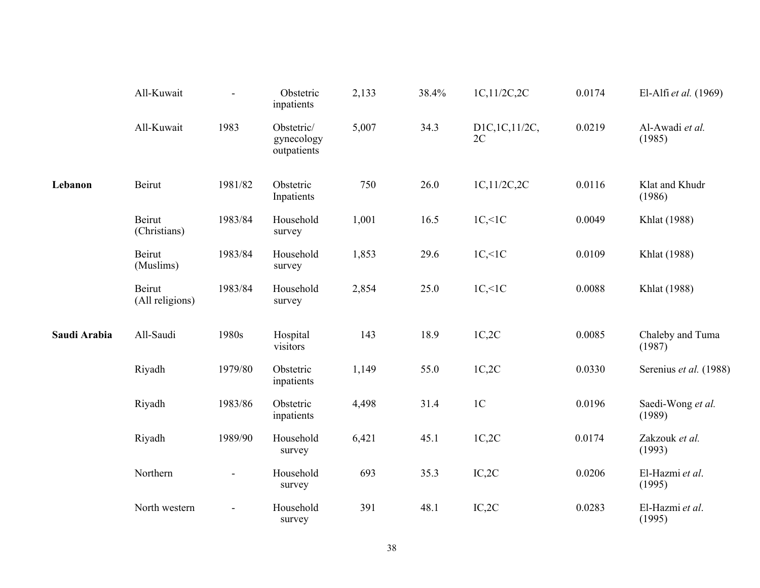| | | | | | | | | |
|---|---|---|---|---|---|---|---|---|
| | All-Kuwait | - | Obstetric inpatients | 2,133 | 38.4% | 1C,11/2C,2C | 0.0174 | El-Alfi *et al.* (1969) |
| | All-Kuwait | 1983 | Obstetric/ gynecology outpatients | 5,007 | 34.3 | D1C,1C,11/2C, 2C | 0.0219 | Al-Awadi *et al.* (1985) |
| **Lebanon** | Beirut | 1981/82 | Obstetric Inpatients | 750 | 26.0 | 1C,11/2C,2C | 0.0116 | Klat and Khudr (1986) |
| | Beirut (Christians) | 1983/84 | Household survey | 1,001 | 16.5 | 1C,<1C | 0.0049 | Khlat (1988) |
| | Beirut (Muslims) | 1983/84 | Household survey | 1,853 | 29.6 | 1C,<1C | 0.0109 | Khlat (1988) |
| | Beirut (All religions) | 1983/84 | Household survey | 2,854 | 25.0 | 1C,<1C | 0.0088 | Khlat (1988) |
| **Saudi Arabia** | All-Saudi | 1980s | Hospital visitors | 143 | 18.9 | 1C,2C | 0.0085 | Chaleby and Tuma (1987) |
| | Riyadh | 1979/80 | Obstetric inpatients | 1,149 | 55.0 | 1C,2C | 0.0330 | Serenius *et al.* (1988) |
| | Riyadh | 1983/86 | Obstetric inpatients | 4,498 | 31.4 | 1C | 0.0196 | Saedi-Wong *et al.* (1989) |
| | Riyadh | 1989/90 | Household survey | 6,421 | 45.1 | 1C,2C | 0.0174 | Zakzouk *et al.* (1993) |
| | Northern | - | Household survey | 693 | 35.3 | IC,2C | 0.0206 | El-Hazmi *et al*. (1995) |
| | North western | - | Household survey | 391 | 48.1 | IC,2C | 0.0283 | El-Hazmi *et al*. (1995) |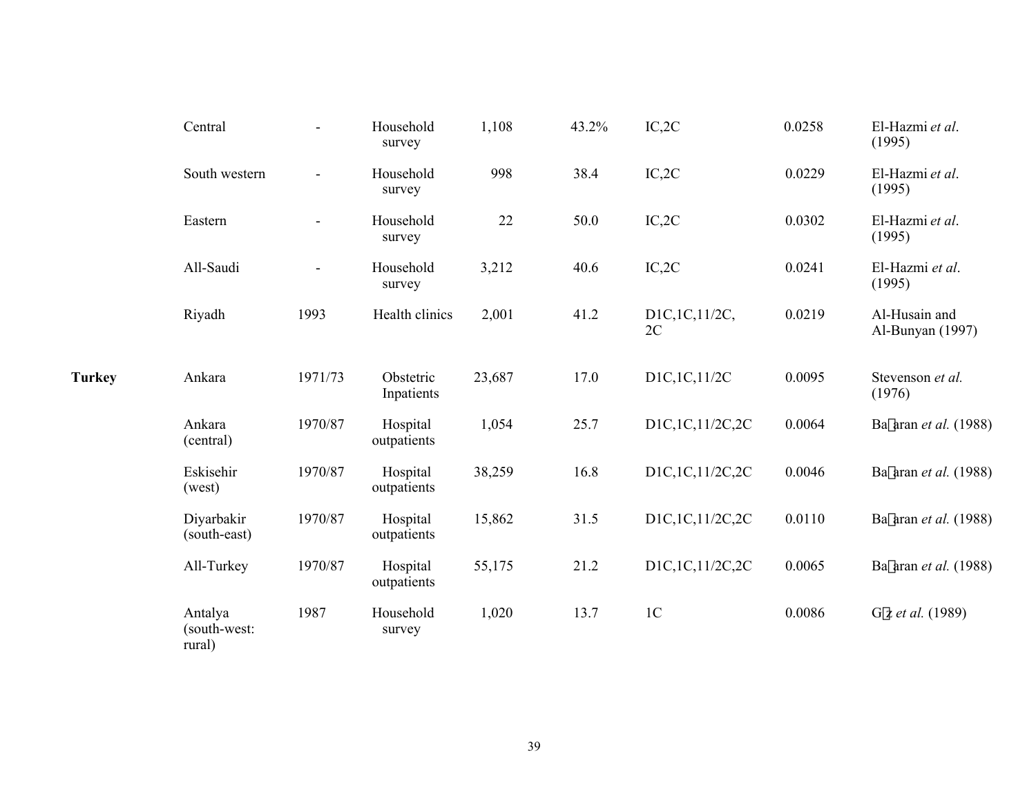| | | | | | | | | |
|---|---|---|---|---|---|---|---|---|
| | Central | - | Household survey | 1,108 | 43.2% | IC,2C | 0.0258 | El-Hazmi *et al*. (1995) |
| | South western | - | Household survey | 998 | 38.4 | IC,2C | 0.0229 | El-Hazmi *et al*. (1995) |
| | Eastern | - | Household survey | 22 | 50.0 | IC,2C | 0.0302 | El-Hazmi *et al*. (1995) |
| | All-Saudi | - | Household survey | 3,212 | 40.6 | IC,2C | 0.0241 | El-Hazmi *et al*. (1995) |
| | Riyadh | 1993 | Health clinics | 2,001 | 41.2 | D1C,1C,11/2C, 2C | 0.0219 | Al-Husain and Al-Bunyan (1997) |
| **Turkey** | Ankara | 1971/73 | Obstetric Inpatients | 23,687 | 17.0 | D1C,1C,11/2C | 0.0095 | Stevenson *et al.* (1976) |
| | Ankara (central) | 1970/87 | Hospital outpatients | 1,054 | 25.7 | D1C,1C,11/2C,2C | 0.0064 | Ba�aran *et al.* (1988) |
| | Eskisehir (west) | 1970/87 | Hospital outpatients | 38,259 | 16.8 | D1C,1C,11/2C,2C | 0.0046 | Ba�aran *et al.* (1988) |
| | Diyarbakir (south-east) | 1970/87 | Hospital outpatients | 15,862 | 31.5 | D1C,1C,11/2C,2C | 0.0110 | Ba�aran *et al.* (1988) |
| | All-Turkey | 1970/87 | Hospital outpatients | 55,175 | 21.2 | D1C,1C,11/2C,2C | 0.0065 | Ba�aran *et al.* (1988) |
| | Antalya (south-west: rural) | 1987 | Household survey | 1,020 | 13.7 | 1C | 0.0086 | G�z *et al.* (1989) |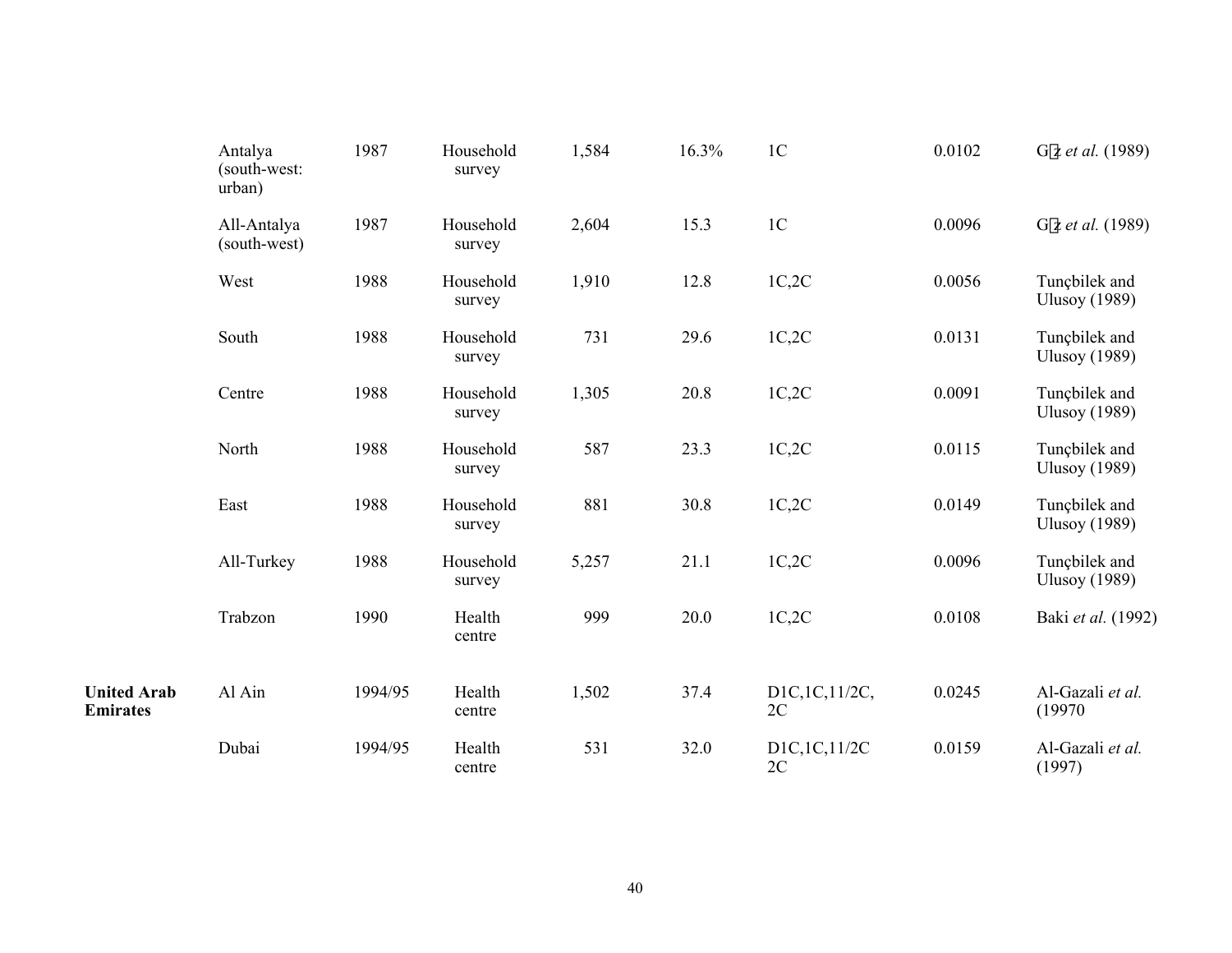| | | | | | | | | |
|---|---|---|---|---|---|---|---|---|
| | Antalya (south-west: urban) | 1987 | Household survey | 1,584 | 16.3% | 1C | 0.0102 | G�z *et al.* (1989) |
| | All-Antalya (south-west) | 1987 | Household survey | 2,604 | 15.3 | 1C | 0.0096 | G�z *et al.* (1989) |
| | West | 1988 | Household survey | 1,910 | 12.8 | 1C,2C | 0.0056 | Tunçbilek and Ulusoy (1989) |
| | South | 1988 | Household survey | 731 | 29.6 | 1C,2C | 0.0131 | Tunçbilek and Ulusoy (1989) |
| | Centre | 1988 | Household survey | 1,305 | 20.8 | 1C,2C | 0.0091 | Tunçbilek and Ulusoy (1989) |
| | North | 1988 | Household survey | 587 | 23.3 | 1C,2C | 0.0115 | Tunçbilek and Ulusoy (1989) |
| | East | 1988 | Household survey | 881 | 30.8 | 1C,2C | 0.0149 | Tunçbilek and Ulusoy (1989) |
| | All-Turkey | 1988 | Household survey | 5,257 | 21.1 | 1C,2C | 0.0096 | Tunçbilek and Ulusoy (1989) |
| | Trabzon | 1990 | Health centre | 999 | 20.0 | 1C,2C | 0.0108 | Baki *et al.* (1992) |
| **United Arab Emirates** | Al Ain | 1994/95 | Health centre | 1,502 | 37.4 | D1C,1C,11/2C, 2C | 0.0245 | Al-Gazali *et al.* (19970 |
| | Dubai | 1994/95 | Health centre | 531 | 32.0 | D1C,1C,11/2C 2C | 0.0159 | Al-Gazali *et al.* (1997) |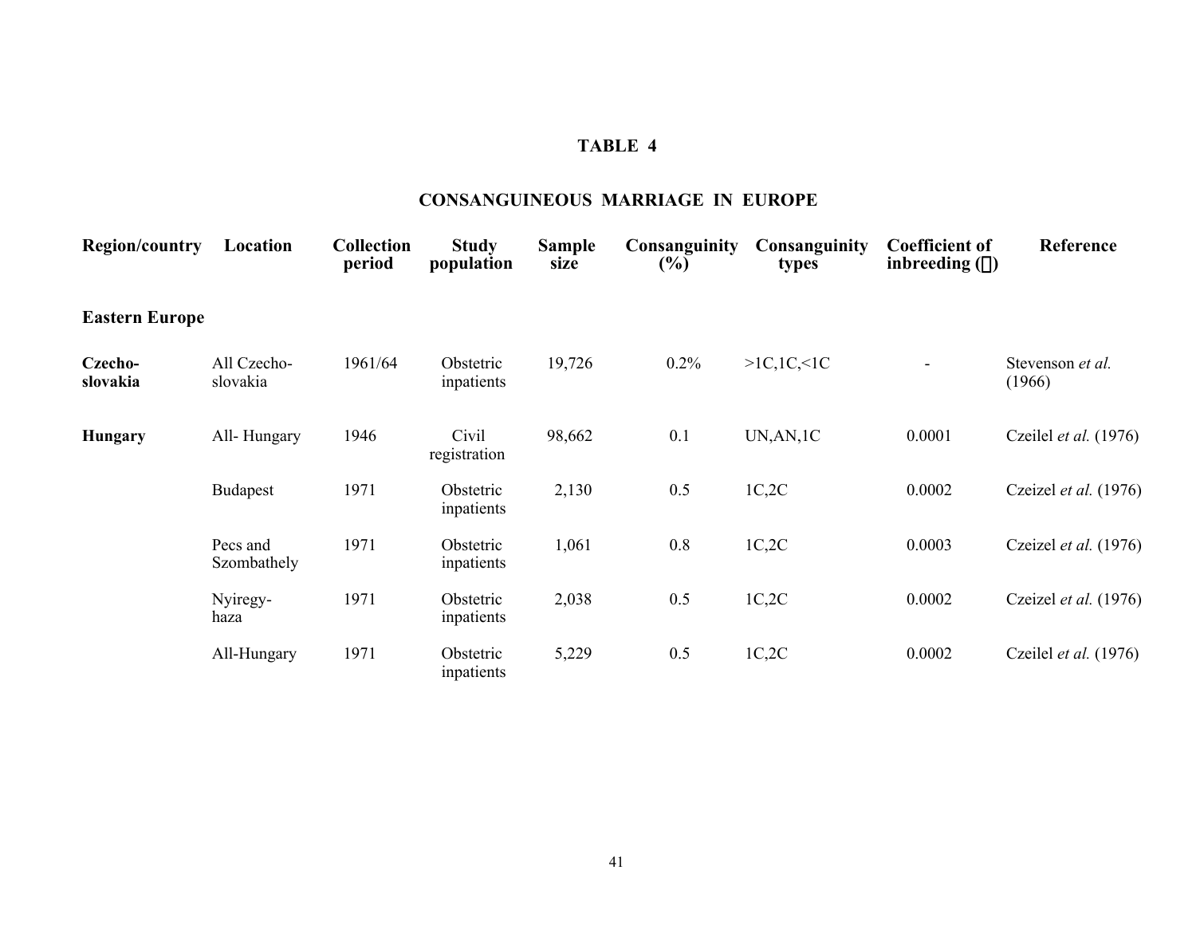## TABLE 4

## CONSANGUINEOUS MARRIAGE IN EUROPE

| Region/country | Location | Collection period | Study population | Sample size | Consanguinity (%) | Consanguinity types | Coefficient of inbreeding (α) | Reference |
|---|---|---|---|---|---|---|---|---|
| **Eastern Europe** | | | | | | | | |
| **Czecho-slovakia** | All Czecho-slovakia | 1961/64 | Obstetric inpatients | 19,726 | 0.2% | >1C,1C,<1C | - | Stevenson *et al.* (1966) |
| **Hungary** | All- Hungary | 1946 | Civil registration | 98,662 | 0.1 | UN,AN,1C | 0.0001 | Czeilel *et al.* (1976) |
| | Budapest | 1971 | Obstetric inpatients | 2,130 | 0.5 | 1C,2C | 0.0002 | Czeizel *et al.* (1976) |
| | Pecs and Szombathely | 1971 | Obstetric inpatients | 1,061 | 0.8 | 1C,2C | 0.0003 | Czeizel *et al.* (1976) |
| | Nyiregy-haza | 1971 | Obstetric inpatients | 2,038 | 0.5 | 1C,2C | 0.0002 | Czeizel *et al.* (1976) |
| | All-Hungary | 1971 | Obstetric inpatients | 5,229 | 0.5 | 1C,2C | 0.0002 | Czeilel *et al.* (1976) |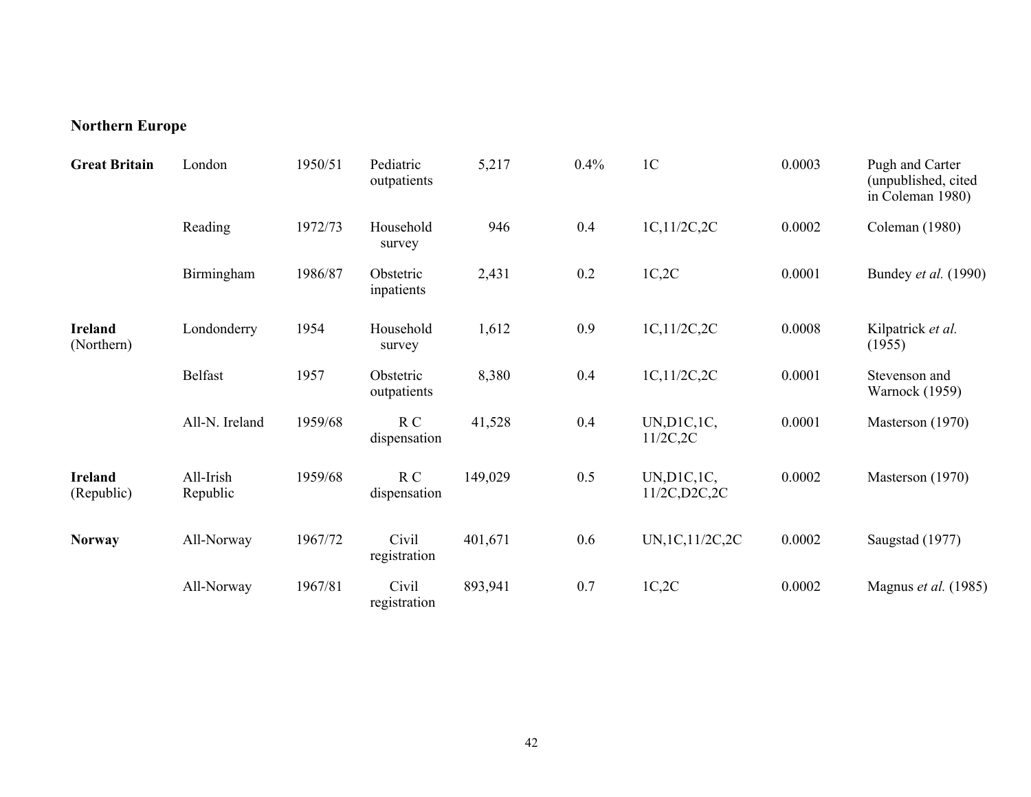**Northern Europe**

| | | | | | | | | |
|---|---|---|---|---|---|---|---|---|
| **Great Britain** | London | 1950/51 | Pediatric outpatients | 5,217 | 0.4% | 1C | 0.0003 | Pugh and Carter (unpublished, cited in Coleman 1980) |
| | Reading | 1972/73 | Household survey | 946 | 0.4 | 1C,11/2C,2C | 0.0002 | Coleman (1980) |
| | Birmingham | 1986/87 | Obstetric inpatients | 2,431 | 0.2 | 1C,2C | 0.0001 | Bundey *et al.* (1990) |
| **Ireland** (Northern) | Londonderry | 1954 | Household survey | 1,612 | 0.9 | 1C,11/2C,2C | 0.0008 | Kilpatrick *et al.* (1955) |
| | Belfast | 1957 | Obstetric outpatients | 8,380 | 0.4 | 1C,11/2C,2C | 0.0001 | Stevenson and Warnock (1959) |
| | All-N. Ireland | 1959/68 | R C dispensation | 41,528 | 0.4 | UN,D1C,1C, 11/2C,2C | 0.0001 | Masterson (1970) |
| **Ireland** (Republic) | All-Irish Republic | 1959/68 | R C dispensation | 149,029 | 0.5 | UN,D1C,1C, 11/2C,D2C,2C | 0.0002 | Masterson (1970) |
| **Norway** | All-Norway | 1967/72 | Civil registration | 401,671 | 0.6 | UN,1C,11/2C,2C | 0.0002 | Saugstad (1977) |
| | All-Norway | 1967/81 | Civil registration | 893,941 | 0.7 | 1C,2C | 0.0002 | Magnus *et al.* (1985) |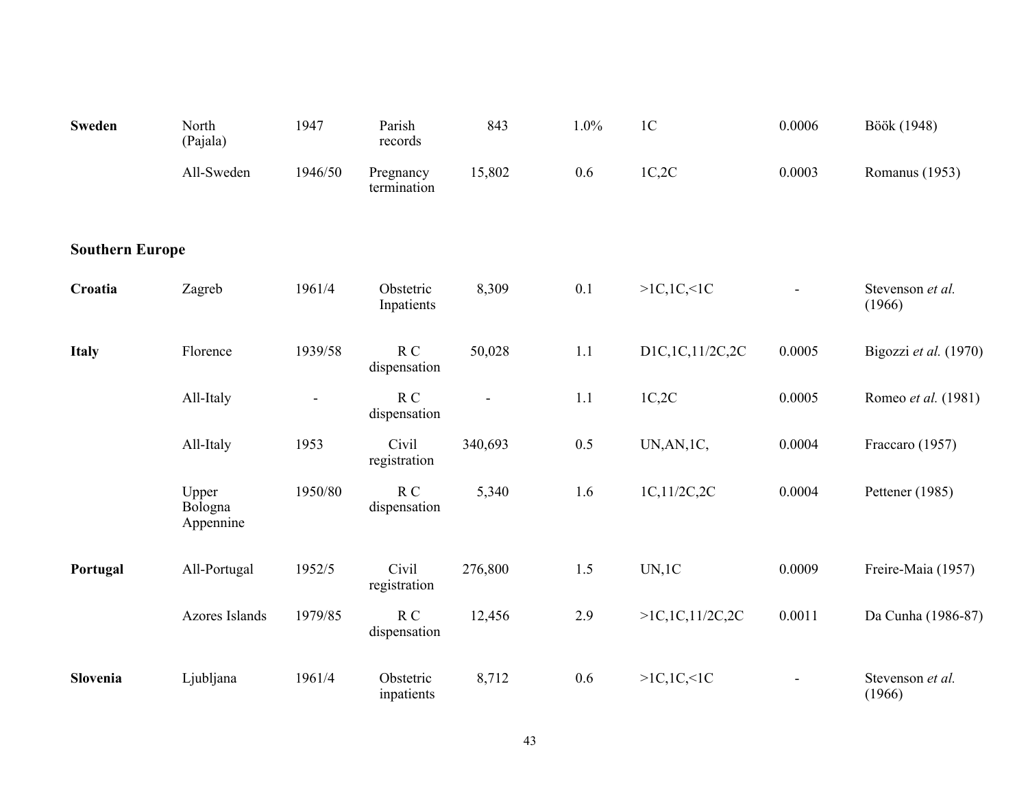| | | | | | | | | |
|---|---|---|---|---|---|---|---|---|
| **Sweden** | North (Pajala) | 1947 | Parish records | 843 | 1.0% | 1C | 0.0006 | Böök (1948) |
| | All-Sweden | 1946/50 | Pregnancy termination | 15,802 | 0.6 | 1C,2C | 0.0003 | Romanus (1953) |
| **Southern Europe** | | | | | | | | |
| **Croatia** | Zagreb | 1961/4 | Obstetric Inpatients | 8,309 | 0.1 | >1C,1C,<1C | - | Stevenson *et al.* (1966) |
| **Italy** | Florence | 1939/58 | R C dispensation | 50,028 | 1.1 | D1C,1C,11/2C,2C | 0.0005 | Bigozzi *et al.* (1970) |
| | All-Italy | - | R C dispensation | - | 1.1 | 1C,2C | 0.0005 | Romeo *et al.* (1981) |
| | All-Italy | 1953 | Civil registration | 340,693 | 0.5 | UN,AN,1C, | 0.0004 | Fraccaro (1957) |
| | Upper Bologna Appennine | 1950/80 | R C dispensation | 5,340 | 1.6 | 1C,11/2C,2C | 0.0004 | Pettener (1985) |
| **Portugal** | All-Portugal | 1952/5 | Civil registration | 276,800 | 1.5 | UN,1C | 0.0009 | Freire-Maia (1957) |
| | Azores Islands | 1979/85 | R C dispensation | 12,456 | 2.9 | >1C,1C,11/2C,2C | 0.0011 | Da Cunha (1986-87) |
| **Slovenia** | Ljubljana | 1961/4 | Obstetric inpatients | 8,712 | 0.6 | >1C,1C,<1C | - | Stevenson *et al.* (1966) |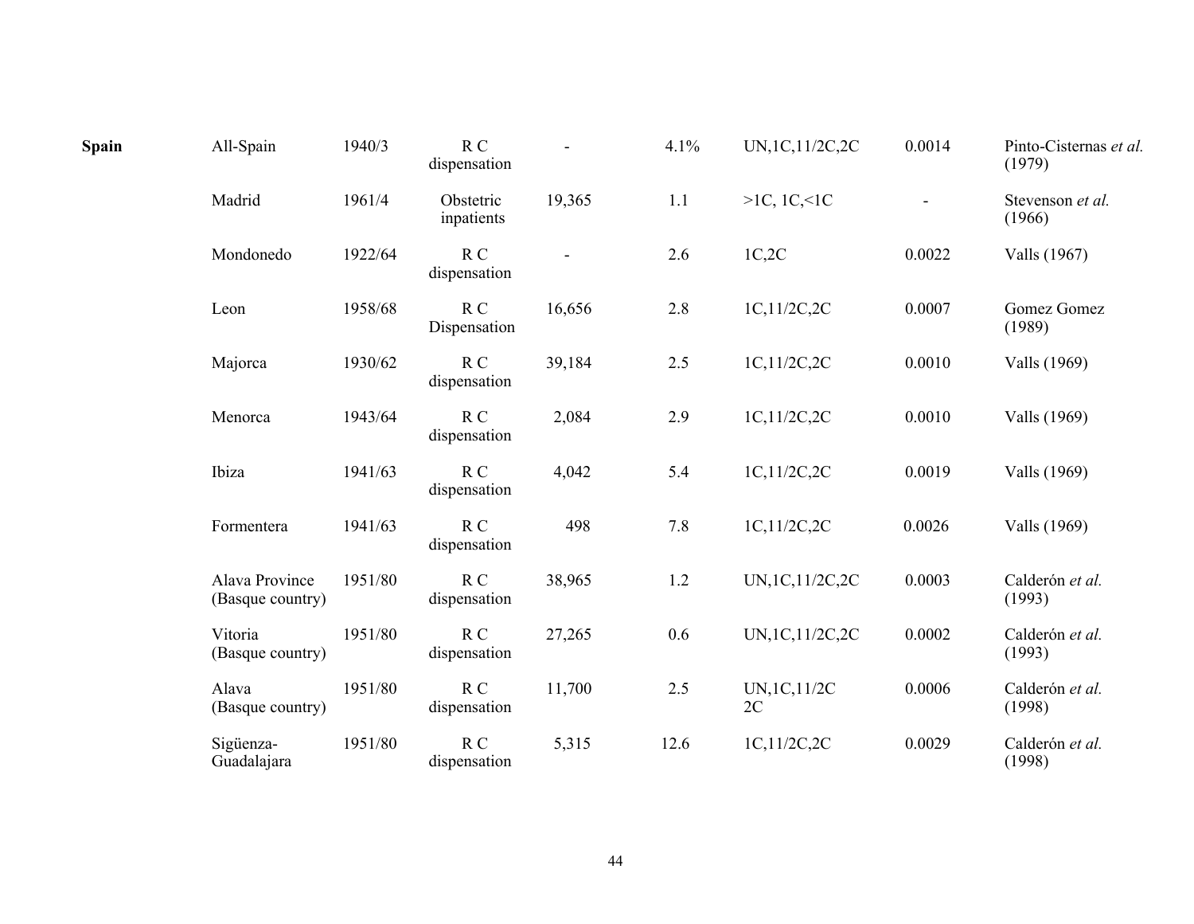| | | | | | | | | |
|---|---|---|---|---|---|---|---|---|
| **Spain** | All-Spain | 1940/3 | R C dispensation | - | 4.1% | UN,1C,11/2C,2C | 0.0014 | Pinto-Cisternas *et al.* (1979) |
| | Madrid | 1961/4 | Obstetric inpatients | 19,365 | 1.1 | >1C, 1C,<1C | - | Stevenson *et al.* (1966) |
| | Mondonedo | 1922/64 | R C dispensation | - | 2.6 | 1C,2C | 0.0022 | Valls (1967) |
| | Leon | 1958/68 | R C Dispensation | 16,656 | 2.8 | 1C,11/2C,2C | 0.0007 | Gomez Gomez (1989) |
| | Majorca | 1930/62 | R C dispensation | 39,184 | 2.5 | 1C,11/2C,2C | 0.0010 | Valls (1969) |
| | Menorca | 1943/64 | R C dispensation | 2,084 | 2.9 | 1C,11/2C,2C | 0.0010 | Valls (1969) |
| | Ibiza | 1941/63 | R C dispensation | 4,042 | 5.4 | 1C,11/2C,2C | 0.0019 | Valls (1969) |
| | Formentera | 1941/63 | R C dispensation | 498 | 7.8 | 1C,11/2C,2C | 0.0026 | Valls (1969) |
| | Alava Province (Basque country) | 1951/80 | R C dispensation | 38,965 | 1.2 | UN,1C,11/2C,2C | 0.0003 | Calderón *et al.* (1993) |
| | Vitoria (Basque country) | 1951/80 | R C dispensation | 27,265 | 0.6 | UN,1C,11/2C,2C | 0.0002 | Calderón *et al.* (1993) |
| | Alava (Basque country) | 1951/80 | R C dispensation | 11,700 | 2.5 | UN,1C,11/2C 2C | 0.0006 | Calderón *et al.* (1998) |
| | Sigüenza-Guadalajara | 1951/80 | R C dispensation | 5,315 | 12.6 | 1C,11/2C,2C | 0.0029 | Calderón *et al.* (1998) |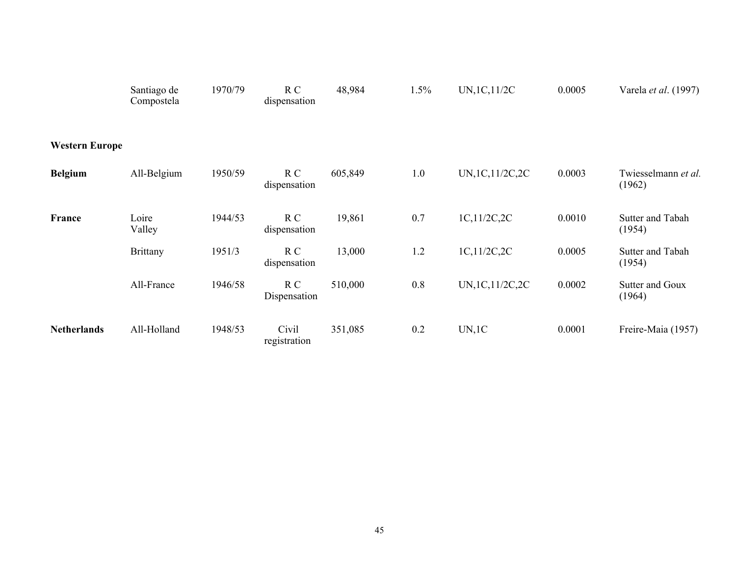| | | | | | | | | |
|---|---|---|---|---|---|---|---|---|
| | Santiago de Compostela | 1970/79 | R C dispensation | 48,984 | 1.5% | UN,1C,11/2C | 0.0005 | Varela *et al*. (1997) |
| **Western Europe** | | | | | | | | |
| **Belgium** | All-Belgium | 1950/59 | R C dispensation | 605,849 | 1.0 | UN,1C,11/2C,2C | 0.0003 | Twiesselmann *et al.* (1962) |
| **France** | Loire Valley | 1944/53 | R C dispensation | 19,861 | 0.7 | 1C,11/2C,2C | 0.0010 | Sutter and Tabah (1954) |
| | Brittany | 1951/3 | R C dispensation | 13,000 | 1.2 | 1C,11/2C,2C | 0.0005 | Sutter and Tabah (1954) |
| | All-France | 1946/58 | R C Dispensation | 510,000 | 0.8 | UN,1C,11/2C,2C | 0.0002 | Sutter and Goux (1964) |
| **Netherlands** | All-Holland | 1948/53 | Civil registration | 351,085 | 0.2 | UN,1C | 0.0001 | Freire-Maia (1957) |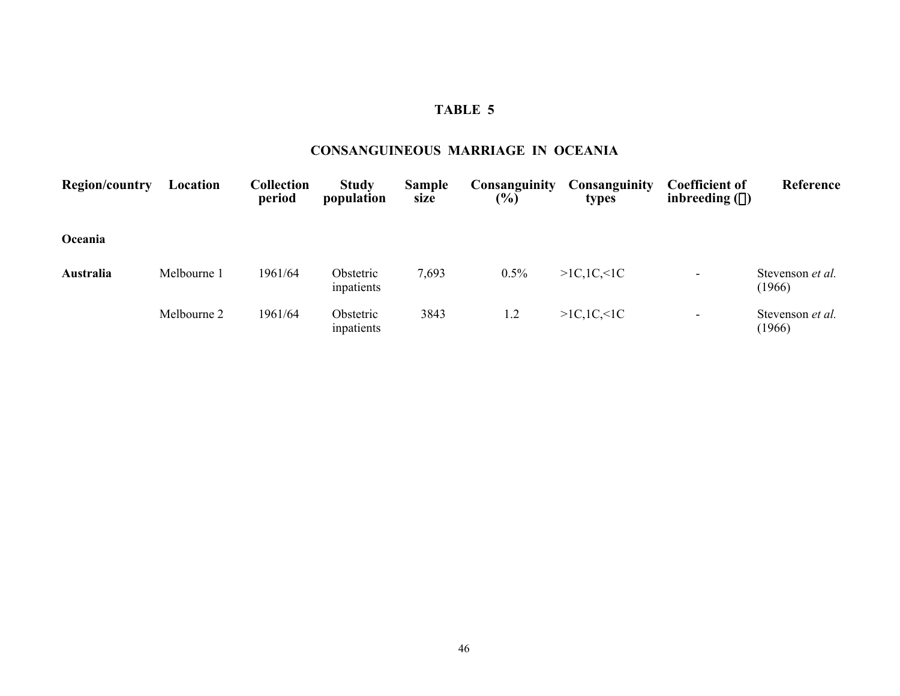# TABLE 5

## CONSANGUINEOUS MARRIAGE IN OCEANIA

| Region/country | Location | Collection period | Study population | Sample size | Consanguinity (%) | Consanguinity types | Coefficient of inbreeding (α) | Reference |
|---|---|---|---|---|---|---|---|---|
| **Oceania** | | | | | | | | |
| **Australia** | Melbourne 1 | 1961/64 | Obstetric inpatients | 7,693 | 0.5% | >1C,1C,<1C | - | Stevenson *et al.* (1966) |
| | Melbourne 2 | 1961/64 | Obstetric inpatients | 3843 | 1.2 | >1C,1C,<1C | - | Stevenson *et al.* (1966) |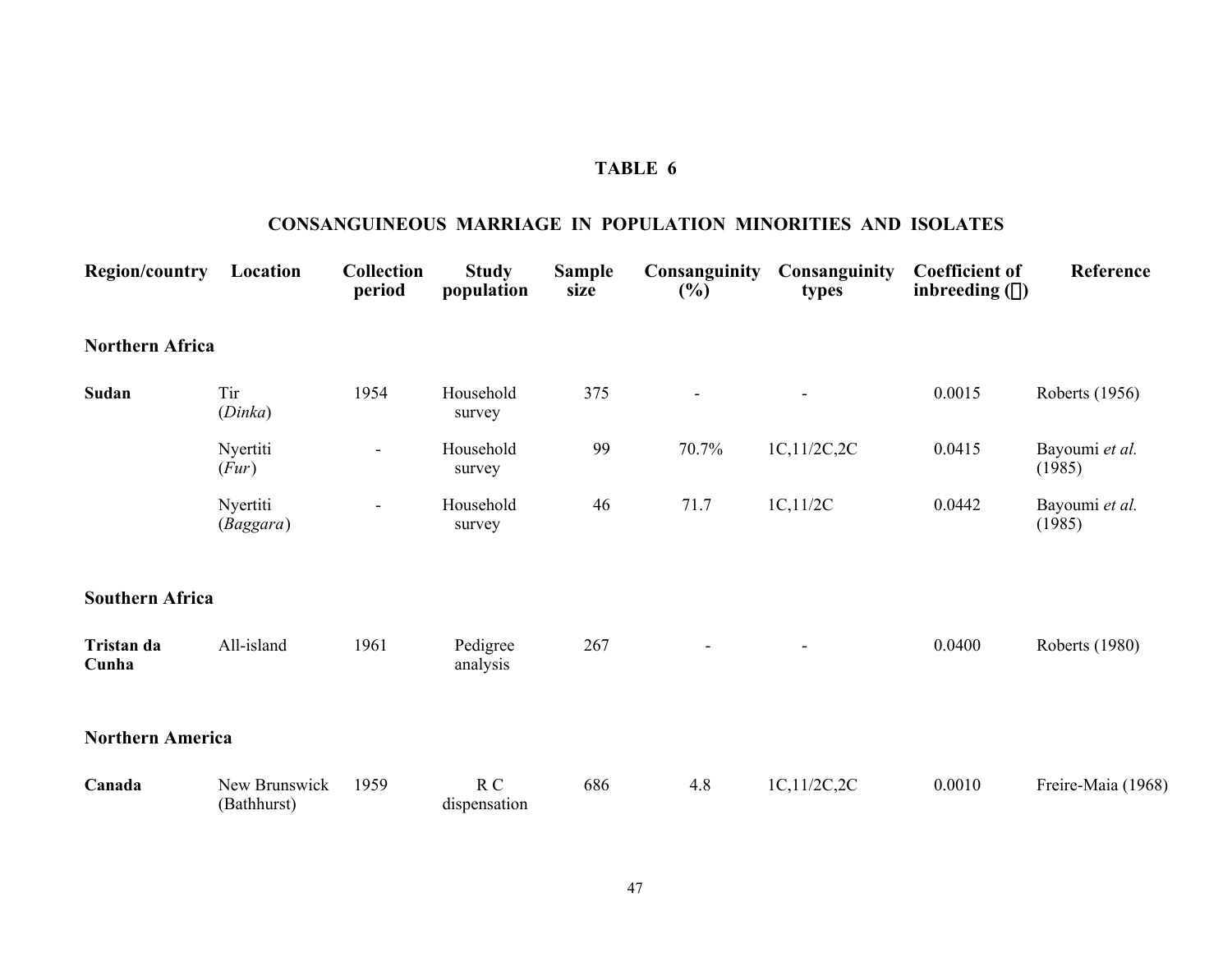## TABLE 6

## CONSANGUINEOUS MARRIAGE IN POPULATION MINORITIES AND ISOLATES

| Region/country | Location | Collection period | Study population | Sample size | Consanguinity (%) | Consanguinity types | Coefficient of inbreeding (α) | Reference |
|---|---|---|---|---|---|---|---|---|
| **Northern Africa** | | | | | | | | |
| **Sudan** | Tir (*Dinka*) | 1954 | Household survey | 375 | - | - | 0.0015 | Roberts (1956) |
| | Nyertiti (*Fur*) | - | Household survey | 99 | 70.7% | 1C,11/2C,2C | 0.0415 | Bayoumi *et al.* (1985) |
| | Nyertiti (*Baggara*) | - | Household survey | 46 | 71.7 | 1C,11/2C | 0.0442 | Bayoumi *et al.* (1985) |
| **Southern Africa** | | | | | | | | |
| **Tristan da Cunha** | All-island | 1961 | Pedigree analysis | 267 | - | - | 0.0400 | Roberts (1980) |
| **Northern America** | | | | | | | | |
| **Canada** | New Brunswick (Bathhurst) | 1959 | R C dispensation | 686 | 4.8 | 1C,11/2C,2C | 0.0010 | Freire-Maia (1968) |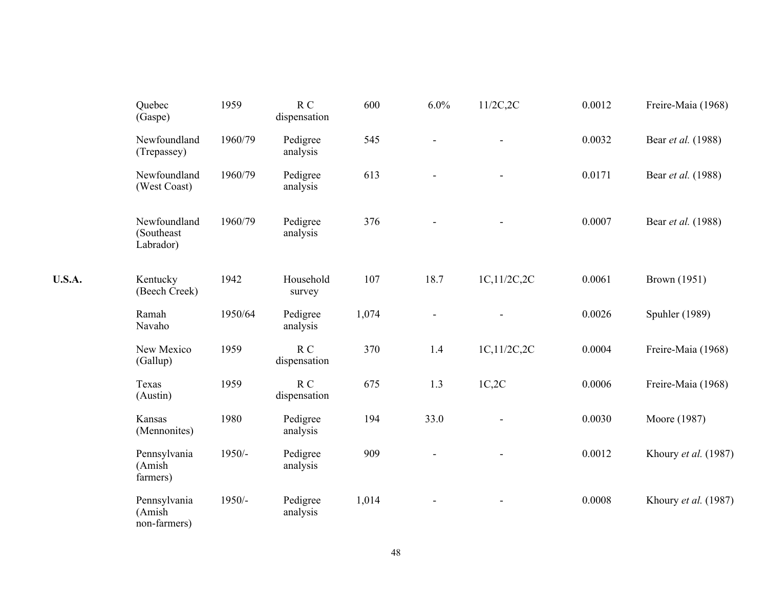| | | | | | | | | |
|---|---|---|---|---|---|---|---|---|
| | Quebec (Gaspe) | 1959 | R C dispensation | 600 | 6.0% | 11/2C,2C | 0.0012 | Freire-Maia (1968) |
| | Newfoundland (Trepassey) | 1960/79 | Pedigree analysis | 545 | - | - | 0.0032 | Bear *et al.* (1988) |
| | Newfoundland (West Coast) | 1960/79 | Pedigree analysis | 613 | - | - | 0.0171 | Bear *et al.* (1988) |
| | Newfoundland (Southeast Labrador) | 1960/79 | Pedigree analysis | 376 | - | - | 0.0007 | Bear *et al.* (1988) |
| **U.S.A.** | Kentucky (Beech Creek) | 1942 | Household survey | 107 | 18.7 | 1C,11/2C,2C | 0.0061 | Brown (1951) |
| | Ramah Navaho | 1950/64 | Pedigree analysis | 1,074 | - | - | 0.0026 | Spuhler (1989) |
| | New Mexico (Gallup) | 1959 | R C dispensation | 370 | 1.4 | 1C,11/2C,2C | 0.0004 | Freire-Maia (1968) |
| | Texas (Austin) | 1959 | R C dispensation | 675 | 1.3 | 1C,2C | 0.0006 | Freire-Maia (1968) |
| | Kansas (Mennonites) | 1980 | Pedigree analysis | 194 | 33.0 | - | 0.0030 | Moore (1987) |
| | Pennsylvania (Amish farmers) | 1950/- | Pedigree analysis | 909 | - | - | 0.0012 | Khoury *et al.* (1987) |
| | Pennsylvania (Amish non-farmers) | 1950/- | Pedigree analysis | 1,014 | - | - | 0.0008 | Khoury *et al.* (1987) |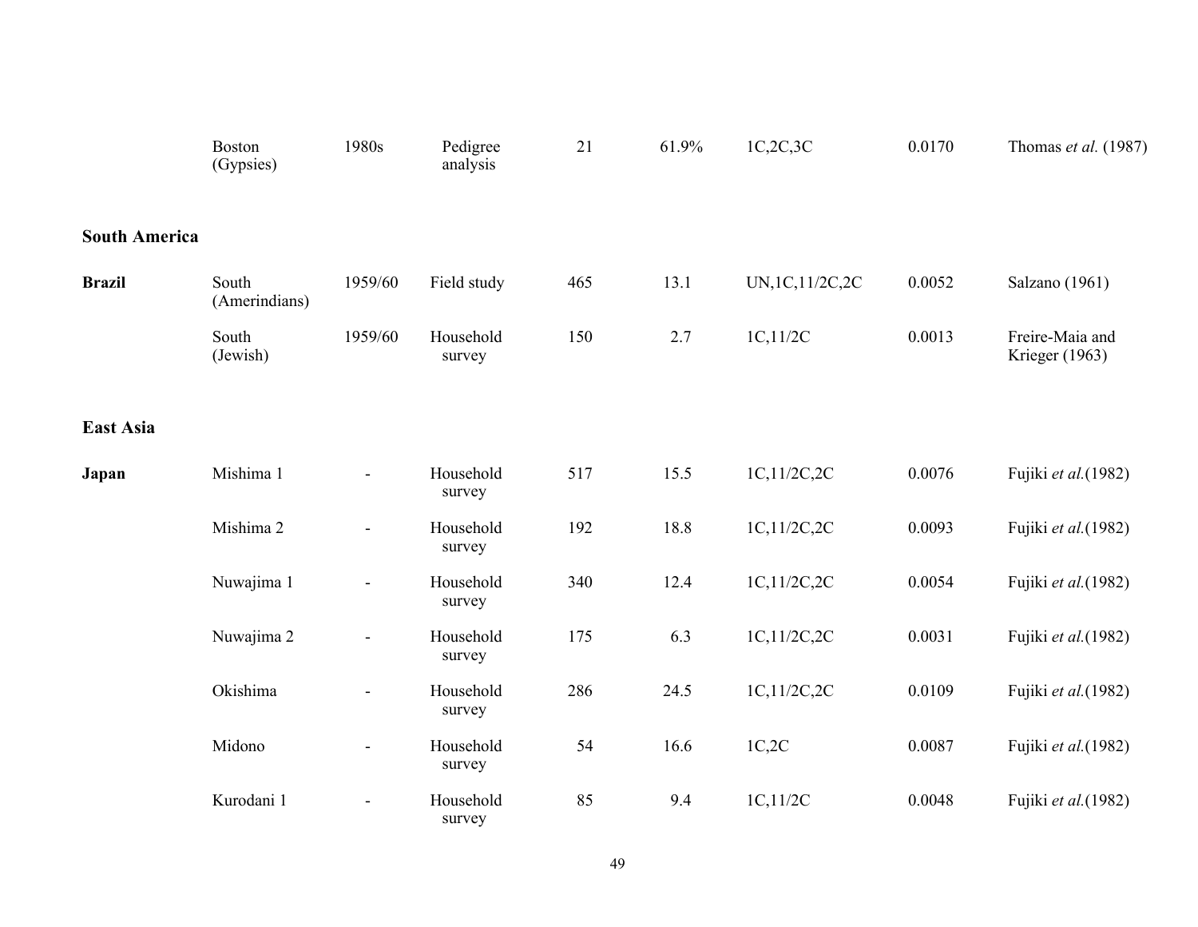|  |  |  |  |  |  |  |  |  |
|---|---|---|---|---|---|---|---|---|
|  | Boston (Gypsies) | 1980s | Pedigree analysis | 21 | 61.9% | 1C,2C,3C | 0.0170 | Thomas *et al.* (1987) |
| **South America** |  |  |  |  |  |  |  |  |
| **Brazil** | South (Amerindians) | 1959/60 | Field study | 465 | 13.1 | UN,1C,11/2C,2C | 0.0052 | Salzano (1961) |
|  | South (Jewish) | 1959/60 | Household survey | 150 | 2.7 | 1C,11/2C | 0.0013 | Freire-Maia and Krieger (1963) |
| **East Asia** |  |  |  |  |  |  |  |  |
| **Japan** | Mishima 1 | - | Household survey | 517 | 15.5 | 1C,11/2C,2C | 0.0076 | Fujiki *et al.*(1982) |
|  | Mishima 2 | - | Household survey | 192 | 18.8 | 1C,11/2C,2C | 0.0093 | Fujiki *et al.*(1982) |
|  | Nuwajima 1 | - | Household survey | 340 | 12.4 | 1C,11/2C,2C | 0.0054 | Fujiki *et al.*(1982) |
|  | Nuwajima 2 | - | Household survey | 175 | 6.3 | 1C,11/2C,2C | 0.0031 | Fujiki *et al.*(1982) |
|  | Okishima | - | Household survey | 286 | 24.5 | 1C,11/2C,2C | 0.0109 | Fujiki *et al.*(1982) |
|  | Midono | - | Household survey | 54 | 16.6 | 1C,2C | 0.0087 | Fujiki *et al.*(1982) |
|  | Kurodani 1 | - | Household survey | 85 | 9.4 | 1C,11/2C | 0.0048 | Fujiki *et al.*(1982) |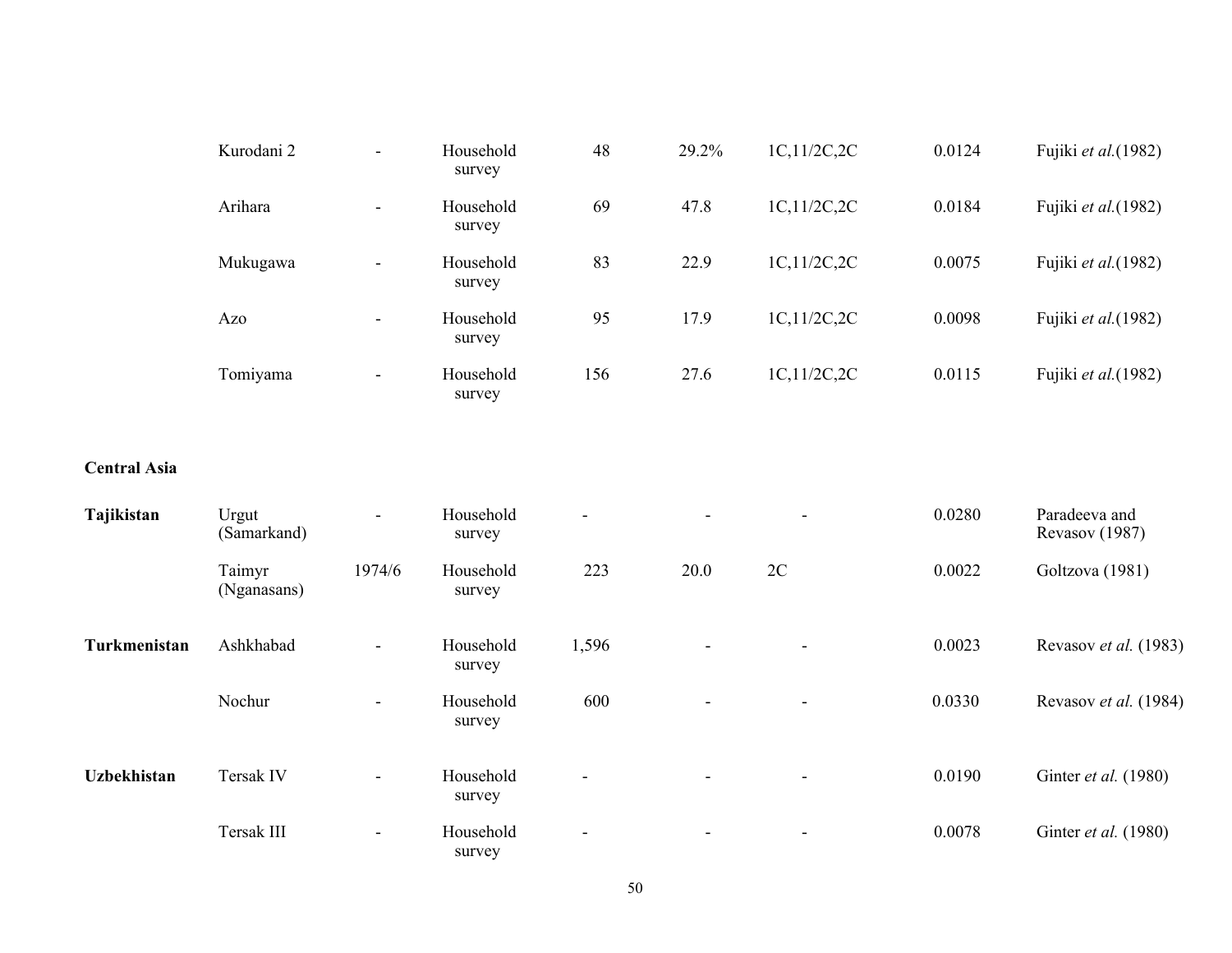|  | Kurodani 2 | - | Household survey | 48 | 29.2% | 1C,11/2C,2C | 0.0124 | Fujiki *et al.*(1982) |
|---|---|---|---|---|---|---|---|---|
|  | Arihara | - | Household survey | 69 | 47.8 | 1C,11/2C,2C | 0.0184 | Fujiki *et al.*(1982) |
|  | Mukugawa | - | Household survey | 83 | 22.9 | 1C,11/2C,2C | 0.0075 | Fujiki *et al.*(1982) |
|  | Azo | - | Household survey | 95 | 17.9 | 1C,11/2C,2C | 0.0098 | Fujiki *et al.*(1982) |
|  | Tomiyama | - | Household survey | 156 | 27.6 | 1C,11/2C,2C | 0.0115 | Fujiki *et al.*(1982) |
| **Central Asia** |  |  |  |  |  |  |  |  |
| **Tajikistan** | Urgut (Samarkand) | - | Household survey | - | - | - | 0.0280 | Paradeeva and Revasov (1987) |
|  | Taimyr (Nganasans) | 1974/6 | Household survey | 223 | 20.0 | 2C | 0.0022 | Goltzova (1981) |
| **Turkmenistan** | Ashkhabad | - | Household survey | 1,596 | - | - | 0.0023 | Revasov *et al.* (1983) |
|  | Nochur | - | Household survey | 600 | - | - | 0.0330 | Revasov *et al.* (1984) |
| **Uzbekhistan** | Tersak IV | - | Household survey | - | - | - | 0.0190 | Ginter *et al.* (1980) |
|  | Tersak III | - | Household survey | - | - | - | 0.0078 | Ginter *et al.* (1980) |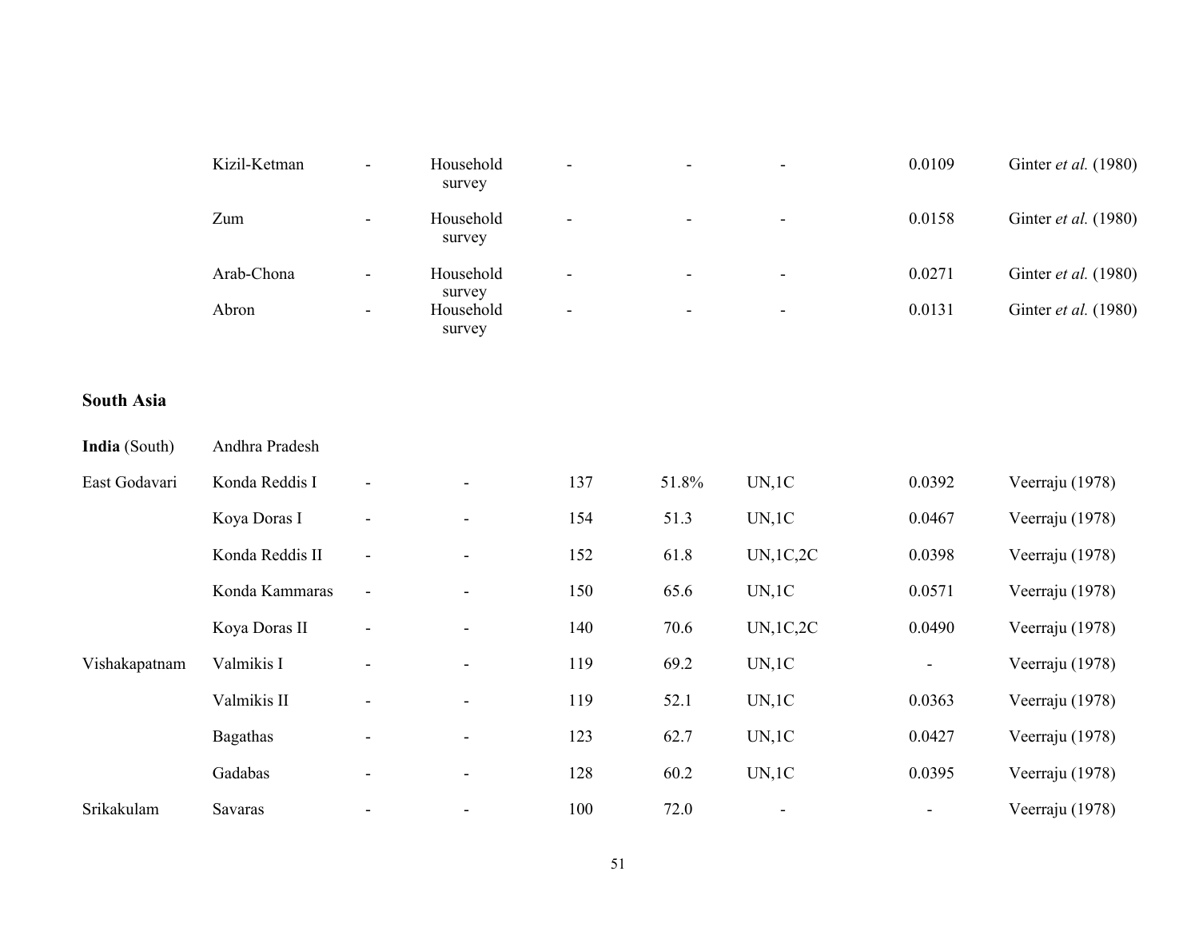| | | | | | | | | |
|---|---|---|---|---|---|---|---|---|
| | Kizil-Ketman | - | Household survey | - | - | - | 0.0109 | Ginter *et al.* (1980) |
| | Zum | - | Household survey | - | - | - | 0.0158 | Ginter *et al.* (1980) |
| | Arab-Chona | - | Household survey | - | - | - | 0.0271 | Ginter *et al.* (1980) |
| | Abron | - | Household survey | - | - | - | 0.0131 | Ginter *et al.* (1980) |
| **South Asia** | | | | | | | | |
| **India** (South) | Andhra Pradesh | | | | | | | |
| East Godavari | Konda Reddis I | - | - | 137 | 51.8% | UN,1C | 0.0392 | Veerraju (1978) |
| | Koya Doras I | - | - | 154 | 51.3 | UN,1C | 0.0467 | Veerraju (1978) |
| | Konda Reddis II | - | - | 152 | 61.8 | UN,1C,2C | 0.0398 | Veerraju (1978) |
| | Konda Kammaras | - | - | 150 | 65.6 | UN,1C | 0.0571 | Veerraju (1978) |
| | Koya Doras II | - | - | 140 | 70.6 | UN,1C,2C | 0.0490 | Veerraju (1978) |
| Vishakapatnam | Valmikis I | - | - | 119 | 69.2 | UN,1C | - | Veerraju (1978) |
| | Valmikis II | - | - | 119 | 52.1 | UN,1C | 0.0363 | Veerraju (1978) |
| | Bagathas | - | - | 123 | 62.7 | UN,1C | 0.0427 | Veerraju (1978) |
| | Gadabas | - | - | 128 | 60.2 | UN,1C | 0.0395 | Veerraju (1978) |
| Srikakulam | Savaras | - | - | 100 | 72.0 | - | - | Veerraju (1978) |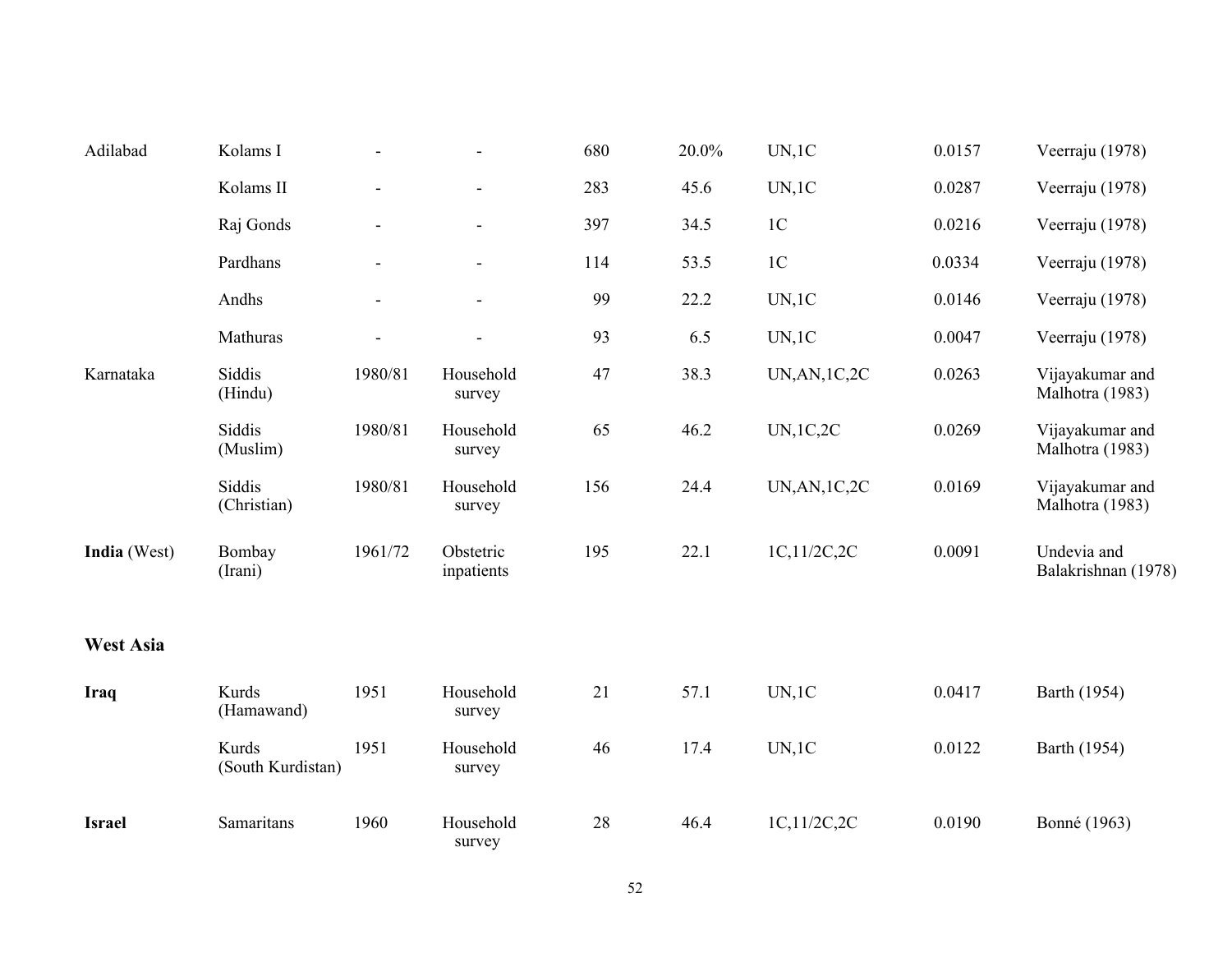| | | | | | | | | |
|---|---|---|---|---|---|---|---|---|
| Adilabad | Kolams I | - | - | 680 | 20.0% | UN,1C | 0.0157 | Veerraju (1978) |
| | Kolams II | - | - | 283 | 45.6 | UN,1C | 0.0287 | Veerraju (1978) |
| | Raj Gonds | - | - | 397 | 34.5 | 1C | 0.0216 | Veerraju (1978) |
| | Pardhans | - | - | 114 | 53.5 | 1C | 0.0334 | Veerraju (1978) |
| | Andhs | - | - | 99 | 22.2 | UN,1C | 0.0146 | Veerraju (1978) |
| | Mathuras | - | - | 93 | 6.5 | UN,1C | 0.0047 | Veerraju (1978) |
| Karnataka | Siddis (Hindu) | 1980/81 | Household survey | 47 | 38.3 | UN,AN,1C,2C | 0.0263 | Vijayakumar and Malhotra (1983) |
| | Siddis (Muslim) | 1980/81 | Household survey | 65 | 46.2 | UN,1C,2C | 0.0269 | Vijayakumar and Malhotra (1983) |
| | Siddis (Christian) | 1980/81 | Household survey | 156 | 24.4 | UN,AN,1C,2C | 0.0169 | Vijayakumar and Malhotra (1983) |
| **India** (West) | Bombay (Irani) | 1961/72 | Obstetric inpatients | 195 | 22.1 | 1C,11/2C,2C | 0.0091 | Undevia and Balakrishnan (1978) |
| **West Asia** | | | | | | | | |
| **Iraq** | Kurds (Hamawand) | 1951 | Household survey | 21 | 57.1 | UN,1C | 0.0417 | Barth (1954) |
| | Kurds (South Kurdistan) | 1951 | Household survey | 46 | 17.4 | UN,1C | 0.0122 | Barth (1954) |
| **Israel** | Samaritans | 1960 | Household survey | 28 | 46.4 | 1C,11/2C,2C | 0.0190 | Bonné (1963) |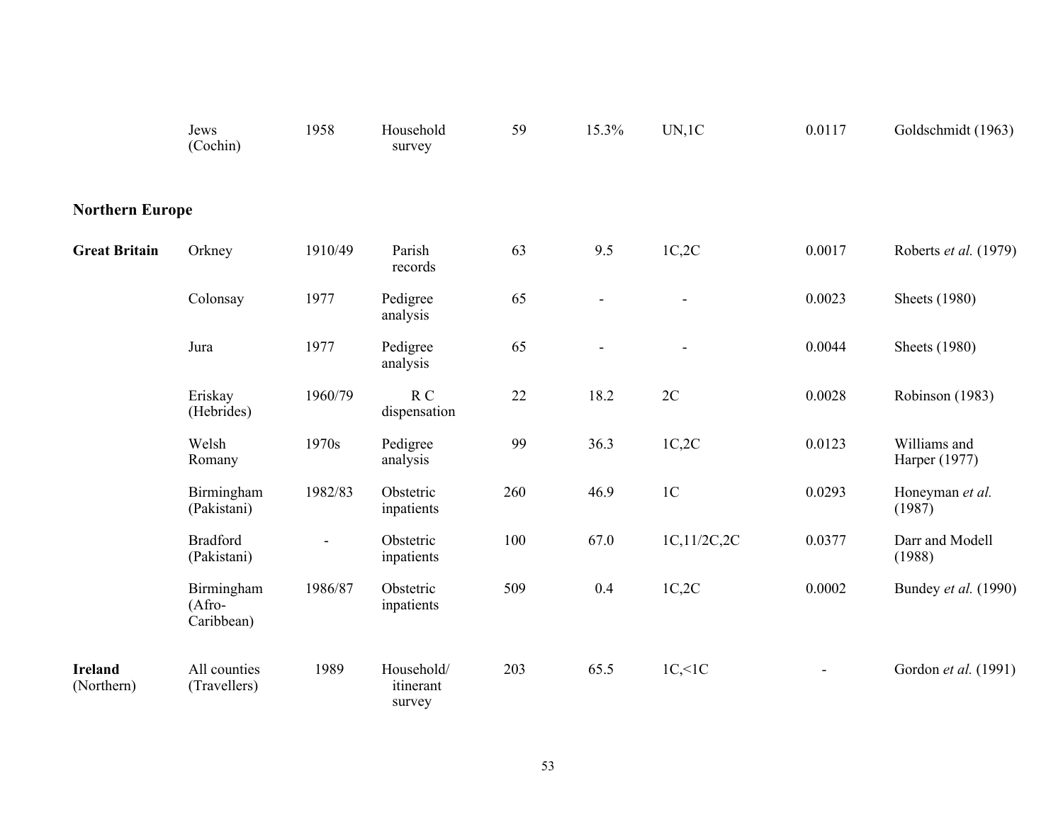| | | | | | | | | |
|---|---|---|---|---|---|---|---|---|
| | Jews (Cochin) | 1958 | Household survey | 59 | 15.3% | UN,1C | 0.0117 | Goldschmidt (1963) |
| **Northern Europe** | | | | | | | | |
| **Great Britain** | Orkney | 1910/49 | Parish records | 63 | 9.5 | 1C,2C | 0.0017 | Roberts *et al.* (1979) |
| | Colonsay | 1977 | Pedigree analysis | 65 | - | - | 0.0023 | Sheets (1980) |
| | Jura | 1977 | Pedigree analysis | 65 | - | - | 0.0044 | Sheets (1980) |
| | Eriskay (Hebrides) | 1960/79 | R C dispensation | 22 | 18.2 | 2C | 0.0028 | Robinson (1983) |
| | Welsh Romany | 1970s | Pedigree analysis | 99 | 36.3 | 1C,2C | 0.0123 | Williams and Harper (1977) |
| | Birmingham (Pakistani) | 1982/83 | Obstetric inpatients | 260 | 46.9 | 1C | 0.0293 | Honeyman *et al.* (1987) |
| | Bradford (Pakistani) | - | Obstetric inpatients | 100 | 67.0 | 1C,11/2C,2C | 0.0377 | Darr and Modell (1988) |
| | Birmingham (Afro-Caribbean) | 1986/87 | Obstetric inpatients | 509 | 0.4 | 1C,2C | 0.0002 | Bundey *et al.* (1990) |
| **Ireland** (Northern) | All counties (Travellers) | 1989 | Household/ itinerant survey | 203 | 65.5 | 1C,<1C | - | Gordon *et al.* (1991) |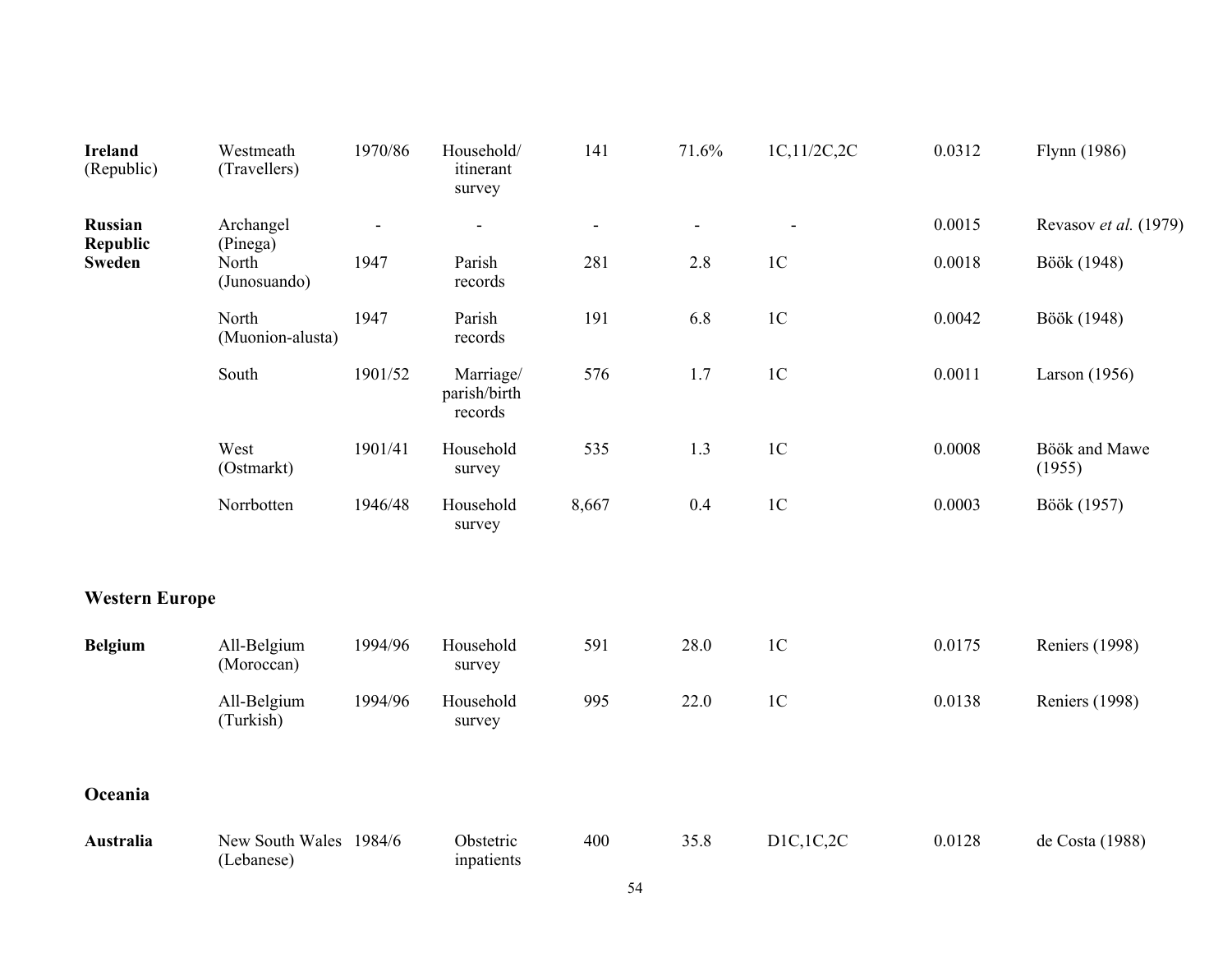| | | | | | | | | |
|---|---|---|---|---|---|---|---|---|
| **Ireland** (Republic) | Westmeath (Travellers) | 1970/86 | Household/ itinerant survey | 141 | 71.6% | 1C,11/2C,2C | 0.0312 | Flynn (1986) |
| **Russian Republic** | Archangel (Pinega) | - | - | - | - | - | 0.0015 | Revasov *et al.* (1979) |
| **Sweden** | North (Junosuando) | 1947 | Parish records | 281 | 2.8 | 1C | 0.0018 | Böök (1948) |
| | North (Muonion-alusta) | 1947 | Parish records | 191 | 6.8 | 1C | 0.0042 | Böök (1948) |
| | South | 1901/52 | Marriage/ parish/birth records | 576 | 1.7 | 1C | 0.0011 | Larson (1956) |
| | West (Ostmarkt) | 1901/41 | Household survey | 535 | 1.3 | 1C | 0.0008 | Böök and Mawe (1955) |
| | Norrbotten | 1946/48 | Household survey | 8,667 | 0.4 | 1C | 0.0003 | Böök (1957) |
| **Western Europe** | | | | | | | | |
| **Belgium** | All-Belgium (Moroccan) | 1994/96 | Household survey | 591 | 28.0 | 1C | 0.0175 | Reniers (1998) |
| | All-Belgium (Turkish) | 1994/96 | Household survey | 995 | 22.0 | 1C | 0.0138 | Reniers (1998) |
| **Oceania** | | | | | | | | |
| **Australia** | New South Wales (Lebanese) | 1984/6 | Obstetric inpatients | 400 | 35.8 | D1C,1C,2C | 0.0128 | de Costa (1988) |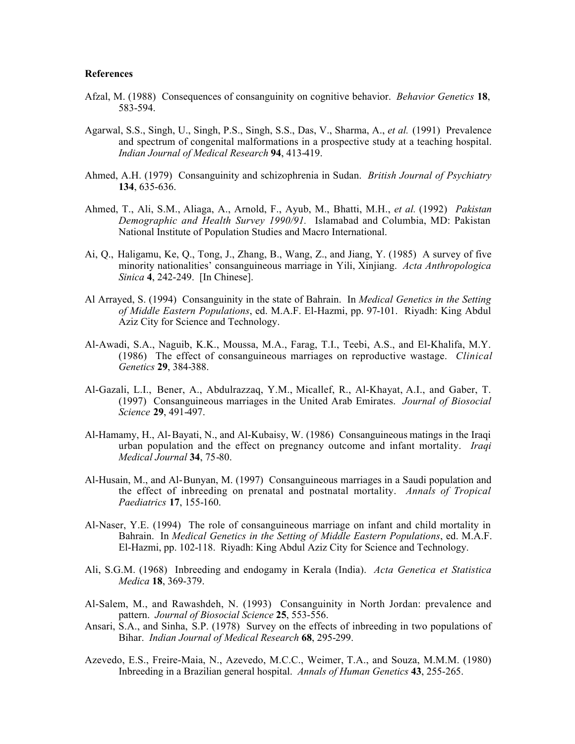**References**

Afzal, M. (1988) Consequences of consanguinity on cognitive behavior. *Behavior Genetics* **18**, 583-594.

Agarwal, S.S., Singh, U., Singh, P.S., Singh, S.S., Das, V., Sharma, A., *et al.* (1991) Prevalence and spectrum of congenital malformations in a prospective study at a teaching hospital. *Indian Journal of Medical Research* **94**, 413-419.

Ahmed, A.H. (1979) Consanguinity and schizophrenia in Sudan. *British Journal of Psychiatry* **134**, 635-636.

Ahmed, T., Ali, S.M., Aliaga, A., Arnold, F., Ayub, M., Bhatti, M.H., *et al.* (1992) *Pakistan Demographic and Health Survey 1990/91.* Islamabad and Columbia, MD: Pakistan National Institute of Population Studies and Macro International.

Ai, Q., Haligamu, Ke, Q., Tong, J., Zhang, B., Wang, Z., and Jiang, Y. (1985) A survey of five minority nationalities' consanguineous marriage in Yili, Xinjiang. *Acta Anthropologica Sinica* **4**, 242-249. [In Chinese].

Al Arrayed, S. (1994) Consanguinity in the state of Bahrain. In *Medical Genetics in the Setting of Middle Eastern Populations*, ed. M.A.F. El-Hazmi, pp. 97-101. Riyadh: King Abdul Aziz City for Science and Technology.

Al-Awadi, S.A., Naguib, K.K., Moussa, M.A., Farag, T.I., Teebi, A.S., and El-Khalifa, M.Y. (1986) The effect of consanguineous marriages on reproductive wastage. *Clinical Genetics* **29**, 384-388.

Al-Gazali, L.I., Bener, A., Abdulrazzaq, Y.M., Micallef, R., Al-Khayat, A.I., and Gaber, T. (1997) Consanguineous marriages in the United Arab Emirates. *Journal of Biosocial Science* **29**, 491-497.

Al-Hamamy, H., Al-Bayati, N., and Al-Kubaisy, W. (1986) Consanguineous matings in the Iraqi urban population and the effect on pregnancy outcome and infant mortality. *Iraqi Medical Journal* **34**, 75-80.

Al-Husain, M., and Al-Bunyan, M. (1997) Consanguineous marriages in a Saudi population and the effect of inbreeding on prenatal and postnatal mortality. *Annals of Tropical Paediatrics* **17**, 155-160.

Al-Naser, Y.E. (1994) The role of consanguineous marriage on infant and child mortality in Bahrain. In *Medical Genetics in the Setting of Middle Eastern Populations*, ed. M.A.F. El-Hazmi, pp. 102-118. Riyadh: King Abdul Aziz City for Science and Technology.

Ali, S.G.M. (1968) Inbreeding and endogamy in Kerala (India). *Acta Genetica et Statistica Medica* **18**, 369-379.

Al-Salem, M., and Rawashdeh, N. (1993) Consanguinity in North Jordan: prevalence and pattern. *Journal of Biosocial Science* **25**, 553-556.

Ansari, S.A., and Sinha, S.P. (1978) Survey on the effects of inbreeding in two populations of Bihar. *Indian Journal of Medical Research* **68**, 295-299.

Azevedo, E.S., Freire-Maia, N., Azevedo, M.C.C., Weimer, T.A., and Souza, M.M.M. (1980) Inbreeding in a Brazilian general hospital. *Annals of Human Genetics* **43**, 255-265.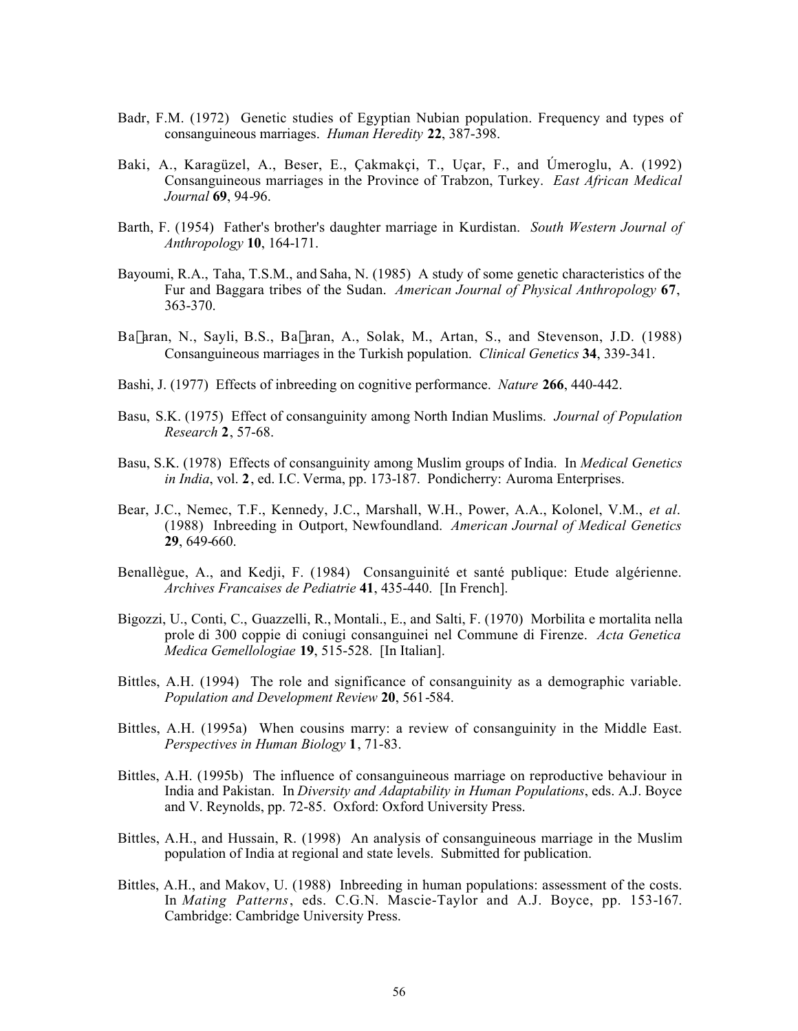Badr, F.M. (1972) Genetic studies of Egyptian Nubian population. Frequency and types of consanguineous marriages. *Human Heredity* **22**, 387-398.

Baki, A., Karagüzel, A., Beser, E., Çakmakçi, T., Uçar, F., and Úmeroglu, A. (1992) Consanguineous marriages in the Province of Trabzon, Turkey. *East African Medical Journal* **69**, 94-96.

Barth, F. (1954) Father's brother's daughter marriage in Kurdistan. *South Western Journal of Anthropology* **10**, 164-171.

Bayoumi, R.A., Taha, T.S.M., and Saha, N. (1985) A study of some genetic characteristics of the Fur and Baggara tribes of the Sudan. *American Journal of Physical Anthropology* **67**, 363-370.

Ba⁠aran, N., Sayli, B.S., Ba⁠aran, A., Solak, M., Artan, S., and Stevenson, J.D. (1988) Consanguineous marriages in the Turkish population. *Clinical Genetics* **34**, 339-341.

Bashi, J. (1977) Effects of inbreeding on cognitive performance. *Nature* **266**, 440-442.

Basu, S.K. (1975) Effect of consanguinity among North Indian Muslims. *Journal of Population Research* **2**, 57-68.

Basu, S.K. (1978) Effects of consanguinity among Muslim groups of India. In *Medical Genetics in India*, vol. **2**, ed. I.C. Verma, pp. 173-187. Pondicherry: Auroma Enterprises.

Bear, J.C., Nemec, T.F., Kennedy, J.C., Marshall, W.H., Power, A.A., Kolonel, V.M., *et al*. (1988) Inbreeding in Outport, Newfoundland. *American Journal of Medical Genetics* **29**, 649-660.

Benallègue, A., and Kedji, F. (1984) Consanguinité et santé publique: Etude algérienne. *Archives Francaises de Pediatrie* **41**, 435-440. [In French].

Bigozzi, U., Conti, C., Guazzelli, R., Montali., E., and Salti, F. (1970) Morbilita e mortalita nella prole di 300 coppie di coniugi consanguinei nel Commune di Firenze. *Acta Genetica Medica Gemellologiae* **19**, 515-528. [In Italian].

Bittles, A.H. (1994) The role and significance of consanguinity as a demographic variable. *Population and Development Review* **20**, 561-584.

Bittles, A.H. (1995a) When cousins marry: a review of consanguinity in the Middle East. *Perspectives in Human Biology* **1**, 71-83.

Bittles, A.H. (1995b) The influence of consanguineous marriage on reproductive behaviour in India and Pakistan. In *Diversity and Adaptability in Human Populations*, eds. A.J. Boyce and V. Reynolds, pp. 72-85. Oxford: Oxford University Press.

Bittles, A.H., and Hussain, R. (1998) An analysis of consanguineous marriage in the Muslim population of India at regional and state levels. Submitted for publication.

Bittles, A.H., and Makov, U. (1988) Inbreeding in human populations: assessment of the costs. In *Mating Patterns*, eds. C.G.N. Mascie-Taylor and A.J. Boyce, pp. 153-167. Cambridge: Cambridge University Press.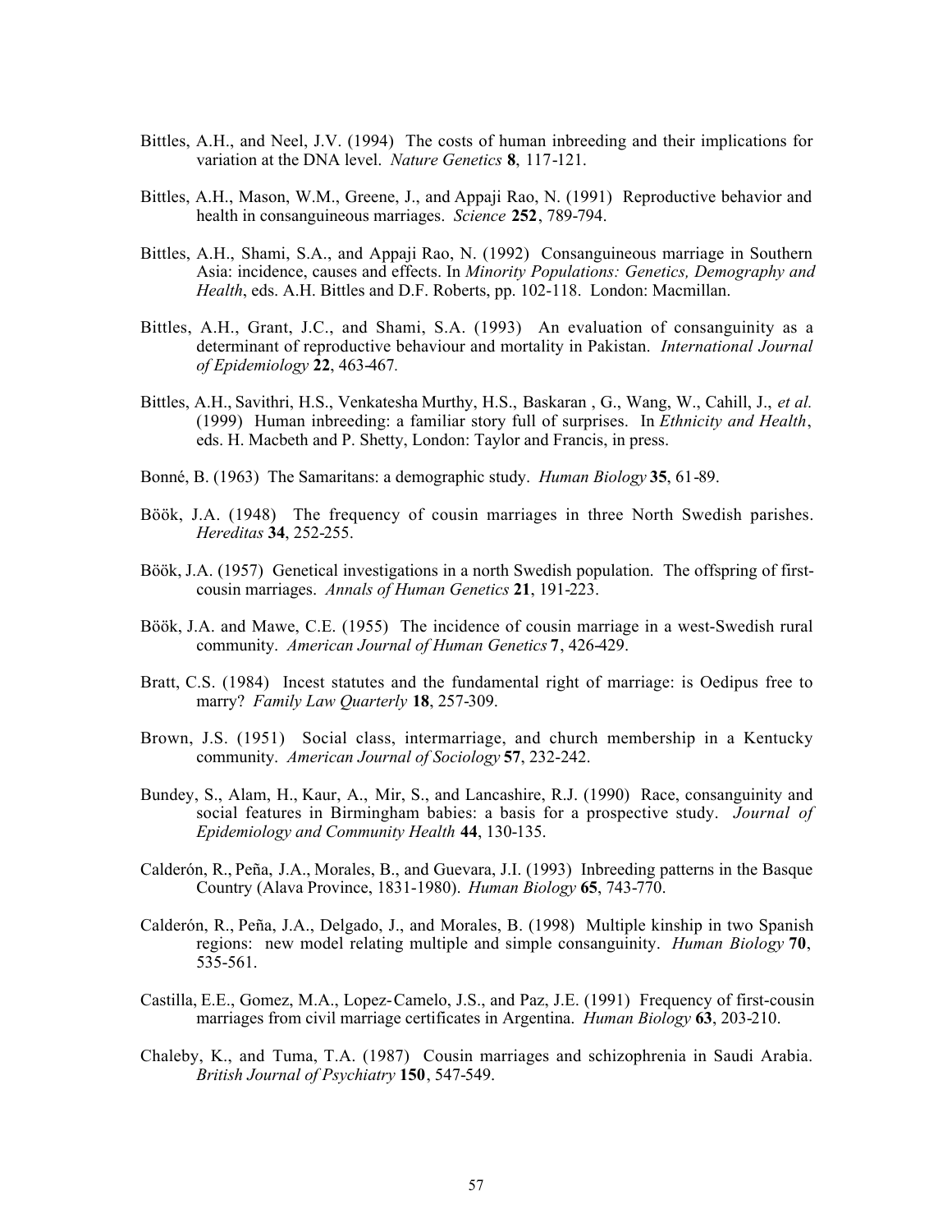Bittles, A.H., and Neel, J.V. (1994) The costs of human inbreeding and their implications for variation at the DNA level. *Nature Genetics* **8**, 117-121.

Bittles, A.H., Mason, W.M., Greene, J., and Appaji Rao, N. (1991) Reproductive behavior and health in consanguineous marriages. *Science* **252**, 789-794.

Bittles, A.H., Shami, S.A., and Appaji Rao, N. (1992) Consanguineous marriage in Southern Asia: incidence, causes and effects. In *Minority Populations: Genetics, Demography and Health*, eds. A.H. Bittles and D.F. Roberts, pp. 102-118. London: Macmillan.

Bittles, A.H., Grant, J.C., and Shami, S.A. (1993) An evaluation of consanguinity as a determinant of reproductive behaviour and mortality in Pakistan. *International Journal of Epidemiology* **22**, 463-467.

Bittles, A.H., Savithri, H.S., Venkatesha Murthy, H.S., Baskaran , G., Wang, W., Cahill, J., *et al.* (1999) Human inbreeding: a familiar story full of surprises. In *Ethnicity and Health*, eds. H. Macbeth and P. Shetty, London: Taylor and Francis, in press.

Bonné, B. (1963) The Samaritans: a demographic study. *Human Biology* **35**, 61-89.

Böök, J.A. (1948) The frequency of cousin marriages in three North Swedish parishes. *Hereditas* **34**, 252-255.

Böök, J.A. (1957) Genetical investigations in a north Swedish population. The offspring of first-cousin marriages. *Annals of Human Genetics* **21**, 191-223.

Böök, J.A. and Mawe, C.E. (1955) The incidence of cousin marriage in a west-Swedish rural community. *American Journal of Human Genetics* **7**, 426-429.

Bratt, C.S. (1984) Incest statutes and the fundamental right of marriage: is Oedipus free to marry? *Family Law Quarterly* **18**, 257-309.

Brown, J.S. (1951) Social class, intermarriage, and church membership in a Kentucky community. *American Journal of Sociology* **57**, 232-242.

Bundey, S., Alam, H., Kaur, A., Mir, S., and Lancashire, R.J. (1990) Race, consanguinity and social features in Birmingham babies: a basis for a prospective study. *Journal of Epidemiology and Community Health* **44**, 130-135.

Calderón, R., Peña, J.A., Morales, B., and Guevara, J.I. (1993) Inbreeding patterns in the Basque Country (Alava Province, 1831-1980). *Human Biology* **65**, 743-770.

Calderón, R., Peña, J.A., Delgado, J., and Morales, B. (1998) Multiple kinship in two Spanish regions: new model relating multiple and simple consanguinity. *Human Biology* **70**, 535-561.

Castilla, E.E., Gomez, M.A., Lopez-Camelo, J.S., and Paz, J.E. (1991) Frequency of first-cousin marriages from civil marriage certificates in Argentina. *Human Biology* **63**, 203-210.

Chaleby, K., and Tuma, T.A. (1987) Cousin marriages and schizophrenia in Saudi Arabia. *British Journal of Psychiatry* **150**, 547-549.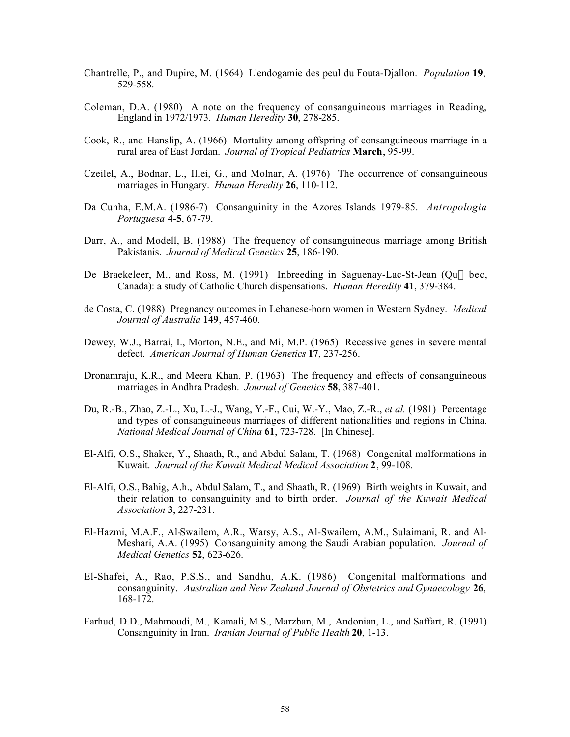Chantrelle, P., and Dupire, M. (1964) L'endogamie des peul du Fouta-Djallon. *Population* **19**, 529-558.

Coleman, D.A. (1980) A note on the frequency of consanguineous marriages in Reading, England in 1972/1973. *Human Heredity* **30**, 278-285.

Cook, R., and Hanslip, A. (1966) Mortality among offspring of consanguineous marriage in a rural area of East Jordan. *Journal of Tropical Pediatrics* **March**, 95-99.

Czeilel, A., Bodnar, L., Illei, G., and Molnar, A. (1976) The occurrence of consanguineous marriages in Hungary. *Human Heredity* **26**, 110-112.

Da Cunha, E.M.A. (1986-7) Consanguinity in the Azores Islands 1979-85. *Antropologia Portuguesa* **4-5**, 67-79.

Darr, A., and Modell, B. (1988) The frequency of consanguineous marriage among British Pakistanis. *Journal of Medical Genetics* **25**, 186-190.

De Braekeleer, M., and Ross, M. (1991) Inbreeding in Saguenay-Lac-St-Jean (Qu bec, Canada): a study of Catholic Church dispensations. *Human Heredity* **41**, 379-384.

de Costa, C. (1988) Pregnancy outcomes in Lebanese-born women in Western Sydney. *Medical Journal of Australia* **149**, 457-460.

Dewey, W.J., Barrai, I., Morton, N.E., and Mi, M.P. (1965) Recessive genes in severe mental defect. *American Journal of Human Genetics* **17**, 237-256.

Dronamraju, K.R., and Meera Khan, P. (1963) The frequency and effects of consanguineous marriages in Andhra Pradesh. *Journal of Genetics* **58**, 387-401.

Du, R.-B., Zhao, Z.-L., Xu, L.-J., Wang, Y.-F., Cui, W.-Y., Mao, Z.-R., *et al.* (1981) Percentage and types of consanguineous marriages of different nationalities and regions in China. *National Medical Journal of China* **61**, 723-728. [In Chinese].

El-Alfi, O.S., Shaker, Y., Shaath, R., and Abdul Salam, T. (1968) Congenital malformations in Kuwait. *Journal of the Kuwait Medical Medical Association* **2**, 99-108.

El-Alfi, O.S., Bahig, A.h., Abdul Salam, T., and Shaath, R. (1969) Birth weights in Kuwait, and their relation to consanguinity and to birth order. *Journal of the Kuwait Medical Association* **3**, 227-231.

El-Hazmi, M.A.F., Al-Swailem, A.R., Warsy, A.S., Al-Swailem, A.M., Sulaimani, R. and Al-Meshari, A.A. (1995) Consanguinity among the Saudi Arabian population. *Journal of Medical Genetics* **52**, 623-626.

El-Shafei, A., Rao, P.S.S., and Sandhu, A.K. (1986) Congenital malformations and consanguinity. *Australian and New Zealand Journal of Obstetrics and Gynaecology* **26**, 168-172.

Farhud, D.D., Mahmoudi, M., Kamali, M.S., Marzban, M., Andonian, L., and Saffart, R. (1991) Consanguinity in Iran. *Iranian Journal of Public Health* **20**, 1-13.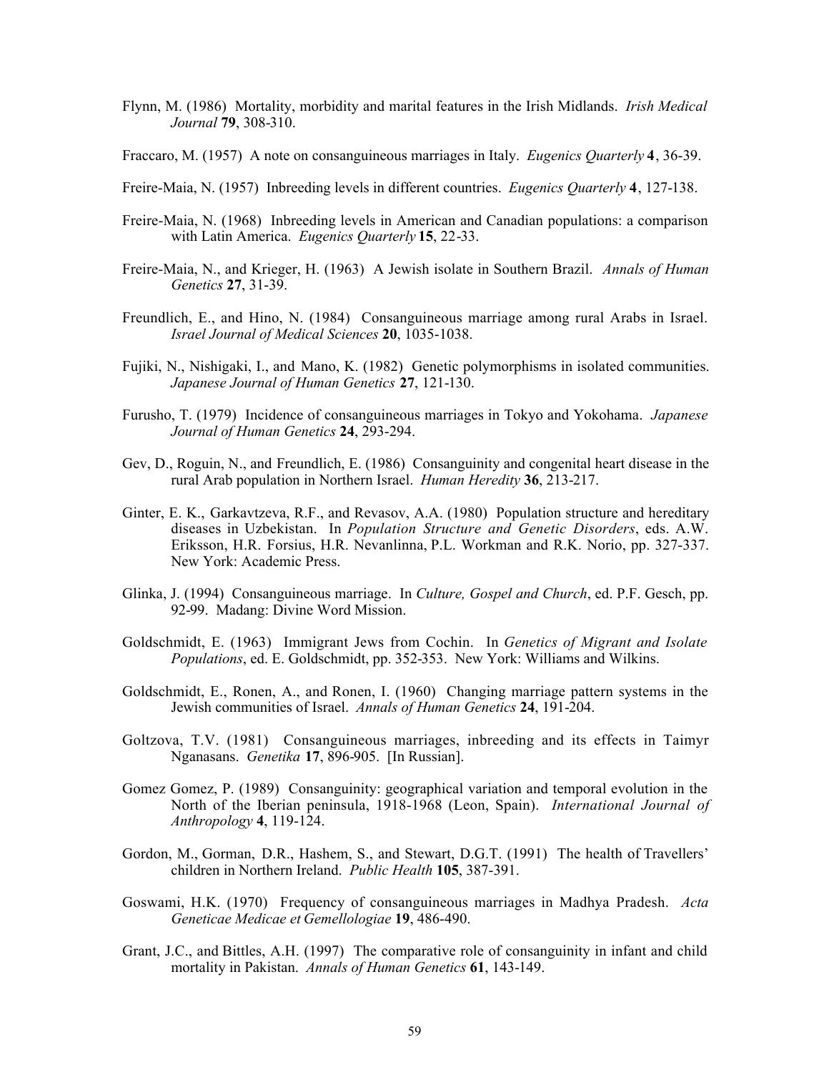Flynn, M. (1986) Mortality, morbidity and marital features in the Irish Midlands. *Irish Medical Journal* **79**, 308-310.

Fraccaro, M. (1957) A note on consanguineous marriages in Italy. *Eugenics Quarterly* **4**, 36-39.

Freire-Maia, N. (1957) Inbreeding levels in different countries. *Eugenics Quarterly* **4**, 127-138.

Freire-Maia, N. (1968) Inbreeding levels in American and Canadian populations: a comparison with Latin America. *Eugenics Quarterly* **15**, 22-33.

Freire-Maia, N., and Krieger, H. (1963) A Jewish isolate in Southern Brazil. *Annals of Human Genetics* **27**, 31-39.

Freundlich, E., and Hino, N. (1984) Consanguineous marriage among rural Arabs in Israel. *Israel Journal of Medical Sciences* **20**, 1035-1038.

Fujiki, N., Nishigaki, I., and Mano, K. (1982) Genetic polymorphisms in isolated communities. *Japanese Journal of Human Genetics* **27**, 121-130.

Furusho, T. (1979) Incidence of consanguineous marriages in Tokyo and Yokohama. *Japanese Journal of Human Genetics* **24**, 293-294.

Gev, D., Roguin, N., and Freundlich, E. (1986) Consanguinity and congenital heart disease in the rural Arab population in Northern Israel. *Human Heredity* **36**, 213-217.

Ginter, E. K., Garkavtzeva, R.F., and Revasov, A.A. (1980) Population structure and hereditary diseases in Uzbekistan. In *Population Structure and Genetic Disorders*, eds. A.W. Eriksson, H.R. Forsius, H.R. Nevanlinna, P.L. Workman and R.K. Norio, pp. 327-337. New York: Academic Press.

Glinka, J. (1994) Consanguineous marriage. In *Culture, Gospel and Church*, ed. P.F. Gesch, pp. 92-99. Madang: Divine Word Mission.

Goldschmidt, E. (1963) Immigrant Jews from Cochin. In *Genetics of Migrant and Isolate Populations*, ed. E. Goldschmidt, pp. 352-353. New York: Williams and Wilkins.

Goldschmidt, E., Ronen, A., and Ronen, I. (1960) Changing marriage pattern systems in the Jewish communities of Israel. *Annals of Human Genetics* **24**, 191-204.

Goltzova, T.V. (1981) Consanguineous marriages, inbreeding and its effects in Taimyr Nganasans. *Genetika* **17**, 896-905. [In Russian].

Gomez Gomez, P. (1989) Consanguinity: geographical variation and temporal evolution in the North of the Iberian peninsula, 1918-1968 (Leon, Spain). *International Journal of Anthropology* **4**, 119-124.

Gordon, M., Gorman, D.R., Hashem, S., and Stewart, D.G.T. (1991) The health of Travellers' children in Northern Ireland. *Public Health* **105**, 387-391.

Goswami, H.K. (1970) Frequency of consanguineous marriages in Madhya Pradesh. *Acta Geneticae Medicae et Gemellologiae* **19**, 486-490.

Grant, J.C., and Bittles, A.H. (1997) The comparative role of consanguinity in infant and child mortality in Pakistan. *Annals of Human Genetics* **61**, 143-149.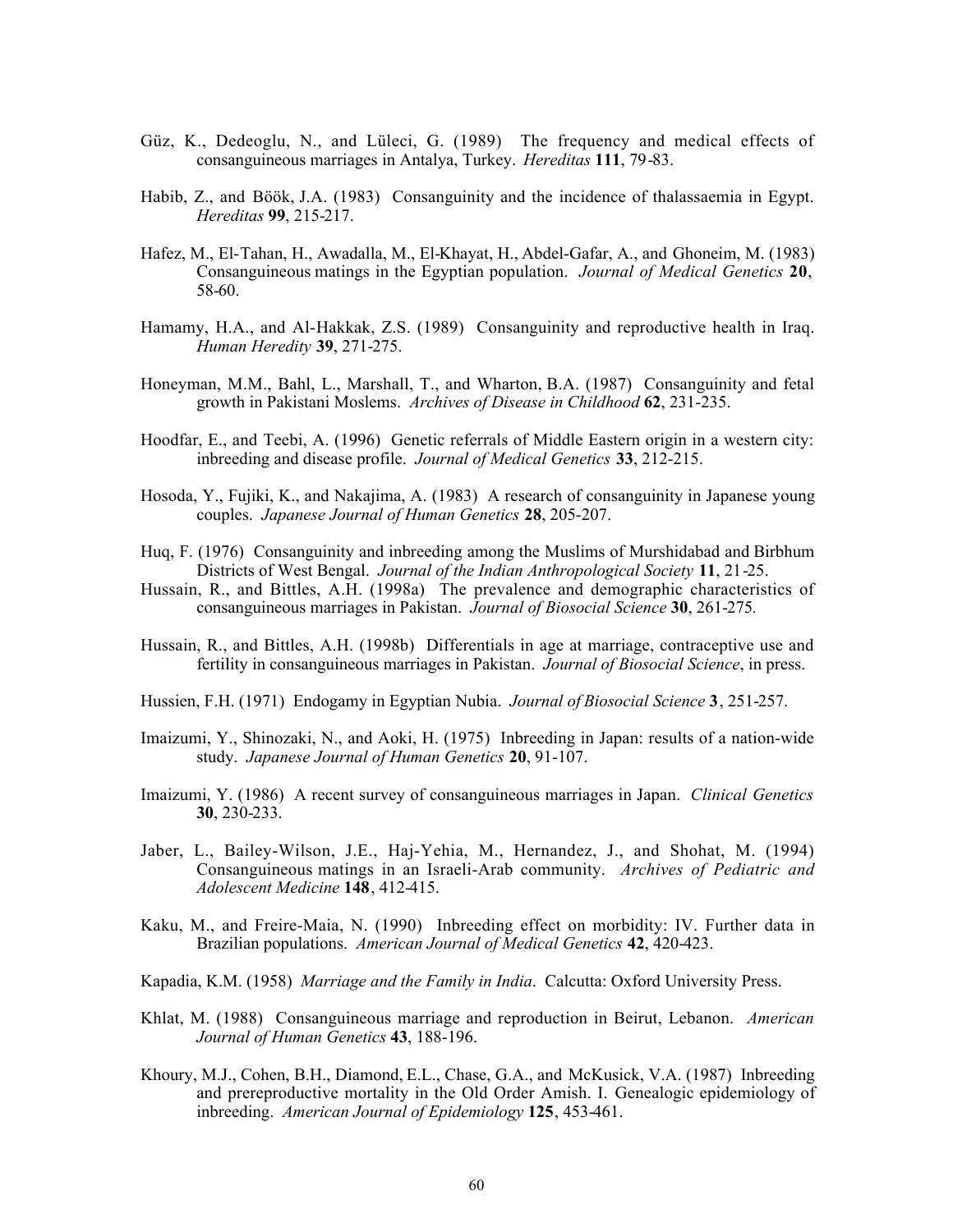Güz, K., Dedeoglu, N., and Lüleci, G. (1989) The frequency and medical effects of consanguineous marriages in Antalya, Turkey. *Hereditas* **111**, 79-83.

Habib, Z., and Böök, J.A. (1983) Consanguinity and the incidence of thalassaemia in Egypt. *Hereditas* **99**, 215-217.

Hafez, M., El-Tahan, H., Awadalla, M., El-Khayat, H., Abdel-Gafar, A., and Ghoneim, M. (1983) Consanguineous matings in the Egyptian population. *Journal of Medical Genetics* **20**, 58-60.

Hamamy, H.A., and Al-Hakkak, Z.S. (1989) Consanguinity and reproductive health in Iraq. *Human Heredity* **39**, 271-275.

Honeyman, M.M., Bahl, L., Marshall, T., and Wharton, B.A. (1987) Consanguinity and fetal growth in Pakistani Moslems. *Archives of Disease in Childhood* **62**, 231-235.

Hoodfar, E., and Teebi, A. (1996) Genetic referrals of Middle Eastern origin in a western city: inbreeding and disease profile. *Journal of Medical Genetics* **33**, 212-215.

Hosoda, Y., Fujiki, K., and Nakajima, A. (1983) A research of consanguinity in Japanese young couples. *Japanese Journal of Human Genetics* **28**, 205-207.

Huq, F. (1976) Consanguinity and inbreeding among the Muslims of Murshidabad and Birbhum Districts of West Bengal. *Journal of the Indian Anthropological Society* **11**, 21-25.

Hussain, R., and Bittles, A.H. (1998a) The prevalence and demographic characteristics of consanguineous marriages in Pakistan. *Journal of Biosocial Science* **30**, 261-275.

Hussain, R., and Bittles, A.H. (1998b) Differentials in age at marriage, contraceptive use and fertility in consanguineous marriages in Pakistan. *Journal of Biosocial Science*, in press.

Hussien, F.H. (1971) Endogamy in Egyptian Nubia. *Journal of Biosocial Science* **3**, 251-257.

Imaizumi, Y., Shinozaki, N., and Aoki, H. (1975) Inbreeding in Japan: results of a nation-wide study. *Japanese Journal of Human Genetics* **20**, 91-107.

Imaizumi, Y. (1986) A recent survey of consanguineous marriages in Japan. *Clinical Genetics* **30**, 230-233.

Jaber, L., Bailey-Wilson, J.E., Haj-Yehia, M., Hernandez, J., and Shohat, M. (1994) Consanguineous matings in an Israeli-Arab community. *Archives of Pediatric and Adolescent Medicine* **148**, 412-415.

Kaku, M., and Freire-Maia, N. (1990) Inbreeding effect on morbidity: IV. Further data in Brazilian populations. *American Journal of Medical Genetics* **42**, 420-423.

Kapadia, K.M. (1958) *Marriage and the Family in India*. Calcutta: Oxford University Press.

Khlat, M. (1988) Consanguineous marriage and reproduction in Beirut, Lebanon. *American Journal of Human Genetics* **43**, 188-196.

Khoury, M.J., Cohen, B.H., Diamond, E.L., Chase, G.A., and McKusick, V.A. (1987) Inbreeding and prereproductive mortality in the Old Order Amish. I. Genealogic epidemiology of inbreeding. *American Journal of Epidemiology* **125**, 453-461.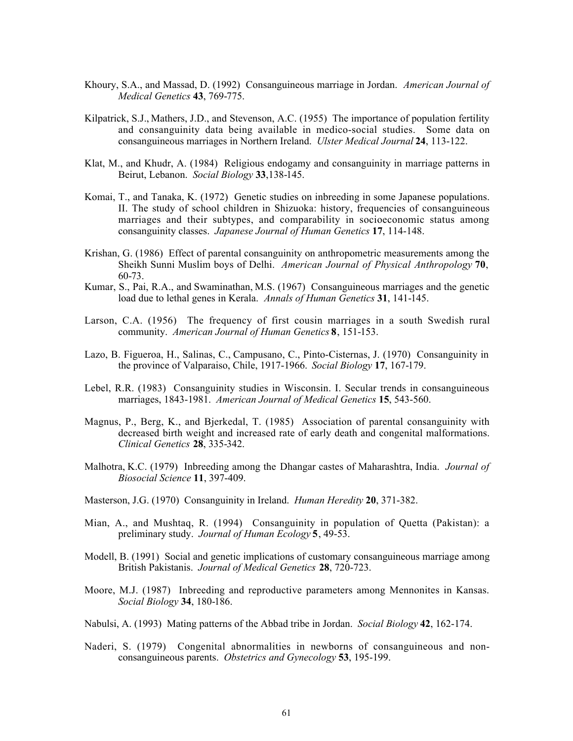Khoury, S.A., and Massad, D. (1992) Consanguineous marriage in Jordan. *American Journal of Medical Genetics* **43**, 769-775.

Kilpatrick, S.J., Mathers, J.D., and Stevenson, A.C. (1955) The importance of population fertility and consanguinity data being available in medico-social studies. Some data on consanguineous marriages in Northern Ireland. *Ulster Medical Journal* **24**, 113-122.

Klat, M., and Khudr, A. (1984) Religious endogamy and consanguinity in marriage patterns in Beirut, Lebanon. *Social Biology* **33**,138-145.

Komai, T., and Tanaka, K. (1972) Genetic studies on inbreeding in some Japanese populations. II. The study of school children in Shizuoka: history, frequencies of consanguineous marriages and their subtypes, and comparability in socioeconomic status among consanguinity classes. *Japanese Journal of Human Genetics* **17**, 114-148.

Krishan, G. (1986) Effect of parental consanguinity on anthropometric measurements among the Sheikh Sunni Muslim boys of Delhi. *American Journal of Physical Anthropology* **70**, 60-73.

Kumar, S., Pai, R.A., and Swaminathan, M.S. (1967) Consanguineous marriages and the genetic load due to lethal genes in Kerala. *Annals of Human Genetics* **31**, 141-145.

Larson, C.A. (1956) The frequency of first cousin marriages in a south Swedish rural community. *American Journal of Human Genetics* **8**, 151-153.

Lazo, B. Figueroa, H., Salinas, C., Campusano, C., Pinto-Cisternas, J. (1970) Consanguinity in the province of Valparaiso, Chile, 1917-1966. *Social Biology* **17**, 167-179.

Lebel, R.R. (1983) Consanguinity studies in Wisconsin. I. Secular trends in consanguineous marriages, 1843-1981. *American Journal of Medical Genetics* **15**, 543-560.

Magnus, P., Berg, K., and Bjerkedal, T. (1985) Association of parental consanguinity with decreased birth weight and increased rate of early death and congenital malformations. *Clinical Genetics* **28**, 335-342.

Malhotra, K.C. (1979) Inbreeding among the Dhangar castes of Maharashtra, India. *Journal of Biosocial Science* **11**, 397-409.

Masterson, J.G. (1970) Consanguinity in Ireland. *Human Heredity* **20**, 371-382.

Mian, A., and Mushtaq, R. (1994) Consanguinity in population of Quetta (Pakistan): a preliminary study. *Journal of Human Ecology* **5**, 49-53.

Modell, B. (1991) Social and genetic implications of customary consanguineous marriage among British Pakistanis. *Journal of Medical Genetics* **28**, 720-723.

Moore, M.J. (1987) Inbreeding and reproductive parameters among Mennonites in Kansas. *Social Biology* **34**, 180-186.

Nabulsi, A. (1993) Mating patterns of the Abbad tribe in Jordan. *Social Biology* **42**, 162-174.

Naderi, S. (1979) Congenital abnormalities in newborns of consanguineous and non-consanguineous parents. *Obstetrics and Gynecology* **53**, 195-199.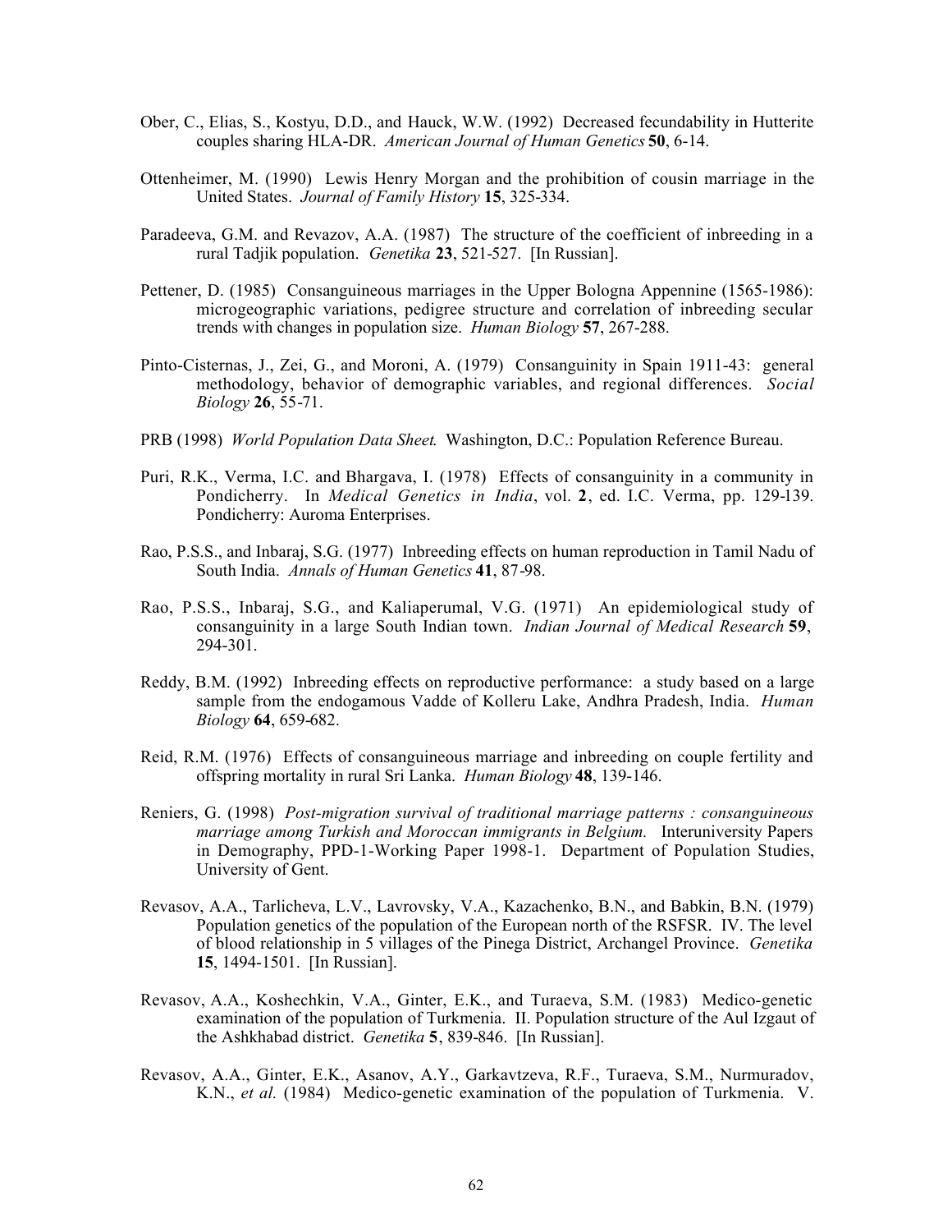Ober, C., Elias, S., Kostyu, D.D., and Hauck, W.W. (1992) Decreased fecundability in Hutterite couples sharing HLA-DR. *American Journal of Human Genetics* **50**, 6-14.

Ottenheimer, M. (1990) Lewis Henry Morgan and the prohibition of cousin marriage in the United States. *Journal of Family History* **15**, 325-334.

Paradeeva, G.M. and Revazov, A.A. (1987) The structure of the coefficient of inbreeding in a rural Tadjik population. *Genetika* **23**, 521-527. [In Russian].

Pettener, D. (1985) Consanguineous marriages in the Upper Bologna Appennine (1565-1986): microgeographic variations, pedigree structure and correlation of inbreeding secular trends with changes in population size. *Human Biology* **57**, 267-288.

Pinto-Cisternas, J., Zei, G., and Moroni, A. (1979) Consanguinity in Spain 1911-43: general methodology, behavior of demographic variables, and regional differences. *Social Biology* **26**, 55-71.

PRB (1998) *World Population Data Sheet.* Washington, D.C.: Population Reference Bureau.

Puri, R.K., Verma, I.C. and Bhargava, I. (1978) Effects of consanguinity in a community in Pondicherry. In *Medical Genetics in India*, vol. **2**, ed. I.C. Verma, pp. 129-139. Pondicherry: Auroma Enterprises.

Rao, P.S.S., and Inbaraj, S.G. (1977) Inbreeding effects on human reproduction in Tamil Nadu of South India. *Annals of Human Genetics* **41**, 87-98.

Rao, P.S.S., Inbaraj, S.G., and Kaliaperumal, V.G. (1971) An epidemiological study of consanguinity in a large South Indian town. *Indian Journal of Medical Research* **59**, 294-301.

Reddy, B.M. (1992) Inbreeding effects on reproductive performance: a study based on a large sample from the endogamous Vadde of Kolleru Lake, Andhra Pradesh, India. *Human Biology* **64**, 659-682.

Reid, R.M. (1976) Effects of consanguineous marriage and inbreeding on couple fertility and offspring mortality in rural Sri Lanka. *Human Biology* **48**, 139-146.

Reniers, G. (1998) *Post-migration survival of traditional marriage patterns : consanguineous marriage among Turkish and Moroccan immigrants in Belgium.* Interuniversity Papers in Demography, PPD-1-Working Paper 1998-1. Department of Population Studies, University of Gent.

Revasov, A.A., Tarlicheva, L.V., Lavrovsky, V.A., Kazachenko, B.N., and Babkin, B.N. (1979) Population genetics of the population of the European north of the RSFSR. IV. The level of blood relationship in 5 villages of the Pinega District, Archangel Province. *Genetika* **15**, 1494-1501. [In Russian].

Revasov, A.A., Koshechkin, V.A., Ginter, E.K., and Turaeva, S.M. (1983) Medico-genetic examination of the population of Turkmenia. II. Population structure of the Aul Izgaut of the Ashkhabad district. *Genetika* **5**, 839-846. [In Russian].

Revasov, A.A., Ginter, E.K., Asanov, A.Y., Garkavtzeva, R.F., Turaeva, S.M., Nurmuradov, K.N., *et al.* (1984) Medico-genetic examination of the population of Turkmenia. V.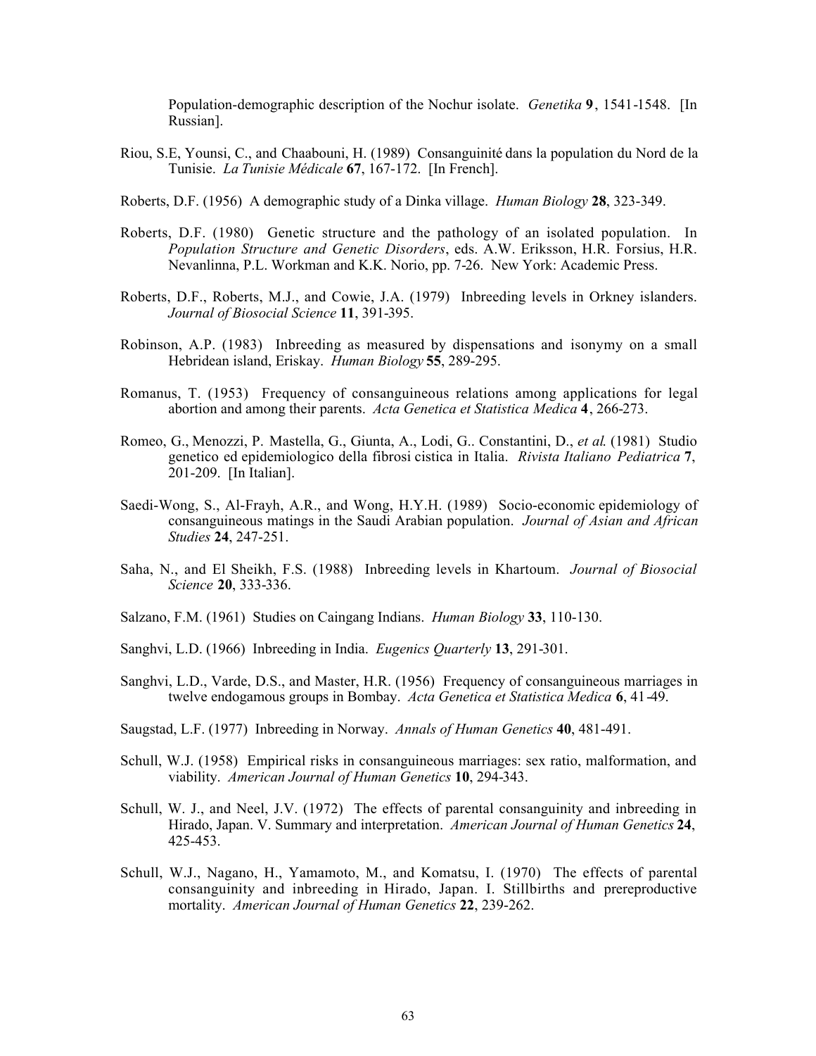Population-demographic description of the Nochur isolate. *Genetika* **9**, 1541-1548. [In Russian].

Riou, S.E, Younsi, C., and Chaabouni, H. (1989) Consanguinité dans la population du Nord de la Tunisie. *La Tunisie Médicale* **67**, 167-172. [In French].

Roberts, D.F. (1956) A demographic study of a Dinka village. *Human Biology* **28**, 323-349.

Roberts, D.F. (1980) Genetic structure and the pathology of an isolated population. In *Population Structure and Genetic Disorders*, eds. A.W. Eriksson, H.R. Forsius, H.R. Nevanlinna, P.L. Workman and K.K. Norio, pp. 7-26. New York: Academic Press.

Roberts, D.F., Roberts, M.J., and Cowie, J.A. (1979) Inbreeding levels in Orkney islanders. *Journal of Biosocial Science* **11**, 391-395.

Robinson, A.P. (1983) Inbreeding as measured by dispensations and isonymy on a small Hebridean island, Eriskay. *Human Biology* **55**, 289-295.

Romanus, T. (1953) Frequency of consanguineous relations among applications for legal abortion and among their parents. *Acta Genetica et Statistica Medica* **4**, 266-273.

Romeo, G., Menozzi, P. Mastella, G., Giunta, A., Lodi, G.. Constantini, D., *et al*. (1981) Studio genetico ed epidemiologico della fibrosi cistica in Italia. *Rivista Italiano Pediatrica* **7**, 201-209. [In Italian].

Saedi-Wong, S., Al-Frayh, A.R., and Wong, H.Y.H. (1989) Socio-economic epidemiology of consanguineous matings in the Saudi Arabian population. *Journal of Asian and African Studies* **24**, 247-251.

Saha, N., and El Sheikh, F.S. (1988) Inbreeding levels in Khartoum. *Journal of Biosocial Science* **20**, 333-336.

Salzano, F.M. (1961) Studies on Caingang Indians. *Human Biology* **33**, 110-130.

Sanghvi, L.D. (1966) Inbreeding in India. *Eugenics Quarterly* **13**, 291-301.

Sanghvi, L.D., Varde, D.S., and Master, H.R. (1956) Frequency of consanguineous marriages in twelve endogamous groups in Bombay. *Acta Genetica et Statistica Medica* **6**, 41-49.

Saugstad, L.F. (1977) Inbreeding in Norway. *Annals of Human Genetics* **40**, 481-491.

Schull, W.J. (1958) Empirical risks in consanguineous marriages: sex ratio, malformation, and viability. *American Journal of Human Genetics* **10**, 294-343.

Schull, W. J., and Neel, J.V. (1972) The effects of parental consanguinity and inbreeding in Hirado, Japan. V. Summary and interpretation. *American Journal of Human Genetics* **24**, 425-453.

Schull, W.J., Nagano, H., Yamamoto, M., and Komatsu, I. (1970) The effects of parental consanguinity and inbreeding in Hirado, Japan. I. Stillbirths and prereproductive mortality. *American Journal of Human Genetics* **22**, 239-262.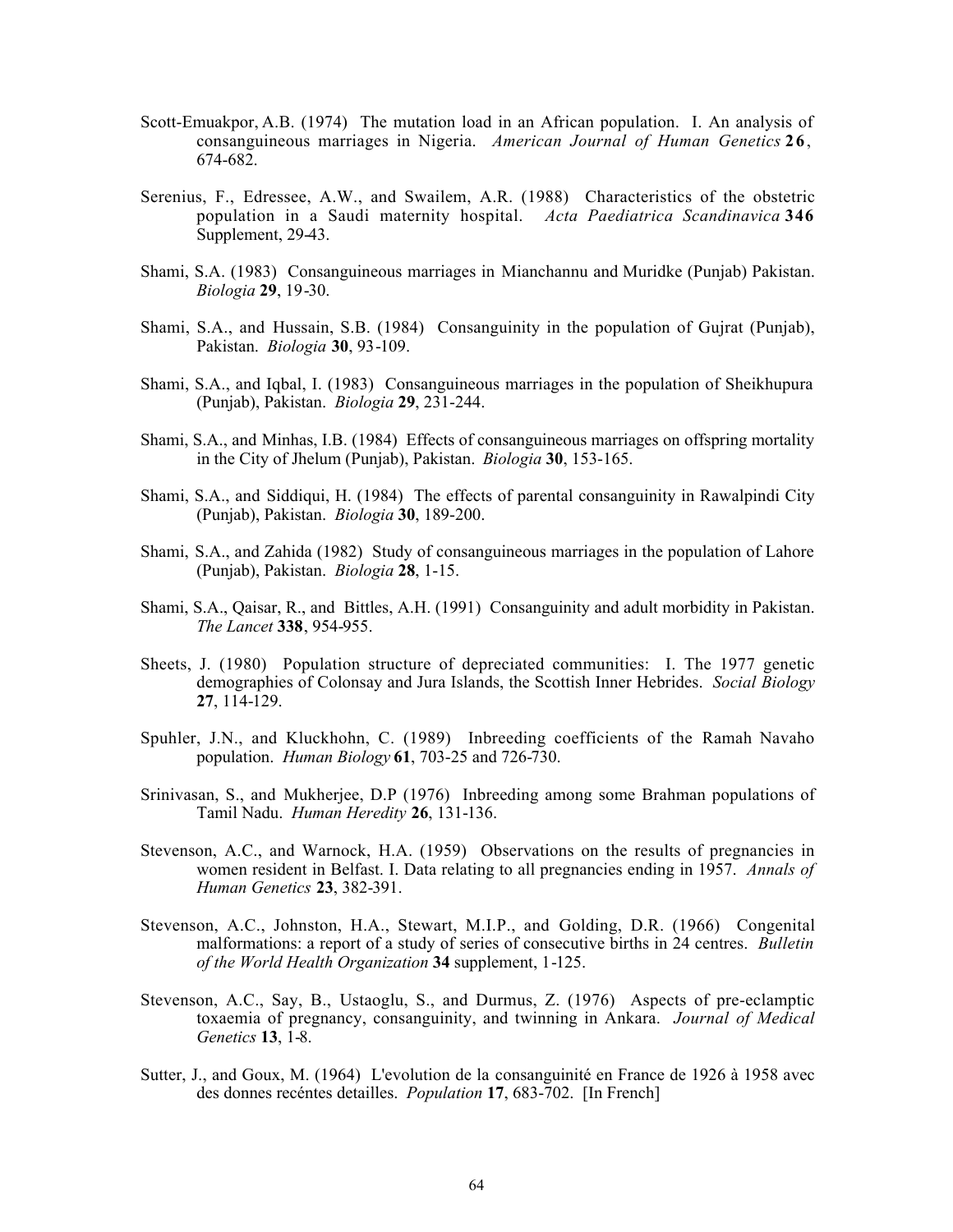Scott-Emuakpor, A.B. (1974) The mutation load in an African population. I. An analysis of consanguineous marriages in Nigeria. *American Journal of Human Genetics* **26**, 674-682.

Serenius, F., Edressee, A.W., and Swailem, A.R. (1988) Characteristics of the obstetric population in a Saudi maternity hospital. *Acta Paediatrica Scandinavica* **346** Supplement, 29-43.

Shami, S.A. (1983) Consanguineous marriages in Mianchannu and Muridke (Punjab) Pakistan. *Biologia* **29**, 19-30.

Shami, S.A., and Hussain, S.B. (1984) Consanguinity in the population of Gujrat (Punjab), Pakistan. *Biologia* **30**, 93-109.

Shami, S.A., and Iqbal, I. (1983) Consanguineous marriages in the population of Sheikhupura (Punjab), Pakistan. *Biologia* **29**, 231-244.

Shami, S.A., and Minhas, I.B. (1984) Effects of consanguineous marriages on offspring mortality in the City of Jhelum (Punjab), Pakistan. *Biologia* **30**, 153-165.

Shami, S.A., and Siddiqui, H. (1984) The effects of parental consanguinity in Rawalpindi City (Punjab), Pakistan. *Biologia* **30**, 189-200.

Shami, S.A., and Zahida (1982) Study of consanguineous marriages in the population of Lahore (Punjab), Pakistan. *Biologia* **28**, 1-15.

Shami, S.A., Qaisar, R., and Bittles, A.H. (1991) Consanguinity and adult morbidity in Pakistan. *The Lancet* **338**, 954-955.

Sheets, J. (1980) Population structure of depreciated communities: I. The 1977 genetic demographies of Colonsay and Jura Islands, the Scottish Inner Hebrides. *Social Biology* **27**, 114-129.

Spuhler, J.N., and Kluckhohn, C. (1989) Inbreeding coefficients of the Ramah Navaho population. *Human Biology* **61**, 703-25 and 726-730.

Srinivasan, S., and Mukherjee, D.P (1976) Inbreeding among some Brahman populations of Tamil Nadu. *Human Heredity* **26**, 131-136.

Stevenson, A.C., and Warnock, H.A. (1959) Observations on the results of pregnancies in women resident in Belfast. I. Data relating to all pregnancies ending in 1957. *Annals of Human Genetics* **23**, 382-391.

Stevenson, A.C., Johnston, H.A., Stewart, M.I.P., and Golding, D.R. (1966) Congenital malformations: a report of a study of series of consecutive births in 24 centres. *Bulletin of the World Health Organization* **34** supplement, 1-125.

Stevenson, A.C., Say, B., Ustaoglu, S., and Durmus, Z. (1976) Aspects of pre-eclamptic toxaemia of pregnancy, consanguinity, and twinning in Ankara. *Journal of Medical Genetics* **13**, 1-8.

Sutter, J., and Goux, M. (1964) L'evolution de la consanguinité en France de 1926 à 1958 avec des donnes recéntes detailles. *Population* **17**, 683-702. [In French]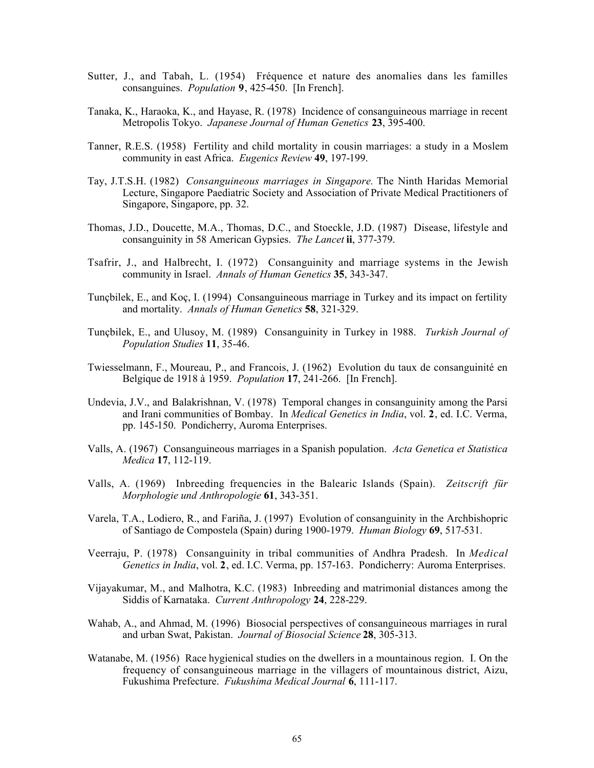Sutter, J., and Tabah, L. (1954) Fréquence et nature des anomalies dans les familles consanguines. *Population* **9**, 425-450. [In French].

Tanaka, K., Haraoka, K., and Hayase, R. (1978) Incidence of consanguineous marriage in recent Metropolis Tokyo. *Japanese Journal of Human Genetics* **23**, 395-400.

Tanner, R.E.S. (1958) Fertility and child mortality in cousin marriages: a study in a Moslem community in east Africa. *Eugenics Review* **49**, 197-199.

Tay, J.T.S.H. (1982) *Consanguineous marriages in Singapore.* The Ninth Haridas Memorial Lecture, Singapore Paediatric Society and Association of Private Medical Practitioners of Singapore, Singapore, pp. 32.

Thomas, J.D., Doucette, M.A., Thomas, D.C., and Stoeckle, J.D. (1987) Disease, lifestyle and consanguinity in 58 American Gypsies. *The Lancet* **ii**, 377-379.

Tsafrir, J., and Halbrecht, I. (1972) Consanguinity and marriage systems in the Jewish community in Israel. *Annals of Human Genetics* **35**, 343-347.

Tunçbilek, E., and Koç, I. (1994) Consanguineous marriage in Turkey and its impact on fertility and mortality. *Annals of Human Genetics* **58**, 321-329.

Tunçbilek, E., and Ulusoy, M. (1989) Consanguinity in Turkey in 1988. *Turkish Journal of Population Studies* **11**, 35-46.

Twiesselmann, F., Moureau, P., and Francois, J. (1962) Evolution du taux de consanguinité en Belgique de 1918 à 1959. *Population* **17**, 241-266. [In French].

Undevia, J.V., and Balakrishnan, V. (1978) Temporal changes in consanguinity among the Parsi and Irani communities of Bombay. In *Medical Genetics in India*, vol. **2**, ed. I.C. Verma, pp. 145-150. Pondicherry, Auroma Enterprises.

Valls, A. (1967) Consanguineous marriages in a Spanish population. *Acta Genetica et Statistica Medica* **17**, 112-119.

Valls, A. (1969) Inbreeding frequencies in the Balearic Islands (Spain). *Zeitscrift für Morphologie und Anthropologie* **61**, 343-351.

Varela, T.A., Lodiero, R., and Fariña, J. (1997) Evolution of consanguinity in the Archbishopric of Santiago de Compostela (Spain) during 1900-1979. *Human Biology* **69**, 517-531.

Veerraju, P. (1978) Consanguinity in tribal communities of Andhra Pradesh. In *Medical Genetics in India*, vol. **2**, ed. I.C. Verma, pp. 157-163. Pondicherry: Auroma Enterprises.

Vijayakumar, M., and Malhotra, K.C. (1983) Inbreeding and matrimonial distances among the Siddis of Karnataka. *Current Anthropology* **24**, 228-229.

Wahab, A., and Ahmad, M. (1996) Biosocial perspectives of consanguineous marriages in rural and urban Swat, Pakistan. *Journal of Biosocial Science* **28**, 305-313.

Watanabe, M. (1956) Race hygienical studies on the dwellers in a mountainous region. I. On the frequency of consanguineous marriage in the villagers of mountainous district, Aizu, Fukushima Prefecture. *Fukushima Medical Journal* **6**, 111-117.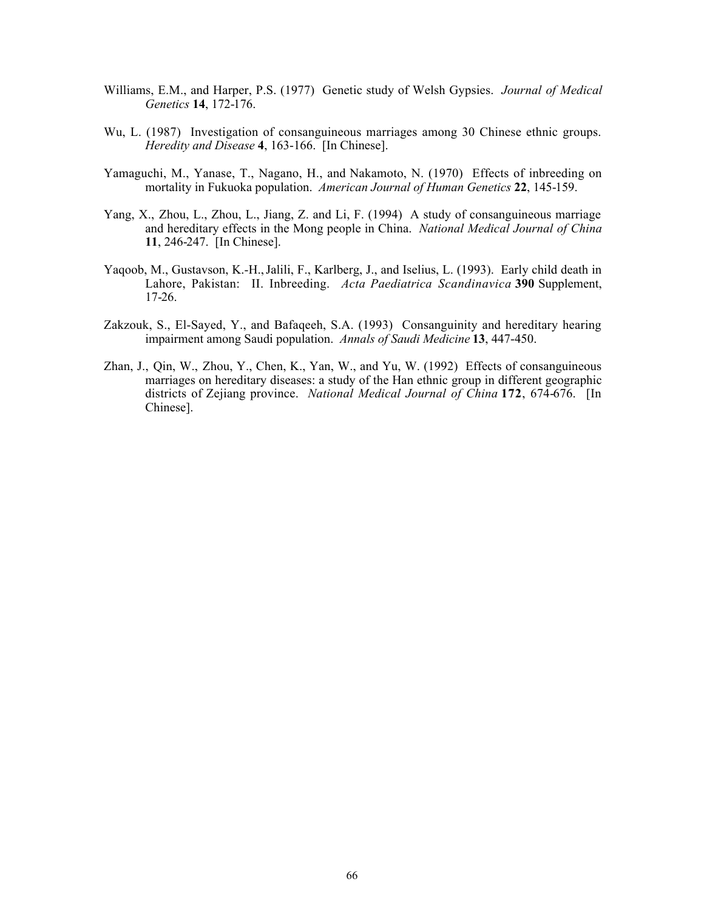Williams, E.M., and Harper, P.S. (1977) Genetic study of Welsh Gypsies. *Journal of Medical Genetics* **14**, 172-176.

Wu, L. (1987) Investigation of consanguineous marriages among 30 Chinese ethnic groups. *Heredity and Disease* **4**, 163-166. [In Chinese].

Yamaguchi, M., Yanase, T., Nagano, H., and Nakamoto, N. (1970) Effects of inbreeding on mortality in Fukuoka population. *American Journal of Human Genetics* **22**, 145-159.

Yang, X., Zhou, L., Zhou, L., Jiang, Z. and Li, F. (1994) A study of consanguineous marriage and hereditary effects in the Mong people in China. *National Medical Journal of China* **11**, 246-247. [In Chinese].

Yaqoob, M., Gustavson, K.-H., Jalili, F., Karlberg, J., and Iselius, L. (1993). Early child death in Lahore, Pakistan: II. Inbreeding. *Acta Paediatrica Scandinavica* **390** Supplement, 17-26.

Zakzouk, S., El-Sayed, Y., and Bafaqeeh, S.A. (1993) Consanguinity and hereditary hearing impairment among Saudi population. *Annals of Saudi Medicine* **13**, 447-450.

Zhan, J., Qin, W., Zhou, Y., Chen, K., Yan, W., and Yu, W. (1992) Effects of consanguineous marriages on hereditary diseases: a study of the Han ethnic group in different geographic districts of Zejiang province. *National Medical Journal of China* **172**, 674-676. [In Chinese].